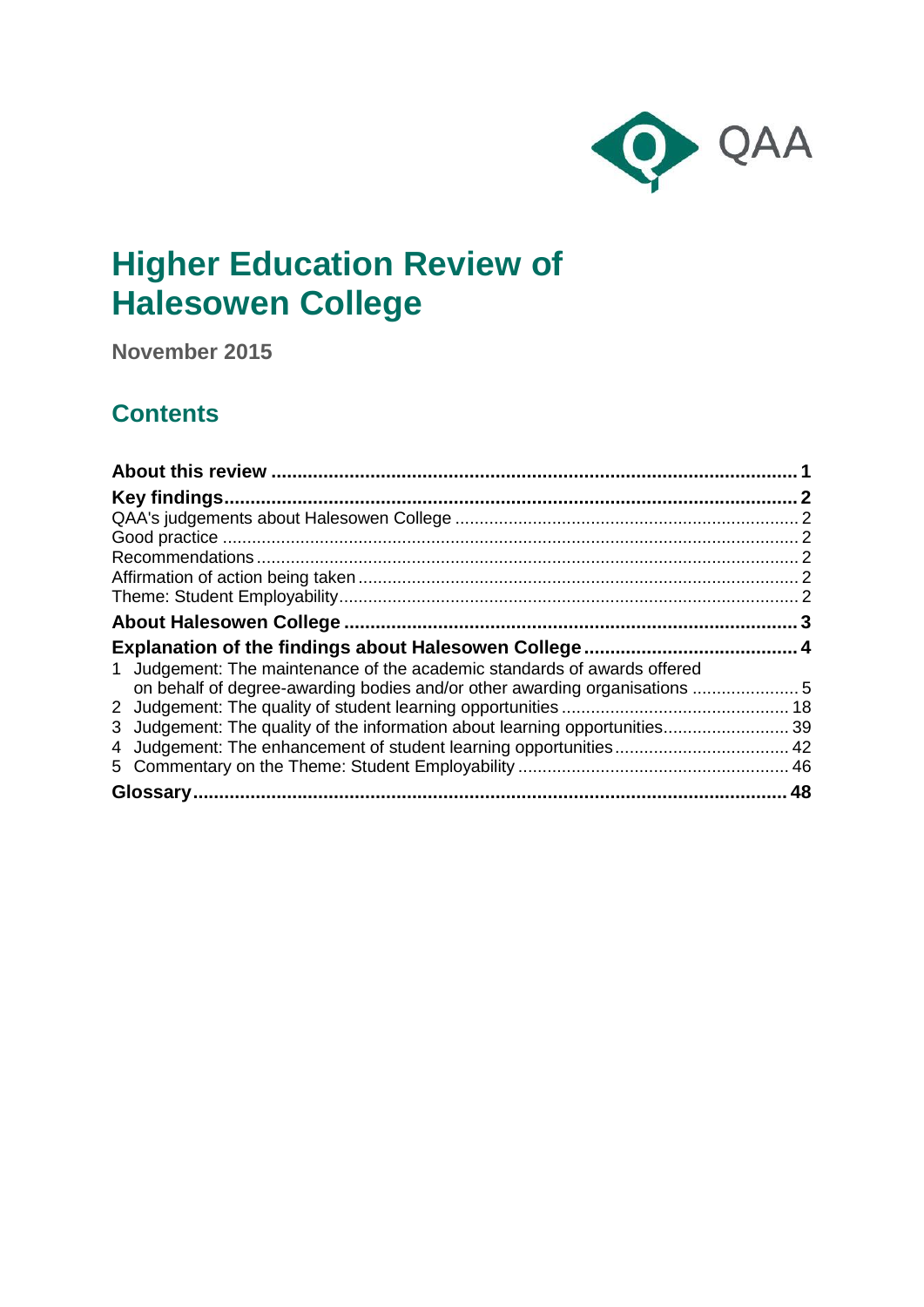QAA

# Higher Education Review of Halesowen College

**November 2015**

## Contents

**About this review** .......... **1**

**Key findings** .......... **2**

QAA's judgements about Halesowen College .......... 2

Good practice .......... 2

Recommendations .......... 2

Affirmation of action being taken .......... 2

Theme: Student Employability .......... 2

**About Halesowen College** .......... **3**

**Explanation of the findings about Halesowen College** .......... **4**

1 Judgement: The maintenance of the academic standards of awards offered on behalf of degree-awarding bodies and/or other awarding organisations .......... 5

2 Judgement: The quality of student learning opportunities .......... 18

3 Judgement: The quality of the information about learning opportunities .......... 39

4 Judgement: The enhancement of student learning opportunities .......... 42

5 Commentary on the Theme: Student Employability .......... 46

**Glossary** .......... **48**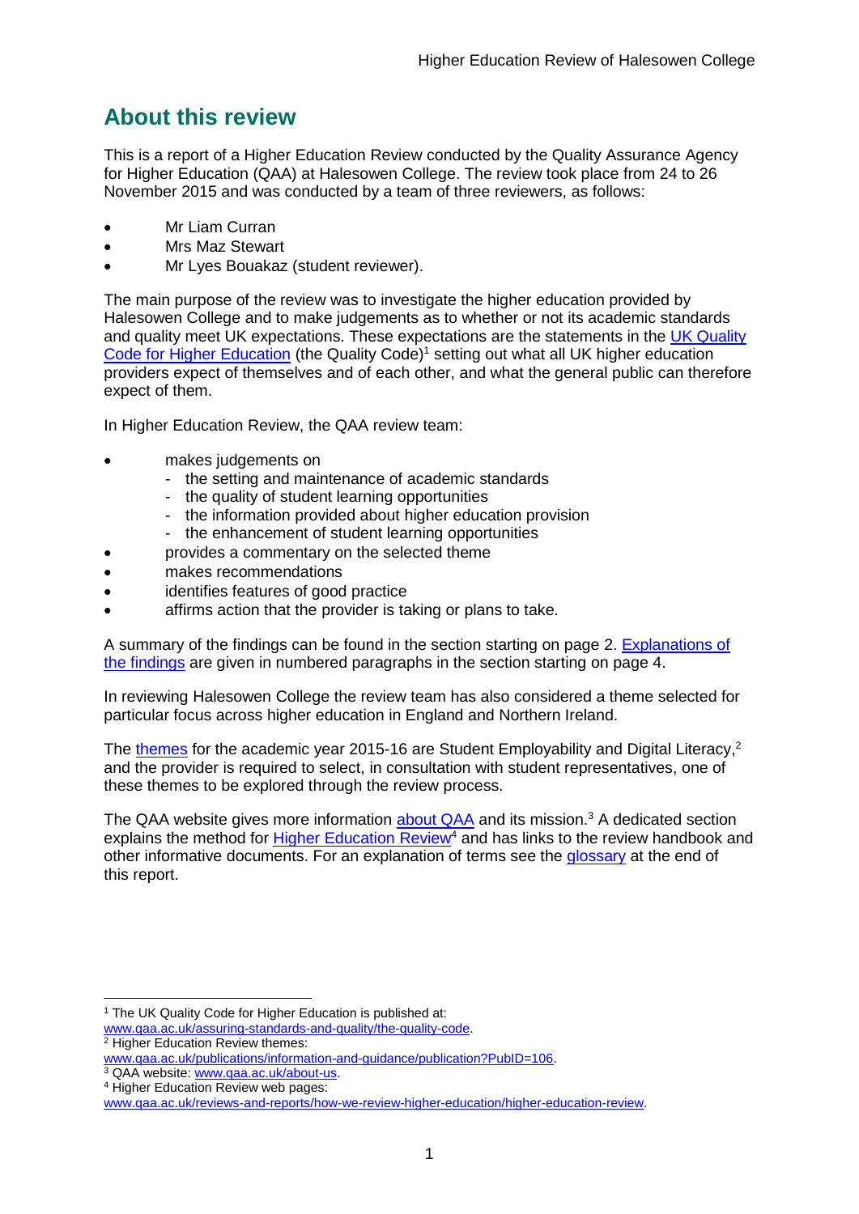## About this review

This is a report of a Higher Education Review conducted by the Quality Assurance Agency for Higher Education (QAA) at Halesowen College. The review took place from 24 to 26 November 2015 and was conducted by a team of three reviewers, as follows:

- Mr Liam Curran
- Mrs Maz Stewart
- Mr Lyes Bouakaz (student reviewer).

The main purpose of the review was to investigate the higher education provided by Halesowen College and to make judgements as to whether or not its academic standards and quality meet UK expectations. These expectations are the statements in the UK Quality Code for Higher Education (the Quality Code)[1] setting out what all UK higher education providers expect of themselves and of each other, and what the general public can therefore expect of them.

In Higher Education Review, the QAA review team:

- makes judgements on
  - the setting and maintenance of academic standards
  - the quality of student learning opportunities
  - the information provided about higher education provision
  - the enhancement of student learning opportunities
- provides a commentary on the selected theme
- makes recommendations
- identifies features of good practice
- affirms action that the provider is taking or plans to take.

A summary of the findings can be found in the section starting on page 2. Explanations of the findings are given in numbered paragraphs in the section starting on page 4.

In reviewing Halesowen College the review team has also considered a theme selected for particular focus across higher education in England and Northern Ireland.

The themes for the academic year 2015-16 are Student Employability and Digital Literacy,[2] and the provider is required to select, in consultation with student representatives, one of these themes to be explored through the review process.

The QAA website gives more information about QAA and its mission.[3] A dedicated section explains the method for Higher Education Review[4] and has links to the review handbook and other informative documents. For an explanation of terms see the glossary at the end of this report.

---

[1] The UK Quality Code for Higher Education is published at: www.qaa.ac.uk/assuring-standards-and-quality/the-quality-code.

[2] Higher Education Review themes: www.qaa.ac.uk/publications/information-and-guidance/publication?PubID=106.

[3] QAA website: www.qaa.ac.uk/about-us.

[4] Higher Education Review web pages: www.qaa.ac.uk/reviews-and-reports/how-we-review-higher-education/higher-education-review.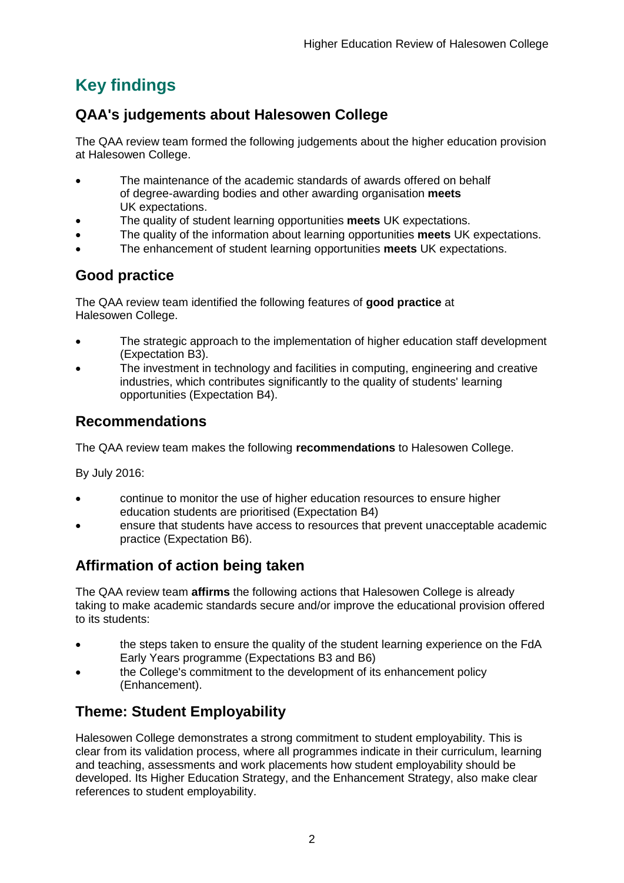# Key findings

## QAA's judgements about Halesowen College

The QAA review team formed the following judgements about the higher education provision at Halesowen College.

- The maintenance of the academic standards of awards offered on behalf of degree-awarding bodies and other awarding organisation **meets** UK expectations.
- The quality of student learning opportunities **meets** UK expectations.
- The quality of the information about learning opportunities **meets** UK expectations.
- The enhancement of student learning opportunities **meets** UK expectations.

## Good practice

The QAA review team identified the following features of **good practice** at Halesowen College.

- The strategic approach to the implementation of higher education staff development (Expectation B3).
- The investment in technology and facilities in computing, engineering and creative industries, which contributes significantly to the quality of students' learning opportunities (Expectation B4).

## Recommendations

The QAA review team makes the following **recommendations** to Halesowen College.

By July 2016:

- continue to monitor the use of higher education resources to ensure higher education students are prioritised (Expectation B4)
- ensure that students have access to resources that prevent unacceptable academic practice (Expectation B6).

## Affirmation of action being taken

The QAA review team **affirms** the following actions that Halesowen College is already taking to make academic standards secure and/or improve the educational provision offered to its students:

- the steps taken to ensure the quality of the student learning experience on the FdA Early Years programme (Expectations B3 and B6)
- the College's commitment to the development of its enhancement policy (Enhancement).

## Theme: Student Employability

Halesowen College demonstrates a strong commitment to student employability. This is clear from its validation process, where all programmes indicate in their curriculum, learning and teaching, assessments and work placements how student employability should be developed. Its Higher Education Strategy, and the Enhancement Strategy, also make clear references to student employability.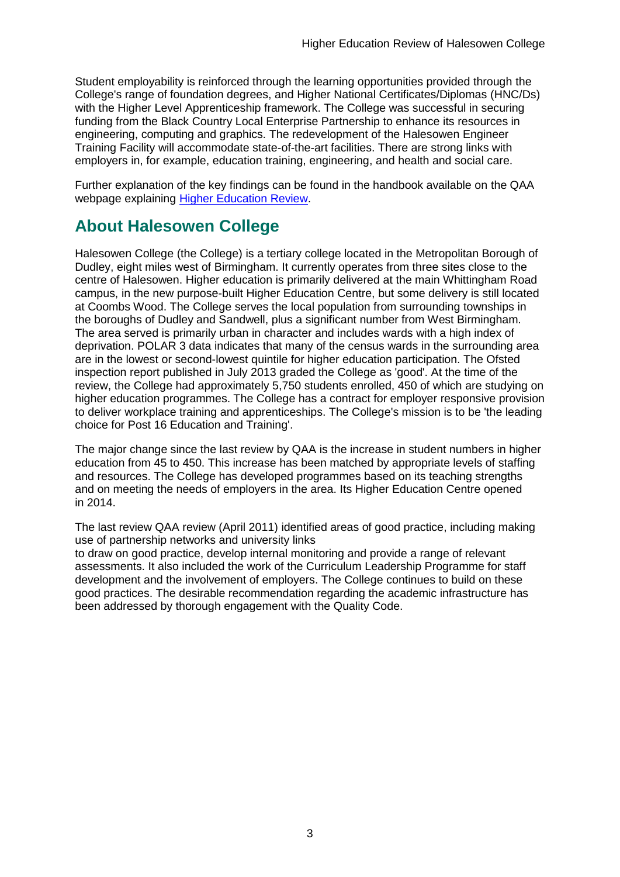Student employability is reinforced through the learning opportunities provided through the College's range of foundation degrees, and Higher National Certificates/Diplomas (HNC/Ds) with the Higher Level Apprenticeship framework. The College was successful in securing funding from the Black Country Local Enterprise Partnership to enhance its resources in engineering, computing and graphics. The redevelopment of the Halesowen Engineer Training Facility will accommodate state-of-the-art facilities. There are strong links with employers in, for example, education training, engineering, and health and social care.

Further explanation of the key findings can be found in the handbook available on the QAA webpage explaining [Higher Education Review](#).

## About Halesowen College

Halesowen College (the College) is a tertiary college located in the Metropolitan Borough of Dudley, eight miles west of Birmingham. It currently operates from three sites close to the centre of Halesowen. Higher education is primarily delivered at the main Whittingham Road campus, in the new purpose-built Higher Education Centre, but some delivery is still located at Coombs Wood. The College serves the local population from surrounding townships in the boroughs of Dudley and Sandwell, plus a significant number from West Birmingham. The area served is primarily urban in character and includes wards with a high index of deprivation. POLAR 3 data indicates that many of the census wards in the surrounding area are in the lowest or second-lowest quintile for higher education participation. The Ofsted inspection report published in July 2013 graded the College as 'good'. At the time of the review, the College had approximately 5,750 students enrolled, 450 of which are studying on higher education programmes. The College has a contract for employer responsive provision to deliver workplace training and apprenticeships. The College's mission is to be 'the leading choice for Post 16 Education and Training'.

The major change since the last review by QAA is the increase in student numbers in higher education from 45 to 450. This increase has been matched by appropriate levels of staffing and resources. The College has developed programmes based on its teaching strengths and on meeting the needs of employers in the area. Its Higher Education Centre opened in 2014.

The last review QAA review (April 2011) identified areas of good practice, including making use of partnership networks and university links to draw on good practice, develop internal monitoring and provide a range of relevant assessments. It also included the work of the Curriculum Leadership Programme for staff development and the involvement of employers. The College continues to build on these good practices. The desirable recommendation regarding the academic infrastructure has been addressed by thorough engagement with the Quality Code.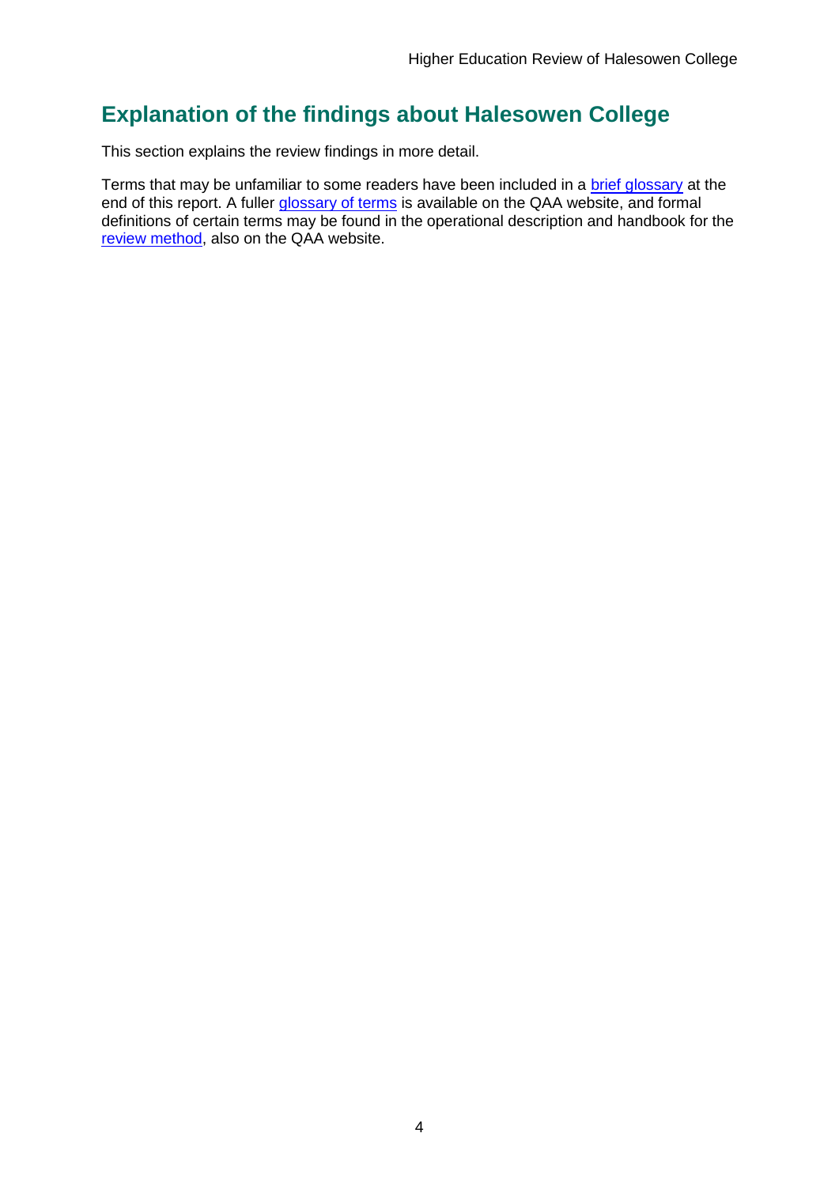## Explanation of the findings about Halesowen College

This section explains the review findings in more detail.

Terms that may be unfamiliar to some readers have been included in a brief glossary at the end of this report. A fuller glossary of terms is available on the QAA website, and formal definitions of certain terms may be found in the operational description and handbook for the review method, also on the QAA website.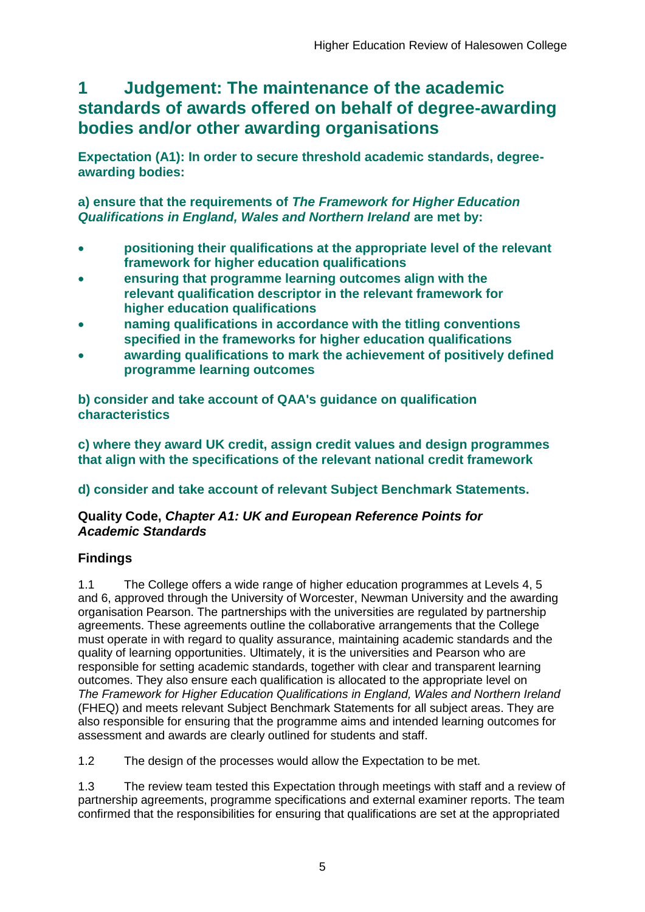# 1 Judgement: The maintenance of the academic standards of awards offered on behalf of degree-awarding bodies and/or other awarding organisations

**Expectation (A1): In order to secure threshold academic standards, degree-awarding bodies:**

**a) ensure that the requirements of *The Framework for Higher Education Qualifications in England, Wales and Northern Ireland* are met by:**

- **positioning their qualifications at the appropriate level of the relevant framework for higher education qualifications**
- **ensuring that programme learning outcomes align with the relevant qualification descriptor in the relevant framework for higher education qualifications**
- **naming qualifications in accordance with the titling conventions specified in the frameworks for higher education qualifications**
- **awarding qualifications to mark the achievement of positively defined programme learning outcomes**

**b) consider and take account of QAA's guidance on qualification characteristics**

**c) where they award UK credit, assign credit values and design programmes that align with the specifications of the relevant national credit framework**

**d) consider and take account of relevant Subject Benchmark Statements.**

**Quality Code, *Chapter A1: UK and European Reference Points for Academic Standards***

## Findings

1.1 The College offers a wide range of higher education programmes at Levels 4, 5 and 6, approved through the University of Worcester, Newman University and the awarding organisation Pearson. The partnerships with the universities are regulated by partnership agreements. These agreements outline the collaborative arrangements that the College must operate in with regard to quality assurance, maintaining academic standards and the quality of learning opportunities. Ultimately, it is the universities and Pearson who are responsible for setting academic standards, together with clear and transparent learning outcomes. They also ensure each qualification is allocated to the appropriate level on *The Framework for Higher Education Qualifications in England, Wales and Northern Ireland* (FHEQ) and meets relevant Subject Benchmark Statements for all subject areas. They are also responsible for ensuring that the programme aims and intended learning outcomes for assessment and awards are clearly outlined for students and staff.

1.2 The design of the processes would allow the Expectation to be met.

1.3 The review team tested this Expectation through meetings with staff and a review of partnership agreements, programme specifications and external examiner reports. The team confirmed that the responsibilities for ensuring that qualifications are set at the appropriated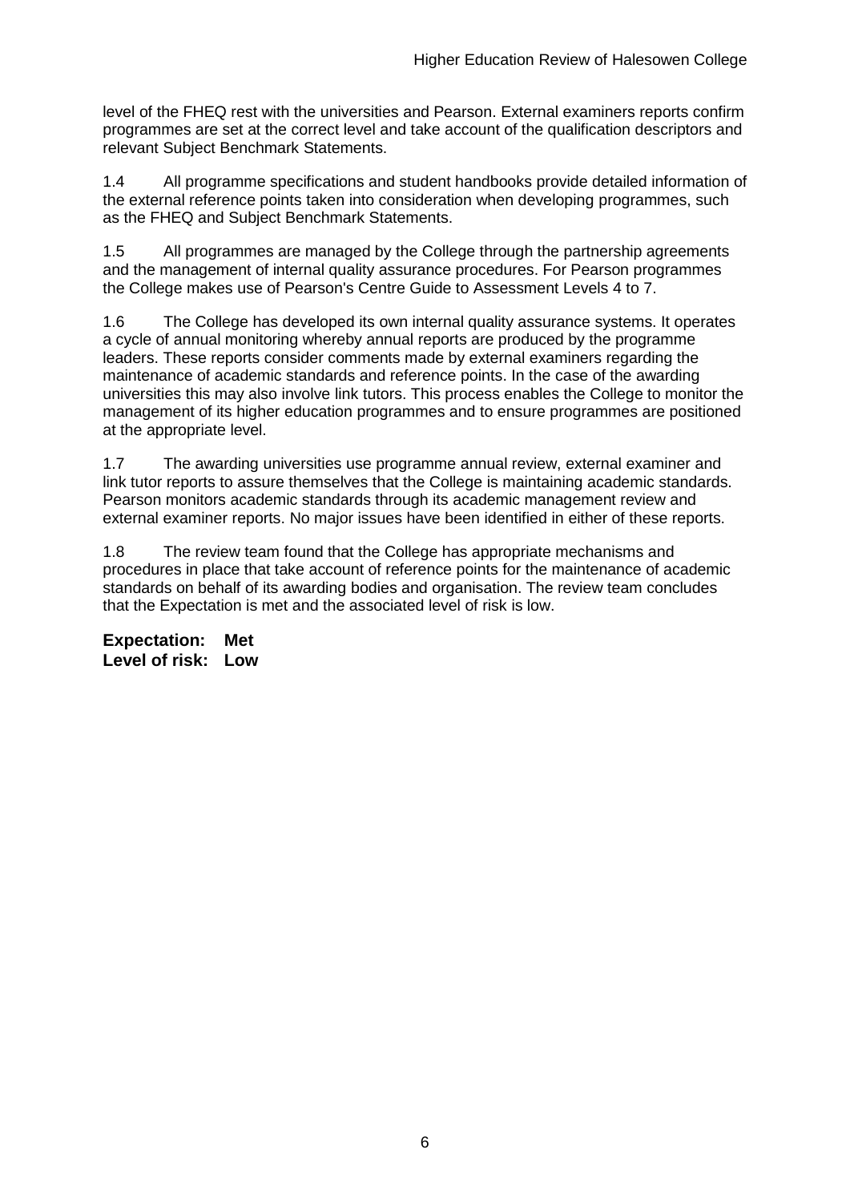level of the FHEQ rest with the universities and Pearson. External examiners reports confirm programmes are set at the correct level and take account of the qualification descriptors and relevant Subject Benchmark Statements.

1.4 All programme specifications and student handbooks provide detailed information of the external reference points taken into consideration when developing programmes, such as the FHEQ and Subject Benchmark Statements.

1.5 All programmes are managed by the College through the partnership agreements and the management of internal quality assurance procedures. For Pearson programmes the College makes use of Pearson's Centre Guide to Assessment Levels 4 to 7.

1.6 The College has developed its own internal quality assurance systems. It operates a cycle of annual monitoring whereby annual reports are produced by the programme leaders. These reports consider comments made by external examiners regarding the maintenance of academic standards and reference points. In the case of the awarding universities this may also involve link tutors. This process enables the College to monitor the management of its higher education programmes and to ensure programmes are positioned at the appropriate level.

1.7 The awarding universities use programme annual review, external examiner and link tutor reports to assure themselves that the College is maintaining academic standards. Pearson monitors academic standards through its academic management review and external examiner reports. No major issues have been identified in either of these reports.

1.8 The review team found that the College has appropriate mechanisms and procedures in place that take account of reference points for the maintenance of academic standards on behalf of its awarding bodies and organisation. The review team concludes that the Expectation is met and the associated level of risk is low.

**Expectation: Met**
**Level of risk: Low**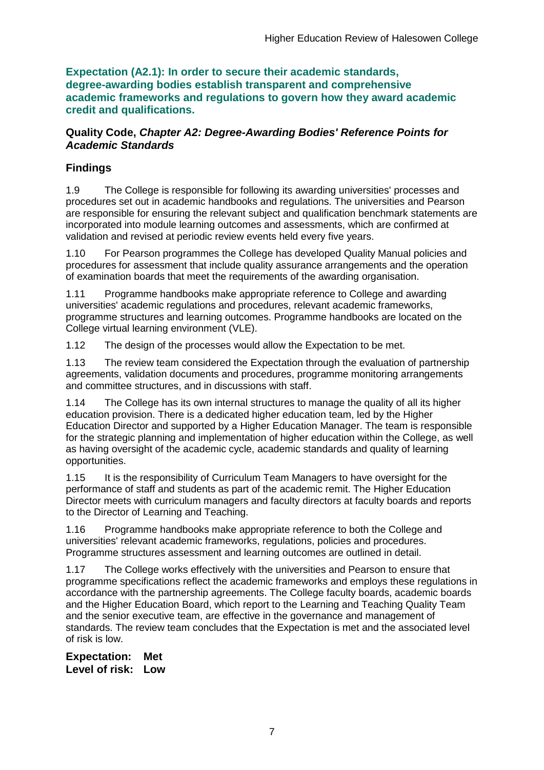**Expectation (A2.1): In order to secure their academic standards, degree-awarding bodies establish transparent and comprehensive academic frameworks and regulations to govern how they award academic credit and qualifications.**

**Quality Code, *Chapter A2: Degree-Awarding Bodies' Reference Points for Academic Standards***

## Findings

1.9 The College is responsible for following its awarding universities' processes and procedures set out in academic handbooks and regulations. The universities and Pearson are responsible for ensuring the relevant subject and qualification benchmark statements are incorporated into module learning outcomes and assessments, which are confirmed at validation and revised at periodic review events held every five years.

1.10 For Pearson programmes the College has developed Quality Manual policies and procedures for assessment that include quality assurance arrangements and the operation of examination boards that meet the requirements of the awarding organisation.

1.11 Programme handbooks make appropriate reference to College and awarding universities' academic regulations and procedures, relevant academic frameworks, programme structures and learning outcomes. Programme handbooks are located on the College virtual learning environment (VLE).

1.12 The design of the processes would allow the Expectation to be met.

1.13 The review team considered the Expectation through the evaluation of partnership agreements, validation documents and procedures, programme monitoring arrangements and committee structures, and in discussions with staff.

1.14 The College has its own internal structures to manage the quality of all its higher education provision. There is a dedicated higher education team, led by the Higher Education Director and supported by a Higher Education Manager. The team is responsible for the strategic planning and implementation of higher education within the College, as well as having oversight of the academic cycle, academic standards and quality of learning opportunities.

1.15 It is the responsibility of Curriculum Team Managers to have oversight for the performance of staff and students as part of the academic remit. The Higher Education Director meets with curriculum managers and faculty directors at faculty boards and reports to the Director of Learning and Teaching.

1.16 Programme handbooks make appropriate reference to both the College and universities' relevant academic frameworks, regulations, policies and procedures. Programme structures assessment and learning outcomes are outlined in detail.

1.17 The College works effectively with the universities and Pearson to ensure that programme specifications reflect the academic frameworks and employs these regulations in accordance with the partnership agreements. The College faculty boards, academic boards and the Higher Education Board, which report to the Learning and Teaching Quality Team and the senior executive team, are effective in the governance and management of standards. The review team concludes that the Expectation is met and the associated level of risk is low.

**Expectation: Met**
**Level of risk: Low**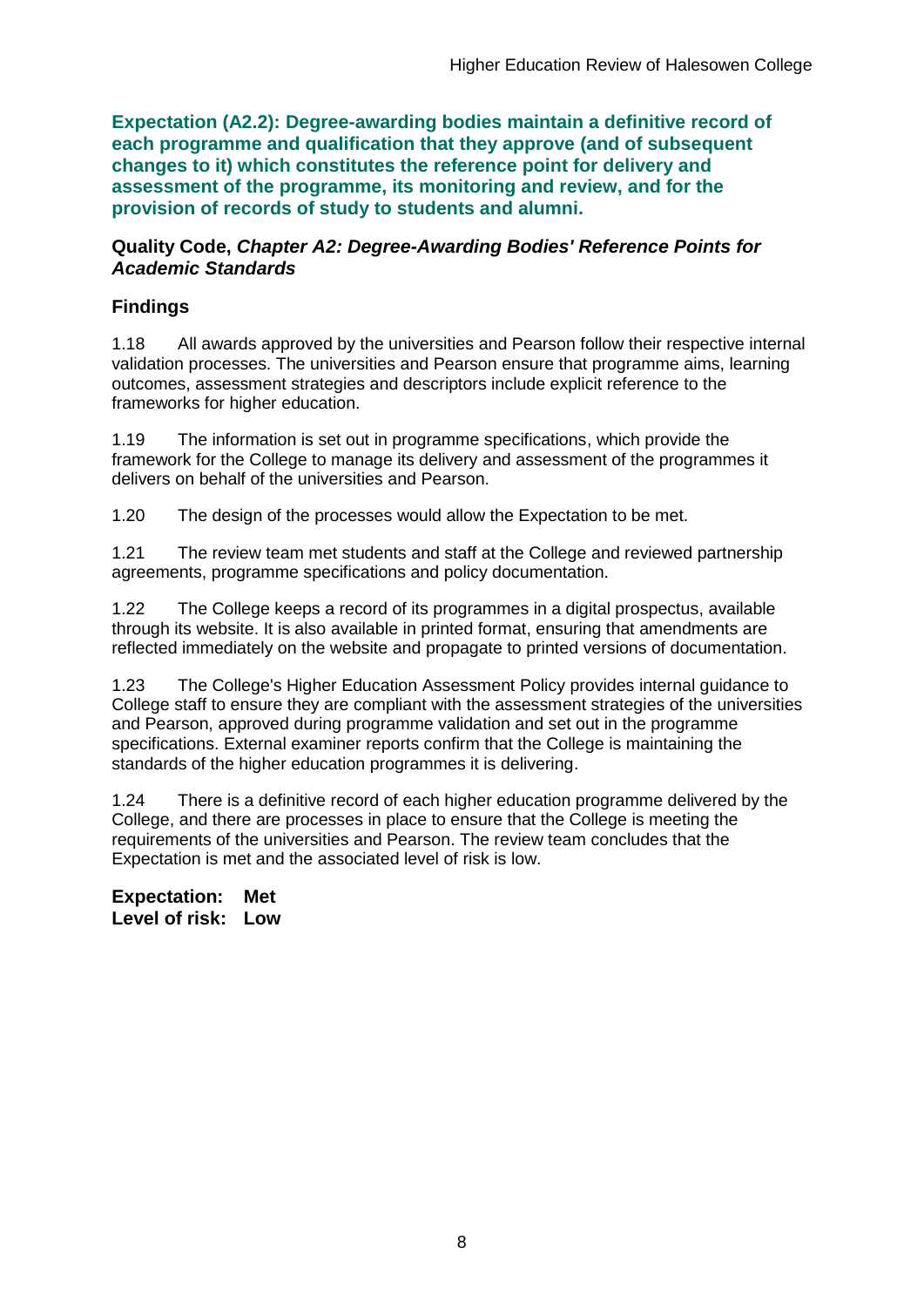**Expectation (A2.2): Degree-awarding bodies maintain a definitive record of each programme and qualification that they approve (and of subsequent changes to it) which constitutes the reference point for delivery and assessment of the programme, its monitoring and review, and for the provision of records of study to students and alumni.**

**Quality Code, *Chapter A2: Degree-Awarding Bodies' Reference Points for Academic Standards***

### Findings

1.18 All awards approved by the universities and Pearson follow their respective internal validation processes. The universities and Pearson ensure that programme aims, learning outcomes, assessment strategies and descriptors include explicit reference to the frameworks for higher education.

1.19 The information is set out in programme specifications, which provide the framework for the College to manage its delivery and assessment of the programmes it delivers on behalf of the universities and Pearson.

1.20 The design of the processes would allow the Expectation to be met.

1.21 The review team met students and staff at the College and reviewed partnership agreements, programme specifications and policy documentation.

1.22 The College keeps a record of its programmes in a digital prospectus, available through its website. It is also available in printed format, ensuring that amendments are reflected immediately on the website and propagate to printed versions of documentation.

1.23 The College's Higher Education Assessment Policy provides internal guidance to College staff to ensure they are compliant with the assessment strategies of the universities and Pearson, approved during programme validation and set out in the programme specifications. External examiner reports confirm that the College is maintaining the standards of the higher education programmes it is delivering.

1.24 There is a definitive record of each higher education programme delivered by the College, and there are processes in place to ensure that the College is meeting the requirements of the universities and Pearson. The review team concludes that the Expectation is met and the associated level of risk is low.

**Expectation: Met**
**Level of risk: Low**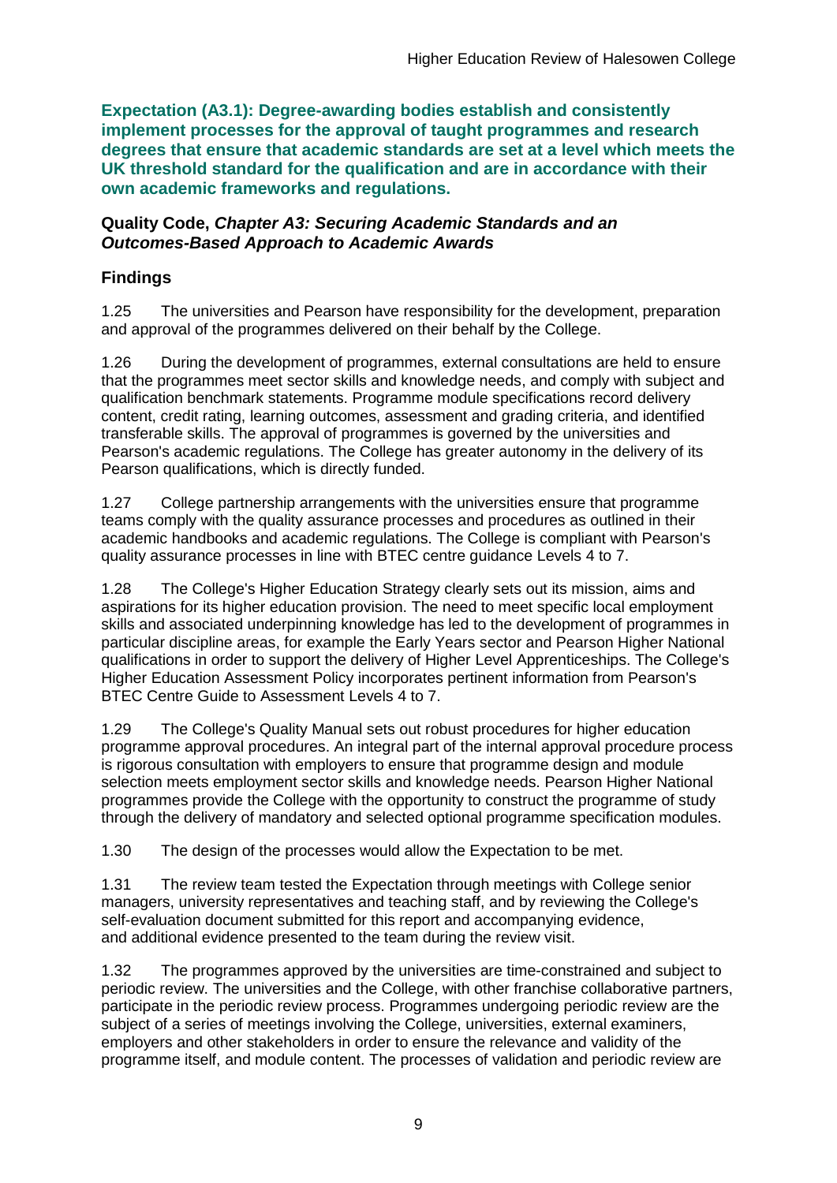**Expectation (A3.1): Degree-awarding bodies establish and consistently implement processes for the approval of taught programmes and research degrees that ensure that academic standards are set at a level which meets the UK threshold standard for the qualification and are in accordance with their own academic frameworks and regulations.**

**Quality Code, *Chapter A3: Securing Academic Standards and an Outcomes-Based Approach to Academic Awards***

## Findings

1.25 The universities and Pearson have responsibility for the development, preparation and approval of the programmes delivered on their behalf by the College.

1.26 During the development of programmes, external consultations are held to ensure that the programmes meet sector skills and knowledge needs, and comply with subject and qualification benchmark statements. Programme module specifications record delivery content, credit rating, learning outcomes, assessment and grading criteria, and identified transferable skills. The approval of programmes is governed by the universities and Pearson's academic regulations. The College has greater autonomy in the delivery of its Pearson qualifications, which is directly funded.

1.27 College partnership arrangements with the universities ensure that programme teams comply with the quality assurance processes and procedures as outlined in their academic handbooks and academic regulations. The College is compliant with Pearson's quality assurance processes in line with BTEC centre guidance Levels 4 to 7.

1.28 The College's Higher Education Strategy clearly sets out its mission, aims and aspirations for its higher education provision. The need to meet specific local employment skills and associated underpinning knowledge has led to the development of programmes in particular discipline areas, for example the Early Years sector and Pearson Higher National qualifications in order to support the delivery of Higher Level Apprenticeships. The College's Higher Education Assessment Policy incorporates pertinent information from Pearson's BTEC Centre Guide to Assessment Levels 4 to 7.

1.29 The College's Quality Manual sets out robust procedures for higher education programme approval procedures. An integral part of the internal approval procedure process is rigorous consultation with employers to ensure that programme design and module selection meets employment sector skills and knowledge needs. Pearson Higher National programmes provide the College with the opportunity to construct the programme of study through the delivery of mandatory and selected optional programme specification modules.

1.30 The design of the processes would allow the Expectation to be met.

1.31 The review team tested the Expectation through meetings with College senior managers, university representatives and teaching staff, and by reviewing the College's self-evaluation document submitted for this report and accompanying evidence, and additional evidence presented to the team during the review visit.

1.32 The programmes approved by the universities are time-constrained and subject to periodic review. The universities and the College, with other franchise collaborative partners, participate in the periodic review process. Programmes undergoing periodic review are the subject of a series of meetings involving the College, universities, external examiners, employers and other stakeholders in order to ensure the relevance and validity of the programme itself, and module content. The processes of validation and periodic review are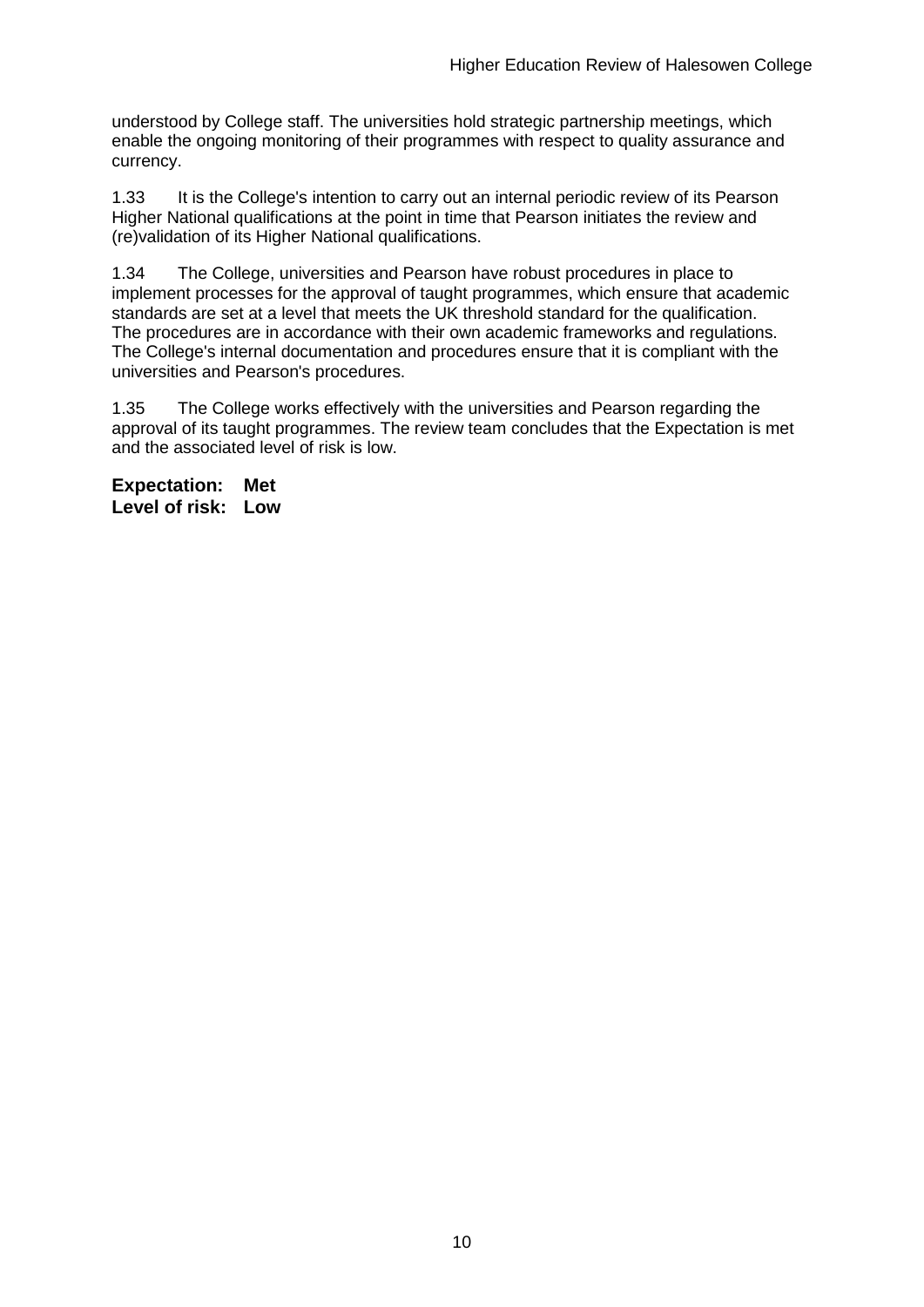understood by College staff. The universities hold strategic partnership meetings, which enable the ongoing monitoring of their programmes with respect to quality assurance and currency.

1.33 It is the College's intention to carry out an internal periodic review of its Pearson Higher National qualifications at the point in time that Pearson initiates the review and (re)validation of its Higher National qualifications.

1.34 The College, universities and Pearson have robust procedures in place to implement processes for the approval of taught programmes, which ensure that academic standards are set at a level that meets the UK threshold standard for the qualification. The procedures are in accordance with their own academic frameworks and regulations. The College's internal documentation and procedures ensure that it is compliant with the universities and Pearson's procedures.

1.35 The College works effectively with the universities and Pearson regarding the approval of its taught programmes. The review team concludes that the Expectation is met and the associated level of risk is low.

**Expectation: Met**
**Level of risk: Low**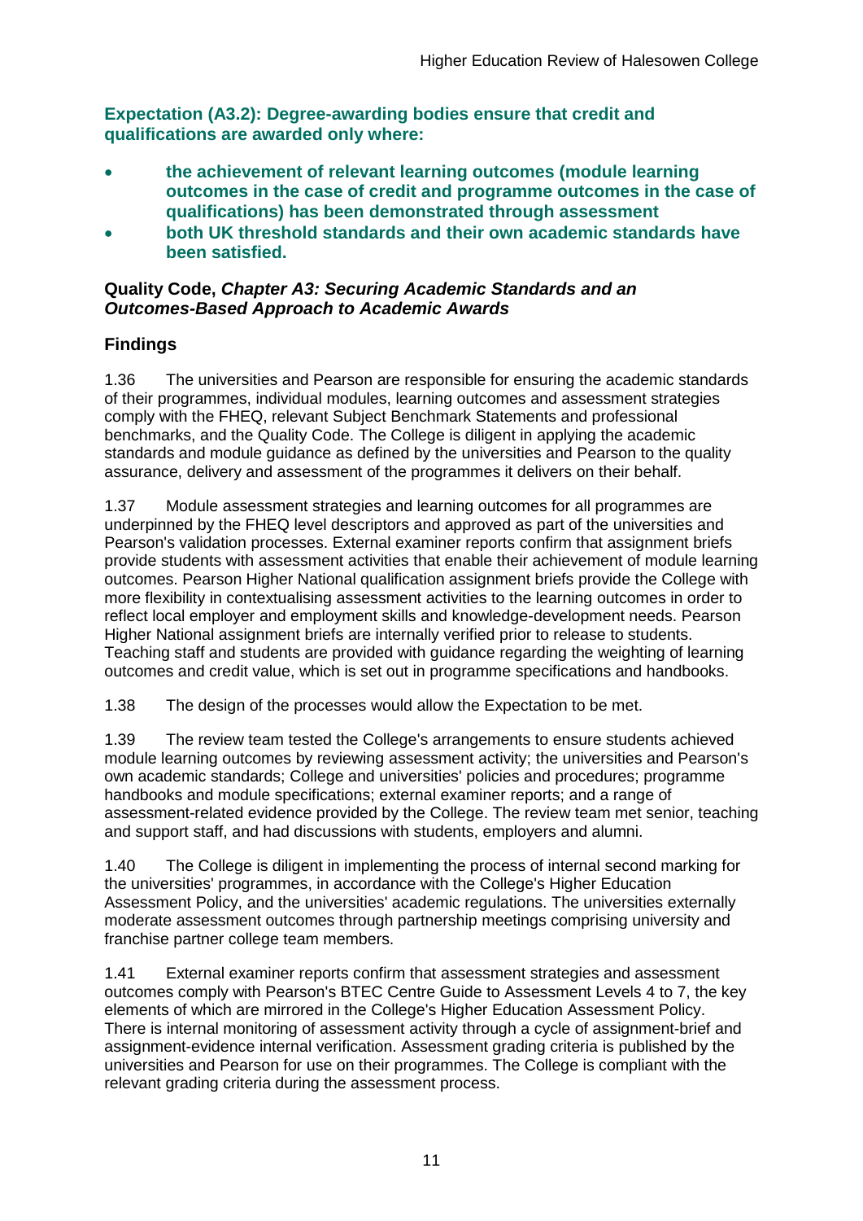**Expectation (A3.2): Degree-awarding bodies ensure that credit and qualifications are awarded only where:**

- **the achievement of relevant learning outcomes (module learning outcomes in the case of credit and programme outcomes in the case of qualifications) has been demonstrated through assessment**
- **both UK threshold standards and their own academic standards have been satisfied.**

**Quality Code, *Chapter A3: Securing Academic Standards and an Outcomes-Based Approach to Academic Awards***

## Findings

1.36 The universities and Pearson are responsible for ensuring the academic standards of their programmes, individual modules, learning outcomes and assessment strategies comply with the FHEQ, relevant Subject Benchmark Statements and professional benchmarks, and the Quality Code. The College is diligent in applying the academic standards and module guidance as defined by the universities and Pearson to the quality assurance, delivery and assessment of the programmes it delivers on their behalf.

1.37 Module assessment strategies and learning outcomes for all programmes are underpinned by the FHEQ level descriptors and approved as part of the universities and Pearson's validation processes. External examiner reports confirm that assignment briefs provide students with assessment activities that enable their achievement of module learning outcomes. Pearson Higher National qualification assignment briefs provide the College with more flexibility in contextualising assessment activities to the learning outcomes in order to reflect local employer and employment skills and knowledge-development needs. Pearson Higher National assignment briefs are internally verified prior to release to students. Teaching staff and students are provided with guidance regarding the weighting of learning outcomes and credit value, which is set out in programme specifications and handbooks.

1.38 The design of the processes would allow the Expectation to be met.

1.39 The review team tested the College's arrangements to ensure students achieved module learning outcomes by reviewing assessment activity; the universities and Pearson's own academic standards; College and universities' policies and procedures; programme handbooks and module specifications; external examiner reports; and a range of assessment-related evidence provided by the College. The review team met senior, teaching and support staff, and had discussions with students, employers and alumni.

1.40 The College is diligent in implementing the process of internal second marking for the universities' programmes, in accordance with the College's Higher Education Assessment Policy, and the universities' academic regulations. The universities externally moderate assessment outcomes through partnership meetings comprising university and franchise partner college team members.

1.41 External examiner reports confirm that assessment strategies and assessment outcomes comply with Pearson's BTEC Centre Guide to Assessment Levels 4 to 7, the key elements of which are mirrored in the College's Higher Education Assessment Policy. There is internal monitoring of assessment activity through a cycle of assignment-brief and assignment-evidence internal verification. Assessment grading criteria is published by the universities and Pearson for use on their programmes. The College is compliant with the relevant grading criteria during the assessment process.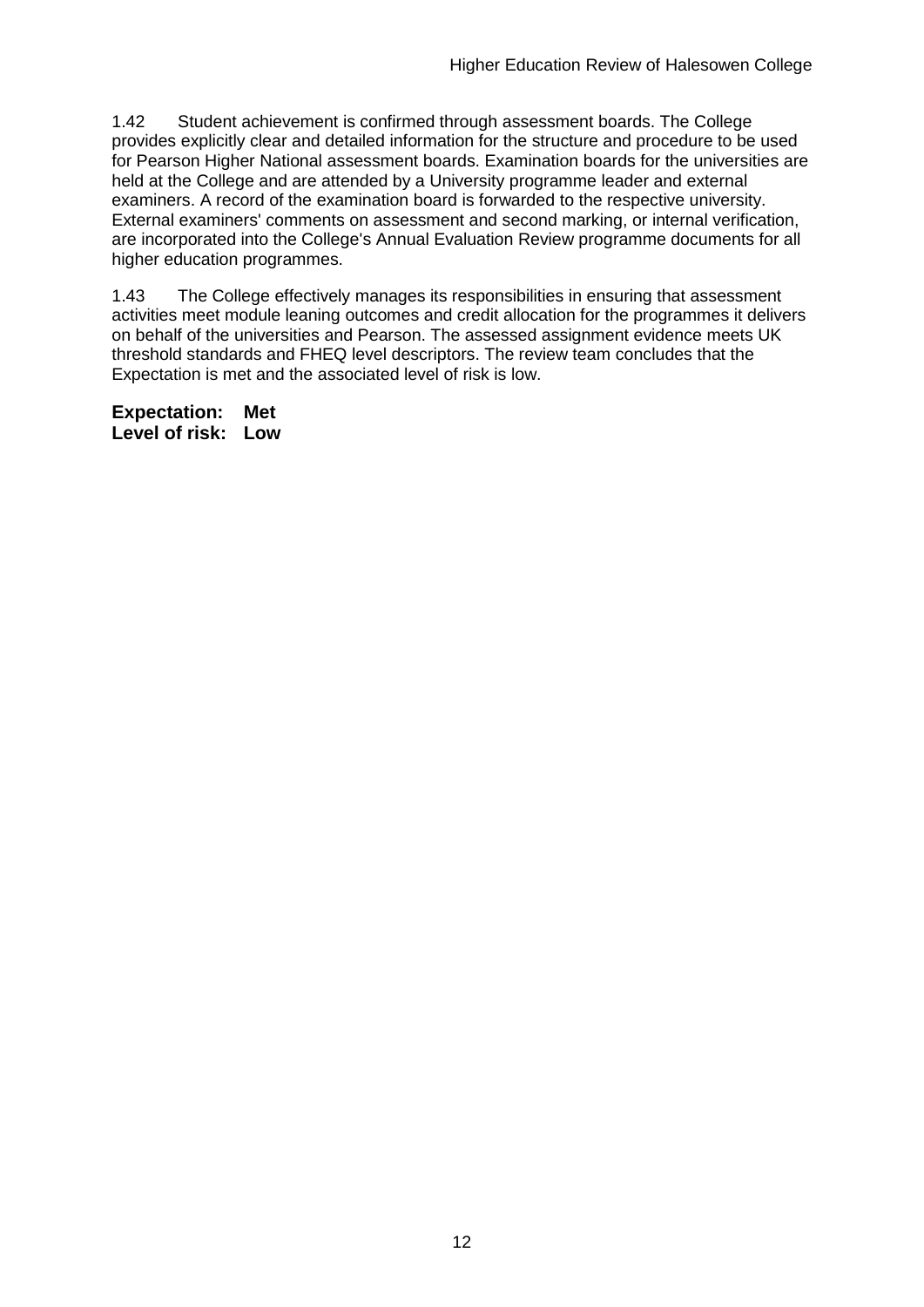1.42 Student achievement is confirmed through assessment boards. The College provides explicitly clear and detailed information for the structure and procedure to be used for Pearson Higher National assessment boards. Examination boards for the universities are held at the College and are attended by a University programme leader and external examiners. A record of the examination board is forwarded to the respective university. External examiners' comments on assessment and second marking, or internal verification, are incorporated into the College's Annual Evaluation Review programme documents for all higher education programmes.

1.43 The College effectively manages its responsibilities in ensuring that assessment activities meet module leaning outcomes and credit allocation for the programmes it delivers on behalf of the universities and Pearson. The assessed assignment evidence meets UK threshold standards and FHEQ level descriptors. The review team concludes that the Expectation is met and the associated level of risk is low.

**Expectation: Met**
**Level of risk: Low**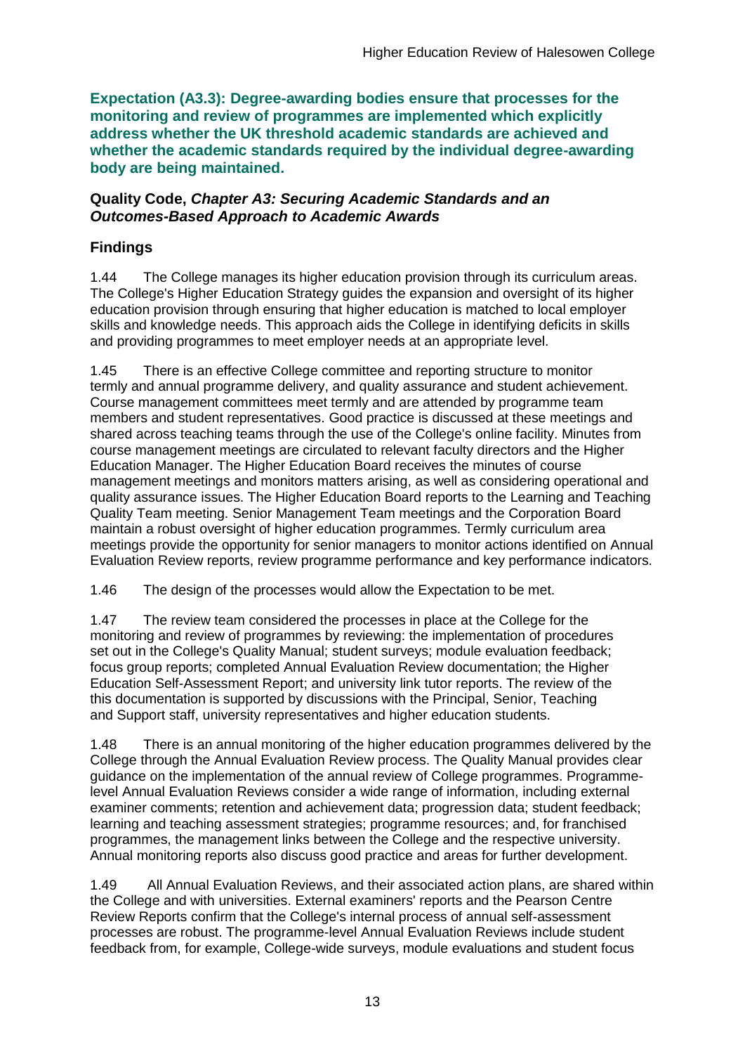**Expectation (A3.3): Degree-awarding bodies ensure that processes for the monitoring and review of programmes are implemented which explicitly address whether the UK threshold academic standards are achieved and whether the academic standards required by the individual degree-awarding body are being maintained.**

**Quality Code, *Chapter A3: Securing Academic Standards and an Outcomes-Based Approach to Academic Awards***

## Findings

1.44 The College manages its higher education provision through its curriculum areas. The College's Higher Education Strategy guides the expansion and oversight of its higher education provision through ensuring that higher education is matched to local employer skills and knowledge needs. This approach aids the College in identifying deficits in skills and providing programmes to meet employer needs at an appropriate level.

1.45 There is an effective College committee and reporting structure to monitor termly and annual programme delivery, and quality assurance and student achievement. Course management committees meet termly and are attended by programme team members and student representatives. Good practice is discussed at these meetings and shared across teaching teams through the use of the College's online facility. Minutes from course management meetings are circulated to relevant faculty directors and the Higher Education Manager. The Higher Education Board receives the minutes of course management meetings and monitors matters arising, as well as considering operational and quality assurance issues. The Higher Education Board reports to the Learning and Teaching Quality Team meeting. Senior Management Team meetings and the Corporation Board maintain a robust oversight of higher education programmes. Termly curriculum area meetings provide the opportunity for senior managers to monitor actions identified on Annual Evaluation Review reports, review programme performance and key performance indicators.

1.46 The design of the processes would allow the Expectation to be met.

1.47 The review team considered the processes in place at the College for the monitoring and review of programmes by reviewing: the implementation of procedures set out in the College's Quality Manual; student surveys; module evaluation feedback; focus group reports; completed Annual Evaluation Review documentation; the Higher Education Self-Assessment Report; and university link tutor reports. The review of the this documentation is supported by discussions with the Principal, Senior, Teaching and Support staff, university representatives and higher education students.

1.48 There is an annual monitoring of the higher education programmes delivered by the College through the Annual Evaluation Review process. The Quality Manual provides clear guidance on the implementation of the annual review of College programmes. Programme-level Annual Evaluation Reviews consider a wide range of information, including external examiner comments; retention and achievement data; progression data; student feedback; learning and teaching assessment strategies; programme resources; and, for franchised programmes, the management links between the College and the respective university. Annual monitoring reports also discuss good practice and areas for further development.

1.49 All Annual Evaluation Reviews, and their associated action plans, are shared within the College and with universities. External examiners' reports and the Pearson Centre Review Reports confirm that the College's internal process of annual self-assessment processes are robust. The programme-level Annual Evaluation Reviews include student feedback from, for example, College-wide surveys, module evaluations and student focus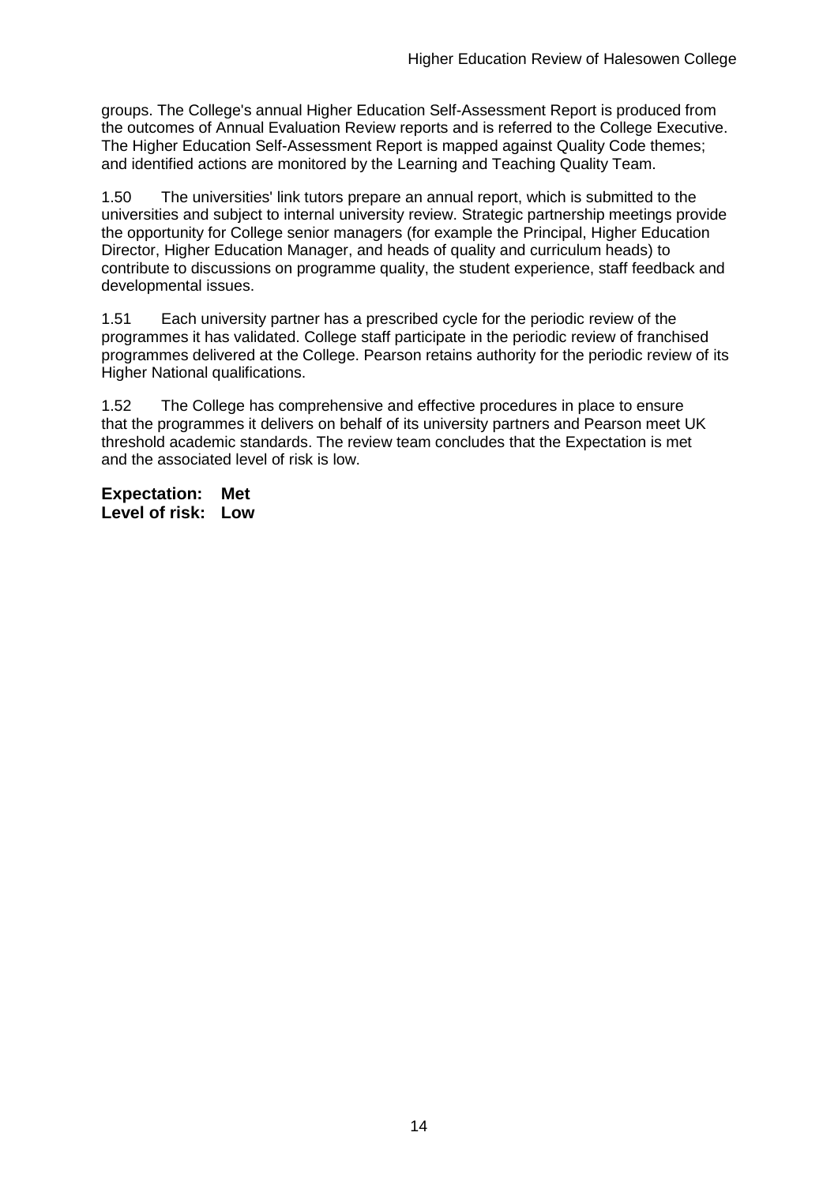groups. The College's annual Higher Education Self-Assessment Report is produced from the outcomes of Annual Evaluation Review reports and is referred to the College Executive. The Higher Education Self-Assessment Report is mapped against Quality Code themes; and identified actions are monitored by the Learning and Teaching Quality Team.

1.50 The universities' link tutors prepare an annual report, which is submitted to the universities and subject to internal university review. Strategic partnership meetings provide the opportunity for College senior managers (for example the Principal, Higher Education Director, Higher Education Manager, and heads of quality and curriculum heads) to contribute to discussions on programme quality, the student experience, staff feedback and developmental issues.

1.51 Each university partner has a prescribed cycle for the periodic review of the programmes it has validated. College staff participate in the periodic review of franchised programmes delivered at the College. Pearson retains authority for the periodic review of its Higher National qualifications.

1.52 The College has comprehensive and effective procedures in place to ensure that the programmes it delivers on behalf of its university partners and Pearson meet UK threshold academic standards. The review team concludes that the Expectation is met and the associated level of risk is low.

**Expectation: Met**
**Level of risk: Low**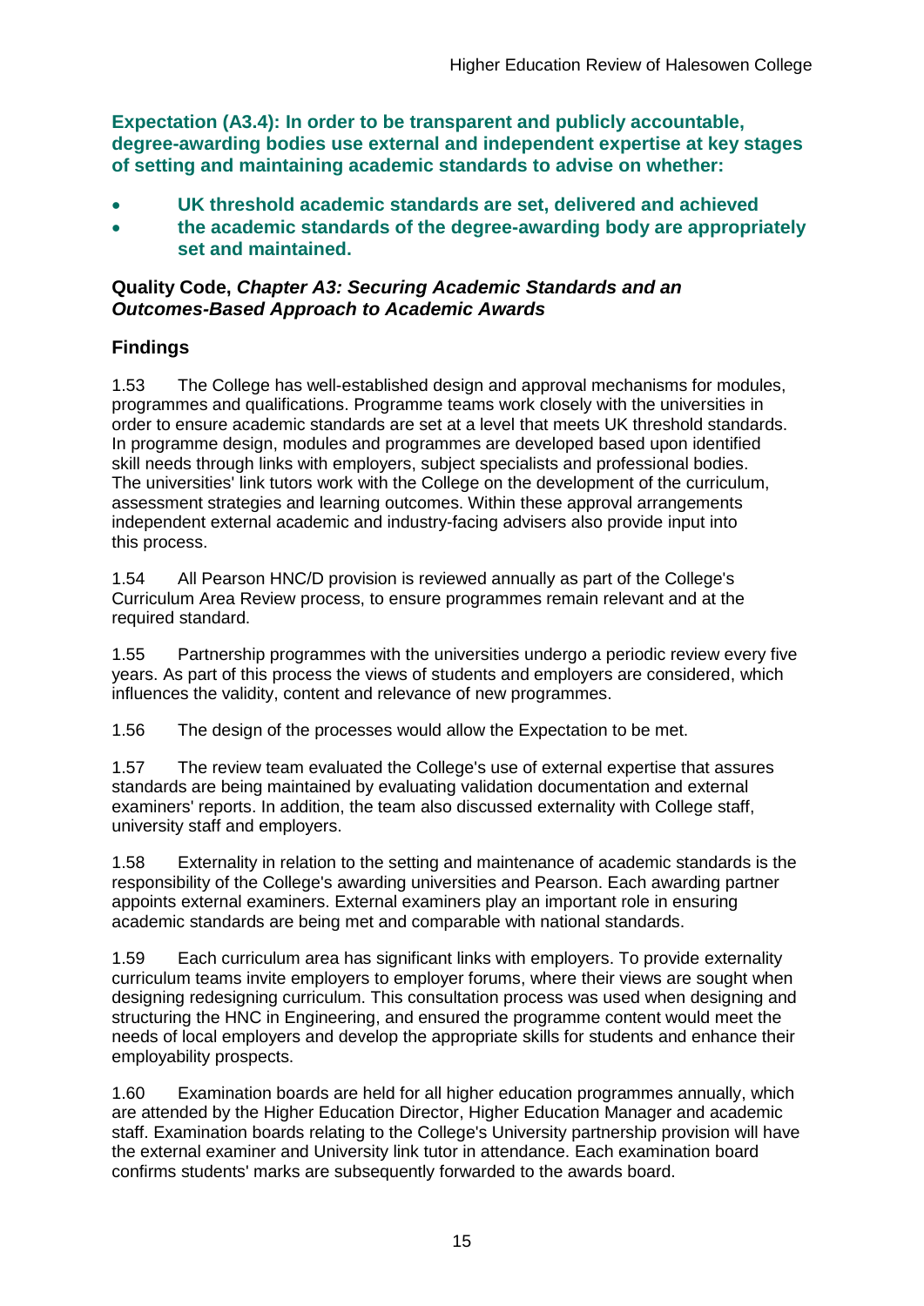**Expectation (A3.4): In order to be transparent and publicly accountable, degree-awarding bodies use external and independent expertise at key stages of setting and maintaining academic standards to advise on whether:**

- **UK threshold academic standards are set, delivered and achieved**
- **the academic standards of the degree-awarding body are appropriately set and maintained.**

**Quality Code, *Chapter A3: Securing Academic Standards and an Outcomes-Based Approach to Academic Awards***

## Findings

1.53 The College has well-established design and approval mechanisms for modules, programmes and qualifications. Programme teams work closely with the universities in order to ensure academic standards are set at a level that meets UK threshold standards. In programme design, modules and programmes are developed based upon identified skill needs through links with employers, subject specialists and professional bodies. The universities' link tutors work with the College on the development of the curriculum, assessment strategies and learning outcomes. Within these approval arrangements independent external academic and industry-facing advisers also provide input into this process.

1.54 All Pearson HNC/D provision is reviewed annually as part of the College's Curriculum Area Review process, to ensure programmes remain relevant and at the required standard.

1.55 Partnership programmes with the universities undergo a periodic review every five years. As part of this process the views of students and employers are considered, which influences the validity, content and relevance of new programmes.

1.56 The design of the processes would allow the Expectation to be met.

1.57 The review team evaluated the College's use of external expertise that assures standards are being maintained by evaluating validation documentation and external examiners' reports. In addition, the team also discussed externality with College staff, university staff and employers.

1.58 Externality in relation to the setting and maintenance of academic standards is the responsibility of the College's awarding universities and Pearson. Each awarding partner appoints external examiners. External examiners play an important role in ensuring academic standards are being met and comparable with national standards.

1.59 Each curriculum area has significant links with employers. To provide externality curriculum teams invite employers to employer forums, where their views are sought when designing redesigning curriculum. This consultation process was used when designing and structuring the HNC in Engineering, and ensured the programme content would meet the needs of local employers and develop the appropriate skills for students and enhance their employability prospects.

1.60 Examination boards are held for all higher education programmes annually, which are attended by the Higher Education Director, Higher Education Manager and academic staff. Examination boards relating to the College's University partnership provision will have the external examiner and University link tutor in attendance. Each examination board confirms students' marks are subsequently forwarded to the awards board.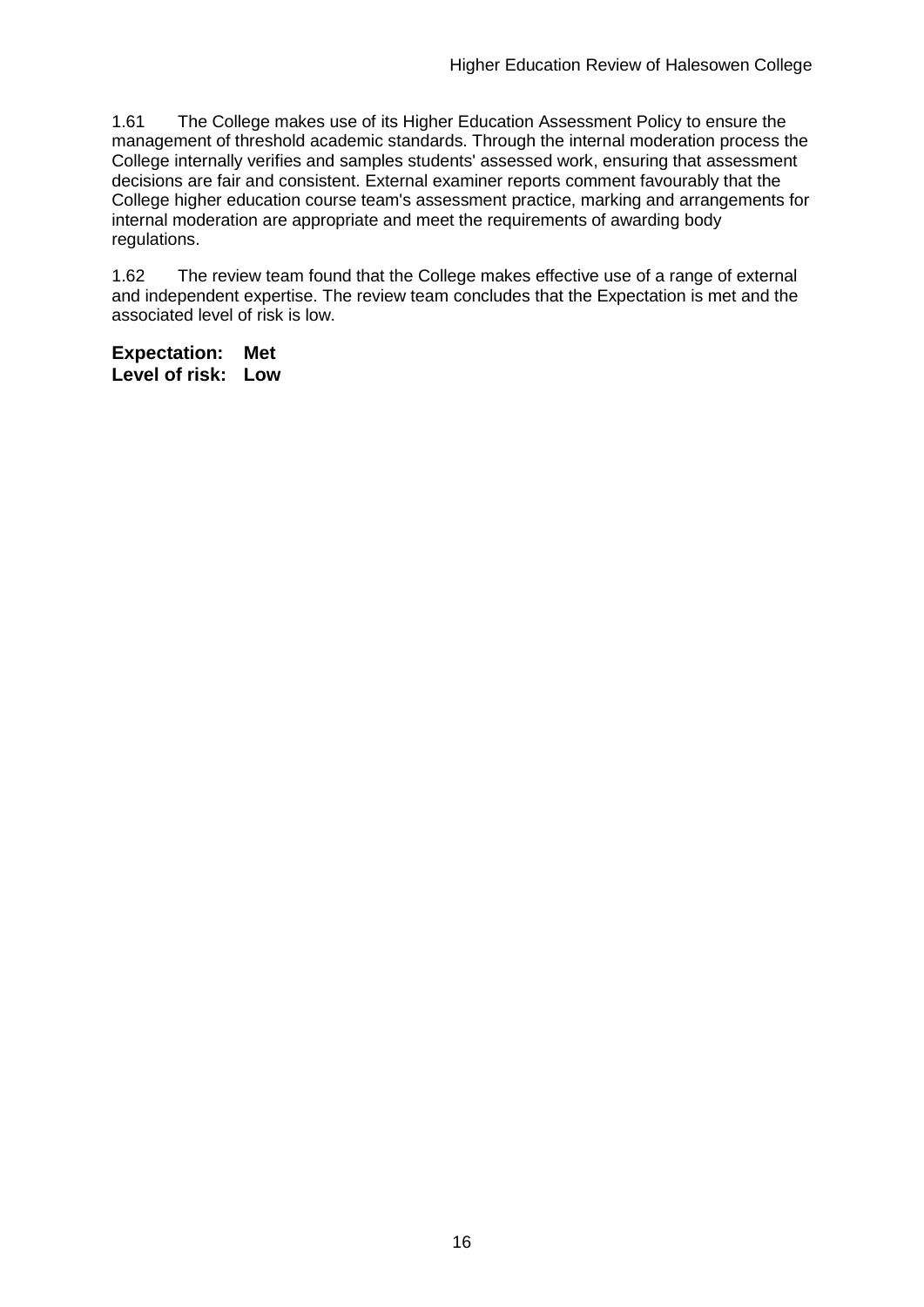1.61 The College makes use of its Higher Education Assessment Policy to ensure the management of threshold academic standards. Through the internal moderation process the College internally verifies and samples students' assessed work, ensuring that assessment decisions are fair and consistent. External examiner reports comment favourably that the College higher education course team's assessment practice, marking and arrangements for internal moderation are appropriate and meet the requirements of awarding body regulations.

1.62 The review team found that the College makes effective use of a range of external and independent expertise. The review team concludes that the Expectation is met and the associated level of risk is low.

**Expectation: Met**
**Level of risk: Low**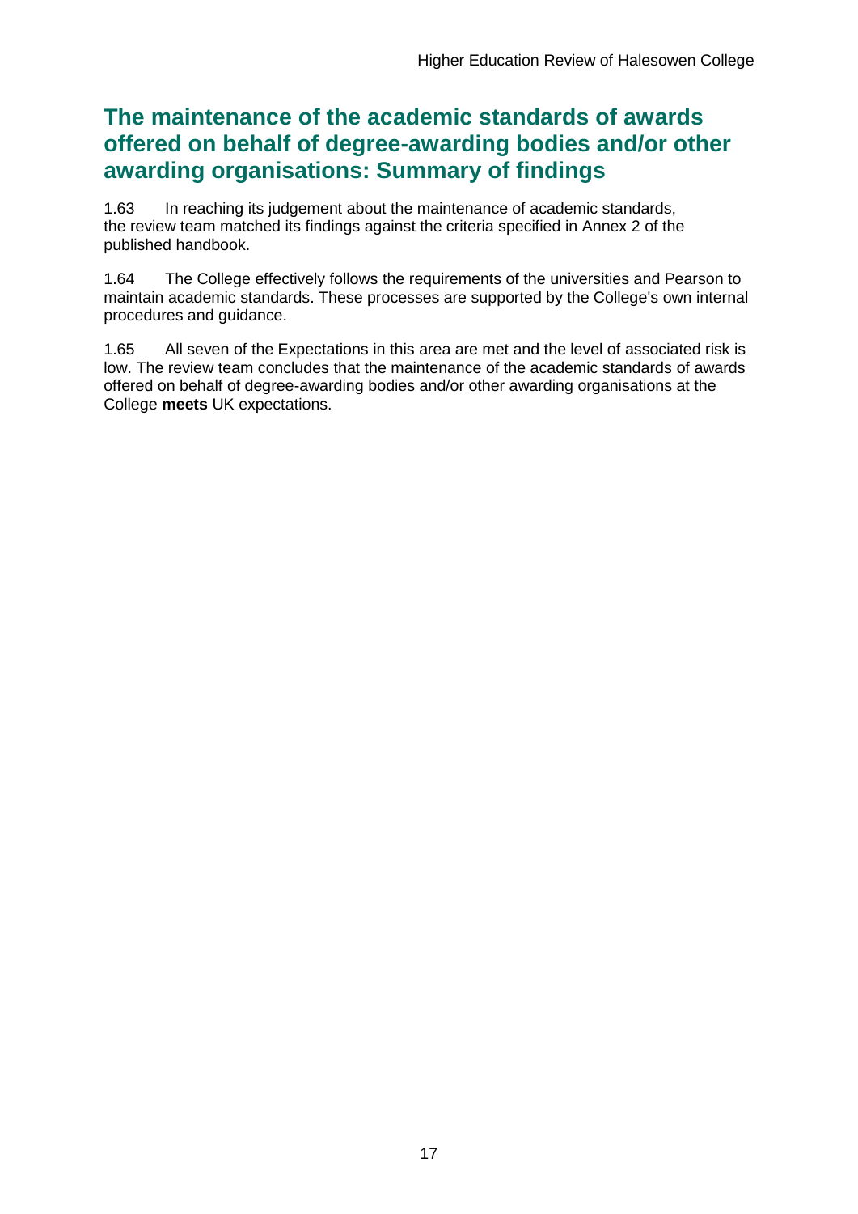## The maintenance of the academic standards of awards offered on behalf of degree-awarding bodies and/or other awarding organisations: Summary of findings

1.63 In reaching its judgement about the maintenance of academic standards, the review team matched its findings against the criteria specified in Annex 2 of the published handbook.

1.64 The College effectively follows the requirements of the universities and Pearson to maintain academic standards. These processes are supported by the College's own internal procedures and guidance.

1.65 All seven of the Expectations in this area are met and the level of associated risk is low. The review team concludes that the maintenance of the academic standards of awards offered on behalf of degree-awarding bodies and/or other awarding organisations at the College **meets** UK expectations.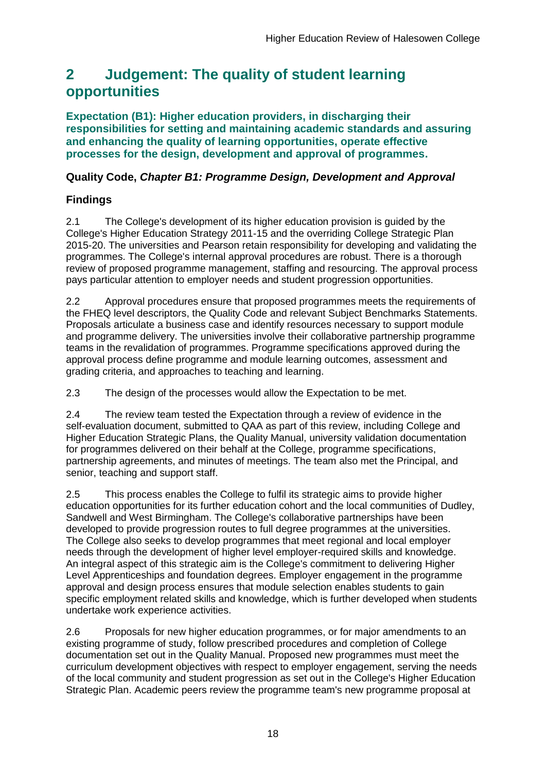# 2 Judgement: The quality of student learning opportunities

**Expectation (B1): Higher education providers, in discharging their responsibilities for setting and maintaining academic standards and assuring and enhancing the quality of learning opportunities, operate effective processes for the design, development and approval of programmes.**

### Quality Code, *Chapter B1: Programme Design, Development and Approval*

### Findings

2.1 The College's development of its higher education provision is guided by the College's Higher Education Strategy 2011-15 and the overriding College Strategic Plan 2015-20. The universities and Pearson retain responsibility for developing and validating the programmes. The College's internal approval procedures are robust. There is a thorough review of proposed programme management, staffing and resourcing. The approval process pays particular attention to employer needs and student progression opportunities.

2.2 Approval procedures ensure that proposed programmes meets the requirements of the FHEQ level descriptors, the Quality Code and relevant Subject Benchmarks Statements. Proposals articulate a business case and identify resources necessary to support module and programme delivery. The universities involve their collaborative partnership programme teams in the revalidation of programmes. Programme specifications approved during the approval process define programme and module learning outcomes, assessment and grading criteria, and approaches to teaching and learning.

2.3 The design of the processes would allow the Expectation to be met.

2.4 The review team tested the Expectation through a review of evidence in the self-evaluation document, submitted to QAA as part of this review, including College and Higher Education Strategic Plans, the Quality Manual, university validation documentation for programmes delivered on their behalf at the College, programme specifications, partnership agreements, and minutes of meetings. The team also met the Principal, and senior, teaching and support staff.

2.5 This process enables the College to fulfil its strategic aims to provide higher education opportunities for its further education cohort and the local communities of Dudley, Sandwell and West Birmingham. The College's collaborative partnerships have been developed to provide progression routes to full degree programmes at the universities. The College also seeks to develop programmes that meet regional and local employer needs through the development of higher level employer-required skills and knowledge. An integral aspect of this strategic aim is the College's commitment to delivering Higher Level Apprenticeships and foundation degrees. Employer engagement in the programme approval and design process ensures that module selection enables students to gain specific employment related skills and knowledge, which is further developed when students undertake work experience activities.

2.6 Proposals for new higher education programmes, or for major amendments to an existing programme of study, follow prescribed procedures and completion of College documentation set out in the Quality Manual. Proposed new programmes must meet the curriculum development objectives with respect to employer engagement, serving the needs of the local community and student progression as set out in the College's Higher Education Strategic Plan. Academic peers review the programme team's new programme proposal at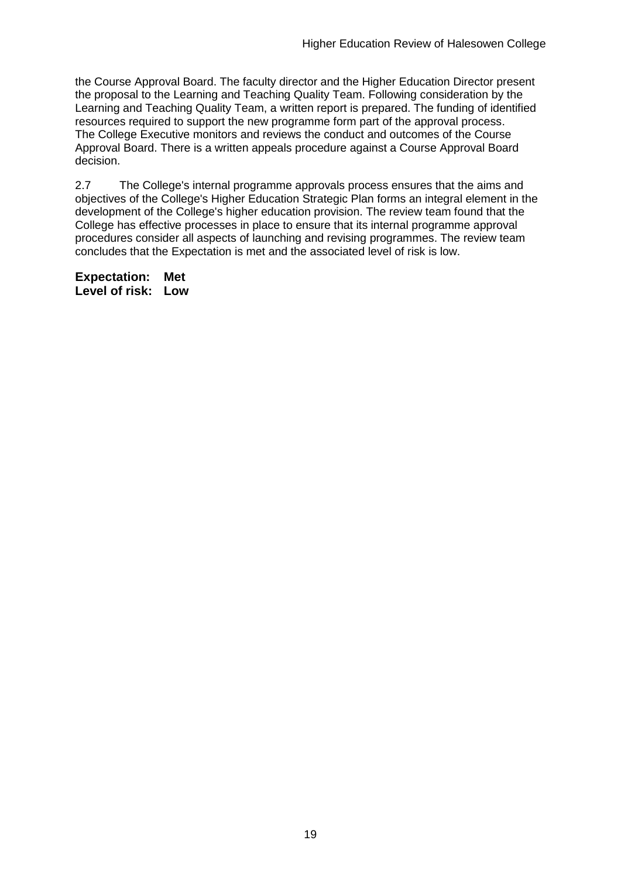the Course Approval Board. The faculty director and the Higher Education Director present the proposal to the Learning and Teaching Quality Team. Following consideration by the Learning and Teaching Quality Team, a written report is prepared. The funding of identified resources required to support the new programme form part of the approval process. The College Executive monitors and reviews the conduct and outcomes of the Course Approval Board. There is a written appeals procedure against a Course Approval Board decision.

2.7 The College's internal programme approvals process ensures that the aims and objectives of the College's Higher Education Strategic Plan forms an integral element in the development of the College's higher education provision. The review team found that the College has effective processes in place to ensure that its internal programme approval procedures consider all aspects of launching and revising programmes. The review team concludes that the Expectation is met and the associated level of risk is low.

**Expectation: Met**
**Level of risk: Low**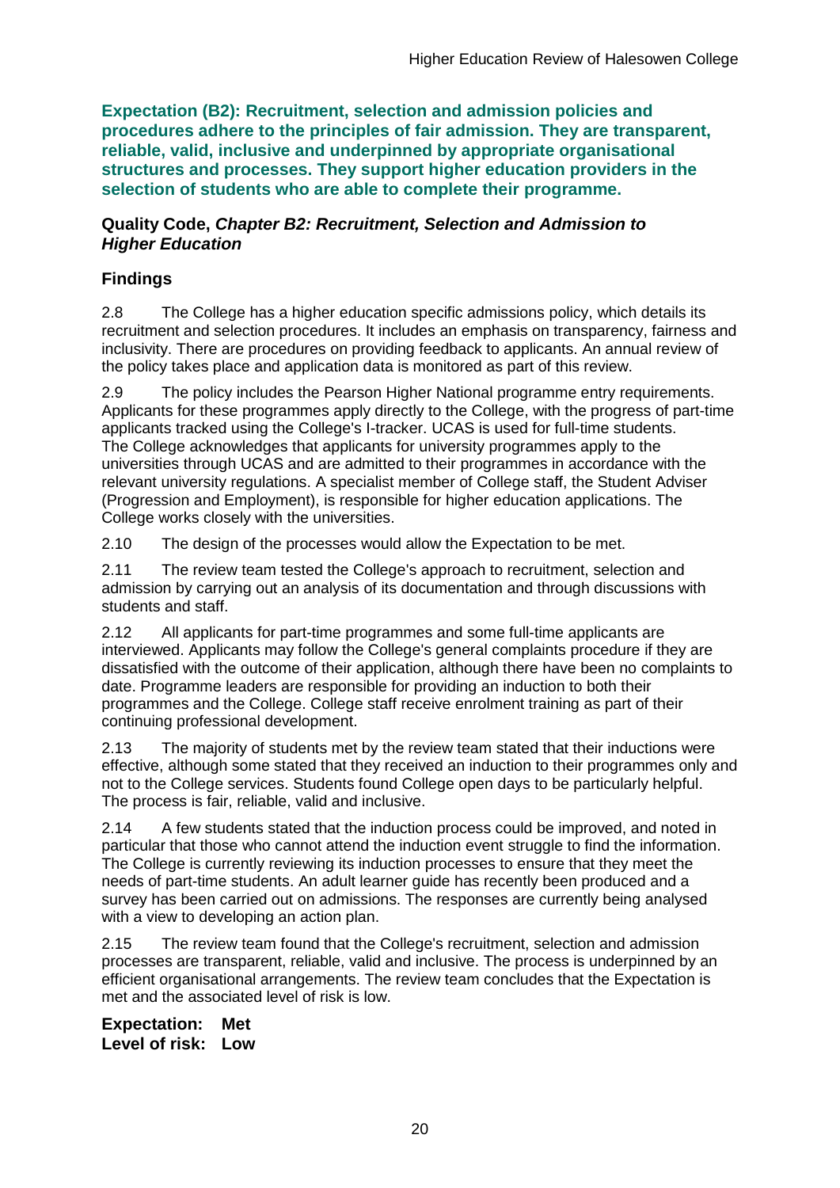**Expectation (B2): Recruitment, selection and admission policies and procedures adhere to the principles of fair admission. They are transparent, reliable, valid, inclusive and underpinned by appropriate organisational structures and processes. They support higher education providers in the selection of students who are able to complete their programme.**

**Quality Code, *Chapter B2: Recruitment, Selection and Admission to Higher Education***

### Findings

2.8 The College has a higher education specific admissions policy, which details its recruitment and selection procedures. It includes an emphasis on transparency, fairness and inclusivity. There are procedures on providing feedback to applicants. An annual review of the policy takes place and application data is monitored as part of this review.

2.9 The policy includes the Pearson Higher National programme entry requirements. Applicants for these programmes apply directly to the College, with the progress of part-time applicants tracked using the College's I-tracker. UCAS is used for full-time students. The College acknowledges that applicants for university programmes apply to the universities through UCAS and are admitted to their programmes in accordance with the relevant university regulations. A specialist member of College staff, the Student Adviser (Progression and Employment), is responsible for higher education applications. The College works closely with the universities.

2.10 The design of the processes would allow the Expectation to be met.

2.11 The review team tested the College's approach to recruitment, selection and admission by carrying out an analysis of its documentation and through discussions with students and staff.

2.12 All applicants for part-time programmes and some full-time applicants are interviewed. Applicants may follow the College's general complaints procedure if they are dissatisfied with the outcome of their application, although there have been no complaints to date. Programme leaders are responsible for providing an induction to both their programmes and the College. College staff receive enrolment training as part of their continuing professional development.

2.13 The majority of students met by the review team stated that their inductions were effective, although some stated that they received an induction to their programmes only and not to the College services. Students found College open days to be particularly helpful. The process is fair, reliable, valid and inclusive.

2.14 A few students stated that the induction process could be improved, and noted in particular that those who cannot attend the induction event struggle to find the information. The College is currently reviewing its induction processes to ensure that they meet the needs of part-time students. An adult learner guide has recently been produced and a survey has been carried out on admissions. The responses are currently being analysed with a view to developing an action plan.

2.15 The review team found that the College's recruitment, selection and admission processes are transparent, reliable, valid and inclusive. The process is underpinned by an efficient organisational arrangements. The review team concludes that the Expectation is met and the associated level of risk is low.

**Expectation: Met**
**Level of risk: Low**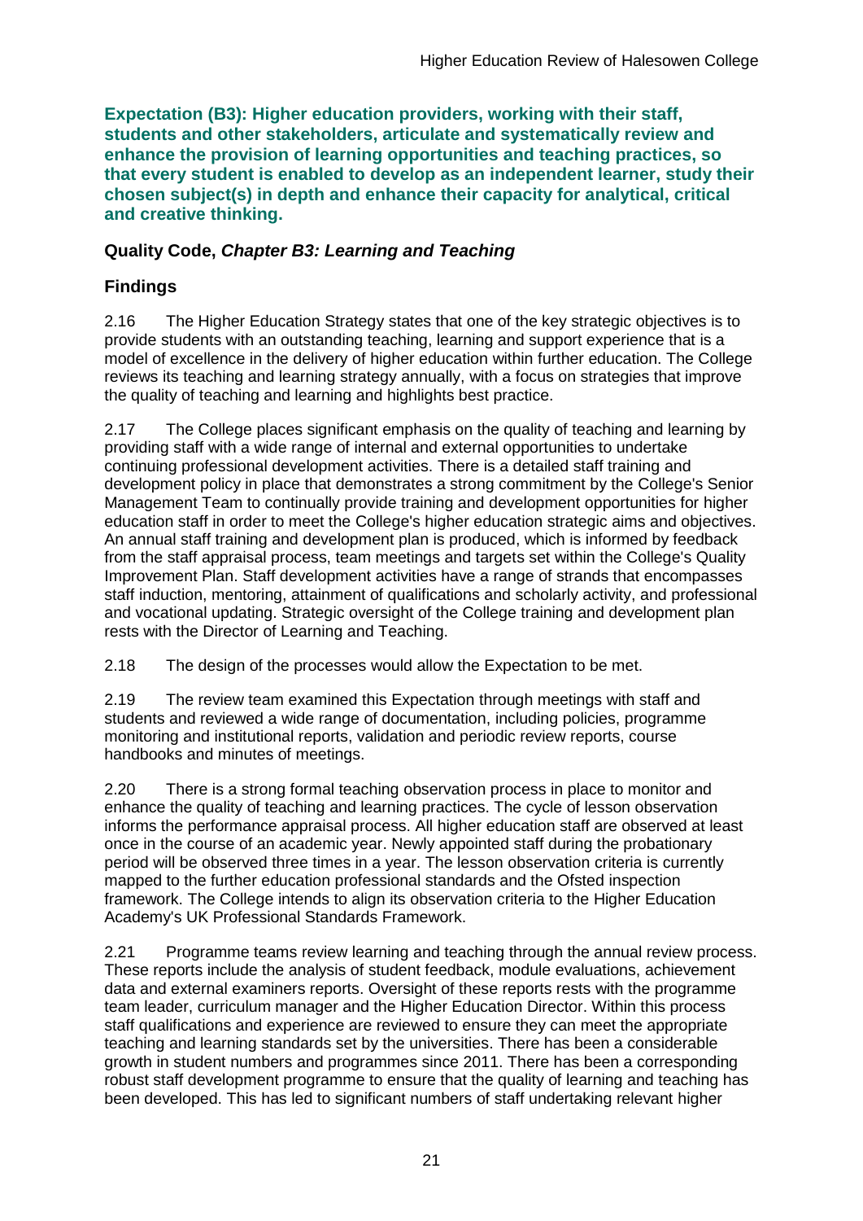**Expectation (B3): Higher education providers, working with their staff, students and other stakeholders, articulate and systematically review and enhance the provision of learning opportunities and teaching practices, so that every student is enabled to develop as an independent learner, study their chosen subject(s) in depth and enhance their capacity for analytical, critical and creative thinking.**

### Quality Code, *Chapter B3: Learning and Teaching*

### Findings

2.16 The Higher Education Strategy states that one of the key strategic objectives is to provide students with an outstanding teaching, learning and support experience that is a model of excellence in the delivery of higher education within further education. The College reviews its teaching and learning strategy annually, with a focus on strategies that improve the quality of teaching and learning and highlights best practice.

2.17 The College places significant emphasis on the quality of teaching and learning by providing staff with a wide range of internal and external opportunities to undertake continuing professional development activities. There is a detailed staff training and development policy in place that demonstrates a strong commitment by the College's Senior Management Team to continually provide training and development opportunities for higher education staff in order to meet the College's higher education strategic aims and objectives. An annual staff training and development plan is produced, which is informed by feedback from the staff appraisal process, team meetings and targets set within the College's Quality Improvement Plan. Staff development activities have a range of strands that encompasses staff induction, mentoring, attainment of qualifications and scholarly activity, and professional and vocational updating. Strategic oversight of the College training and development plan rests with the Director of Learning and Teaching.

2.18 The design of the processes would allow the Expectation to be met.

2.19 The review team examined this Expectation through meetings with staff and students and reviewed a wide range of documentation, including policies, programme monitoring and institutional reports, validation and periodic review reports, course handbooks and minutes of meetings.

2.20 There is a strong formal teaching observation process in place to monitor and enhance the quality of teaching and learning practices. The cycle of lesson observation informs the performance appraisal process. All higher education staff are observed at least once in the course of an academic year. Newly appointed staff during the probationary period will be observed three times in a year. The lesson observation criteria is currently mapped to the further education professional standards and the Ofsted inspection framework. The College intends to align its observation criteria to the Higher Education Academy's UK Professional Standards Framework.

2.21 Programme teams review learning and teaching through the annual review process. These reports include the analysis of student feedback, module evaluations, achievement data and external examiners reports. Oversight of these reports rests with the programme team leader, curriculum manager and the Higher Education Director. Within this process staff qualifications and experience are reviewed to ensure they can meet the appropriate teaching and learning standards set by the universities. There has been a considerable growth in student numbers and programmes since 2011. There has been a corresponding robust staff development programme to ensure that the quality of learning and teaching has been developed. This has led to significant numbers of staff undertaking relevant higher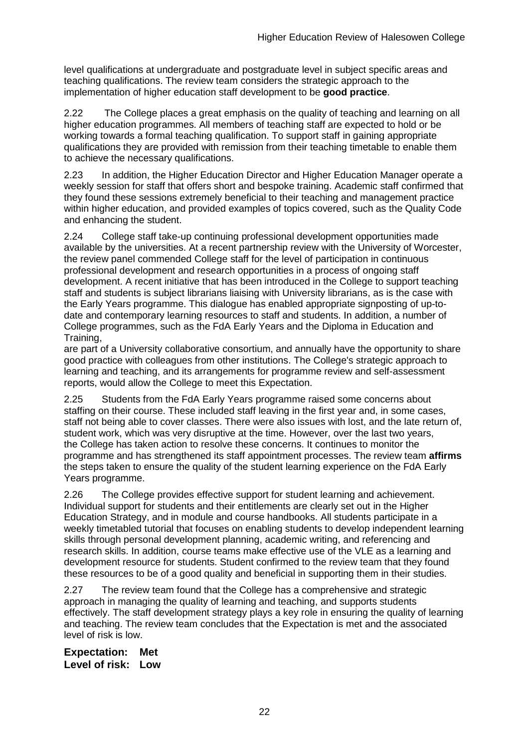level qualifications at undergraduate and postgraduate level in subject specific areas and teaching qualifications. The review team considers the strategic approach to the implementation of higher education staff development to be **good practice**.

2.22 The College places a great emphasis on the quality of teaching and learning on all higher education programmes. All members of teaching staff are expected to hold or be working towards a formal teaching qualification. To support staff in gaining appropriate qualifications they are provided with remission from their teaching timetable to enable them to achieve the necessary qualifications.

2.23 In addition, the Higher Education Director and Higher Education Manager operate a weekly session for staff that offers short and bespoke training. Academic staff confirmed that they found these sessions extremely beneficial to their teaching and management practice within higher education, and provided examples of topics covered, such as the Quality Code and enhancing the student.

2.24 College staff take-up continuing professional development opportunities made available by the universities. At a recent partnership review with the University of Worcester, the review panel commended College staff for the level of participation in continuous professional development and research opportunities in a process of ongoing staff development. A recent initiative that has been introduced in the College to support teaching staff and students is subject librarians liaising with University librarians, as is the case with the Early Years programme. This dialogue has enabled appropriate signposting of up-to-date and contemporary learning resources to staff and students. In addition, a number of College programmes, such as the FdA Early Years and the Diploma in Education and Training,
are part of a University collaborative consortium, and annually have the opportunity to share good practice with colleagues from other institutions. The College's strategic approach to learning and teaching, and its arrangements for programme review and self-assessment reports, would allow the College to meet this Expectation.

2.25 Students from the FdA Early Years programme raised some concerns about staffing on their course. These included staff leaving in the first year and, in some cases, staff not being able to cover classes. There were also issues with lost, and the late return of, student work, which was very disruptive at the time. However, over the last two years, the College has taken action to resolve these concerns. It continues to monitor the programme and has strengthened its staff appointment processes. The review team **affirms** the steps taken to ensure the quality of the student learning experience on the FdA Early Years programme.

2.26 The College provides effective support for student learning and achievement. Individual support for students and their entitlements are clearly set out in the Higher Education Strategy, and in module and course handbooks. All students participate in a weekly timetabled tutorial that focuses on enabling students to develop independent learning skills through personal development planning, academic writing, and referencing and research skills. In addition, course teams make effective use of the VLE as a learning and development resource for students. Student confirmed to the review team that they found these resources to be of a good quality and beneficial in supporting them in their studies.

2.27 The review team found that the College has a comprehensive and strategic approach in managing the quality of learning and teaching, and supports students effectively. The staff development strategy plays a key role in ensuring the quality of learning and teaching. The review team concludes that the Expectation is met and the associated level of risk is low.

**Expectation: Met**
**Level of risk: Low**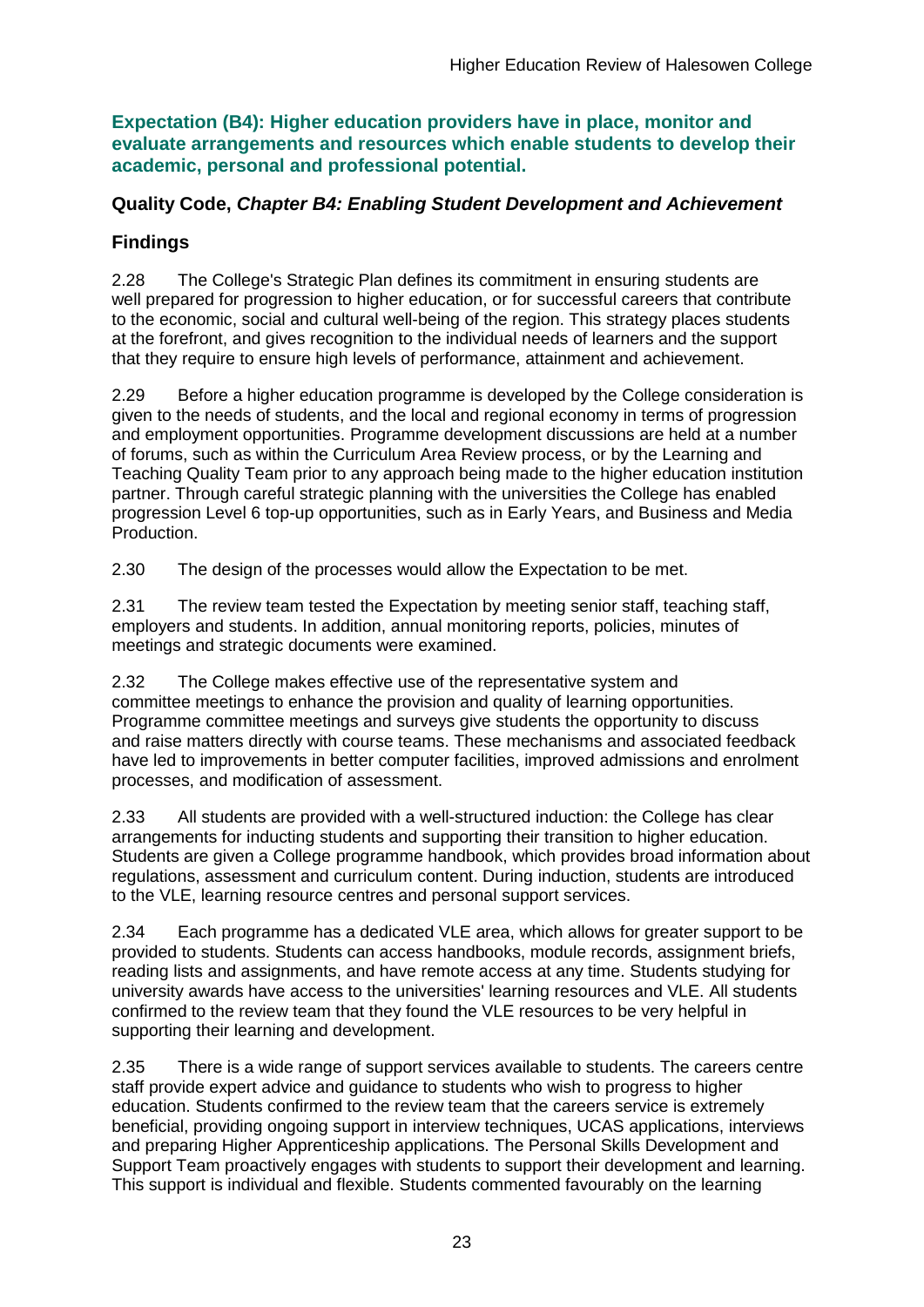**Expectation (B4): Higher education providers have in place, monitor and evaluate arrangements and resources which enable students to develop their academic, personal and professional potential.**

**Quality Code, *Chapter B4: Enabling Student Development and Achievement***

## Findings

2.28 The College's Strategic Plan defines its commitment in ensuring students are well prepared for progression to higher education, or for successful careers that contribute to the economic, social and cultural well-being of the region. This strategy places students at the forefront, and gives recognition to the individual needs of learners and the support that they require to ensure high levels of performance, attainment and achievement.

2.29 Before a higher education programme is developed by the College consideration is given to the needs of students, and the local and regional economy in terms of progression and employment opportunities. Programme development discussions are held at a number of forums, such as within the Curriculum Area Review process, or by the Learning and Teaching Quality Team prior to any approach being made to the higher education institution partner. Through careful strategic planning with the universities the College has enabled progression Level 6 top-up opportunities, such as in Early Years, and Business and Media Production.

2.30 The design of the processes would allow the Expectation to be met.

2.31 The review team tested the Expectation by meeting senior staff, teaching staff, employers and students. In addition, annual monitoring reports, policies, minutes of meetings and strategic documents were examined.

2.32 The College makes effective use of the representative system and committee meetings to enhance the provision and quality of learning opportunities. Programme committee meetings and surveys give students the opportunity to discuss and raise matters directly with course teams. These mechanisms and associated feedback have led to improvements in better computer facilities, improved admissions and enrolment processes, and modification of assessment.

2.33 All students are provided with a well-structured induction: the College has clear arrangements for inducting students and supporting their transition to higher education. Students are given a College programme handbook, which provides broad information about regulations, assessment and curriculum content. During induction, students are introduced to the VLE, learning resource centres and personal support services.

2.34 Each programme has a dedicated VLE area, which allows for greater support to be provided to students. Students can access handbooks, module records, assignment briefs, reading lists and assignments, and have remote access at any time. Students studying for university awards have access to the universities' learning resources and VLE. All students confirmed to the review team that they found the VLE resources to be very helpful in supporting their learning and development.

2.35 There is a wide range of support services available to students. The careers centre staff provide expert advice and guidance to students who wish to progress to higher education. Students confirmed to the review team that the careers service is extremely beneficial, providing ongoing support in interview techniques, UCAS applications, interviews and preparing Higher Apprenticeship applications. The Personal Skills Development and Support Team proactively engages with students to support their development and learning. This support is individual and flexible. Students commented favourably on the learning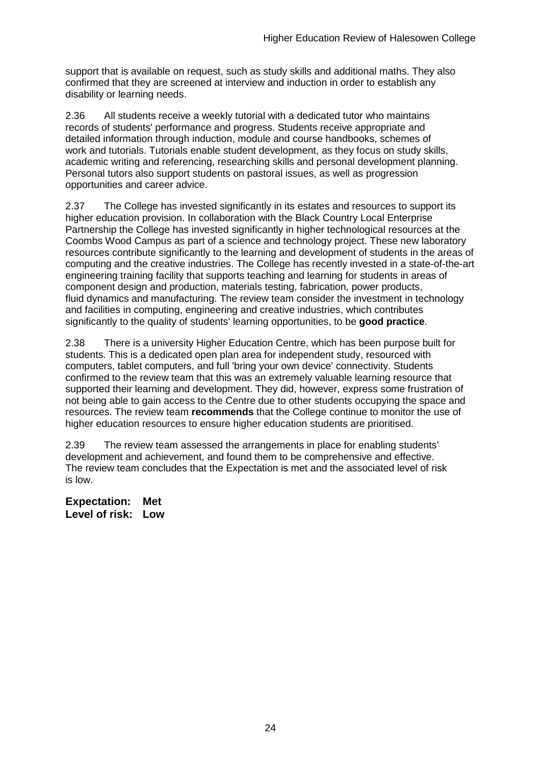support that is available on request, such as study skills and additional maths. They also confirmed that they are screened at interview and induction in order to establish any disability or learning needs.

2.36 All students receive a weekly tutorial with a dedicated tutor who maintains records of students' performance and progress. Students receive appropriate and detailed information through induction, module and course handbooks, schemes of work and tutorials. Tutorials enable student development, as they focus on study skills, academic writing and referencing, researching skills and personal development planning. Personal tutors also support students on pastoral issues, as well as progression opportunities and career advice.

2.37 The College has invested significantly in its estates and resources to support its higher education provision. In collaboration with the Black Country Local Enterprise Partnership the College has invested significantly in higher technological resources at the Coombs Wood Campus as part of a science and technology project. These new laboratory resources contribute significantly to the learning and development of students in the areas of computing and the creative industries. The College has recently invested in a state-of-the-art engineering training facility that supports teaching and learning for students in areas of component design and production, materials testing, fabrication, power products, fluid dynamics and manufacturing. The review team consider the investment in technology and facilities in computing, engineering and creative industries, which contributes significantly to the quality of students' learning opportunities, to be **good practice**.

2.38 There is a university Higher Education Centre, which has been purpose built for students. This is a dedicated open plan area for independent study, resourced with computers, tablet computers, and full 'bring your own device' connectivity. Students confirmed to the review team that this was an extremely valuable learning resource that supported their learning and development. They did, however, express some frustration of not being able to gain access to the Centre due to other students occupying the space and resources. The review team **recommends** that the College continue to monitor the use of higher education resources to ensure higher education students are prioritised.

2.39 The review team assessed the arrangements in place for enabling students' development and achievement, and found them to be comprehensive and effective. The review team concludes that the Expectation is met and the associated level of risk is low.

**Expectation: Met**
**Level of risk: Low**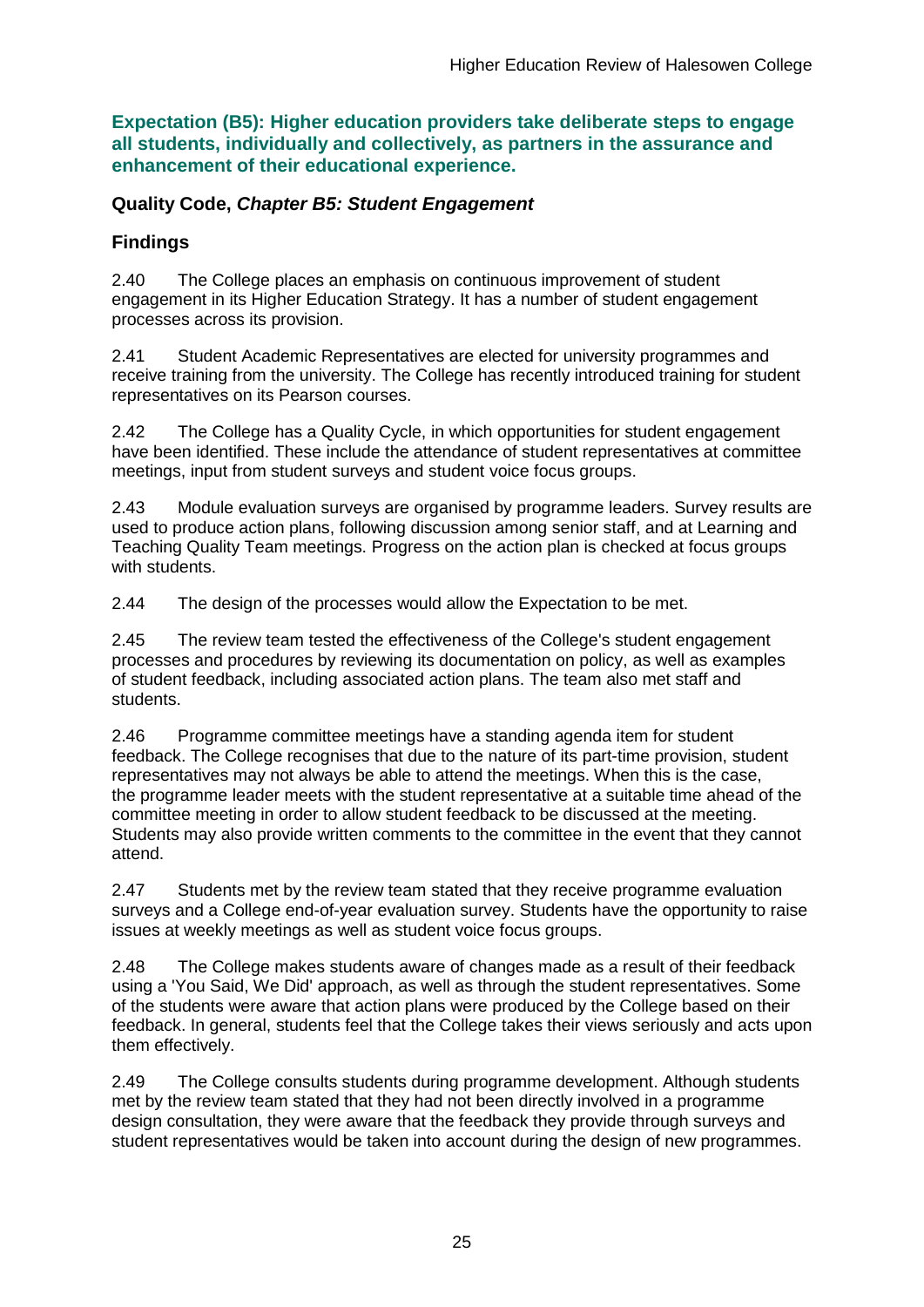### Expectation (B5): Higher education providers take deliberate steps to engage all students, individually and collectively, as partners in the assurance and enhancement of their educational experience.

#### Quality Code, *Chapter B5: Student Engagement*

#### Findings

2.40 The College places an emphasis on continuous improvement of student engagement in its Higher Education Strategy. It has a number of student engagement processes across its provision.

2.41 Student Academic Representatives are elected for university programmes and receive training from the university. The College has recently introduced training for student representatives on its Pearson courses.

2.42 The College has a Quality Cycle, in which opportunities for student engagement have been identified. These include the attendance of student representatives at committee meetings, input from student surveys and student voice focus groups.

2.43 Module evaluation surveys are organised by programme leaders. Survey results are used to produce action plans, following discussion among senior staff, and at Learning and Teaching Quality Team meetings. Progress on the action plan is checked at focus groups with students.

2.44 The design of the processes would allow the Expectation to be met.

2.45 The review team tested the effectiveness of the College's student engagement processes and procedures by reviewing its documentation on policy, as well as examples of student feedback, including associated action plans. The team also met staff and students.

2.46 Programme committee meetings have a standing agenda item for student feedback. The College recognises that due to the nature of its part-time provision, student representatives may not always be able to attend the meetings. When this is the case, the programme leader meets with the student representative at a suitable time ahead of the committee meeting in order to allow student feedback to be discussed at the meeting. Students may also provide written comments to the committee in the event that they cannot attend.

2.47 Students met by the review team stated that they receive programme evaluation surveys and a College end-of-year evaluation survey. Students have the opportunity to raise issues at weekly meetings as well as student voice focus groups.

2.48 The College makes students aware of changes made as a result of their feedback using a 'You Said, We Did' approach, as well as through the student representatives. Some of the students were aware that action plans were produced by the College based on their feedback. In general, students feel that the College takes their views seriously and acts upon them effectively.

2.49 The College consults students during programme development. Although students met by the review team stated that they had not been directly involved in a programme design consultation, they were aware that the feedback they provide through surveys and student representatives would be taken into account during the design of new programmes.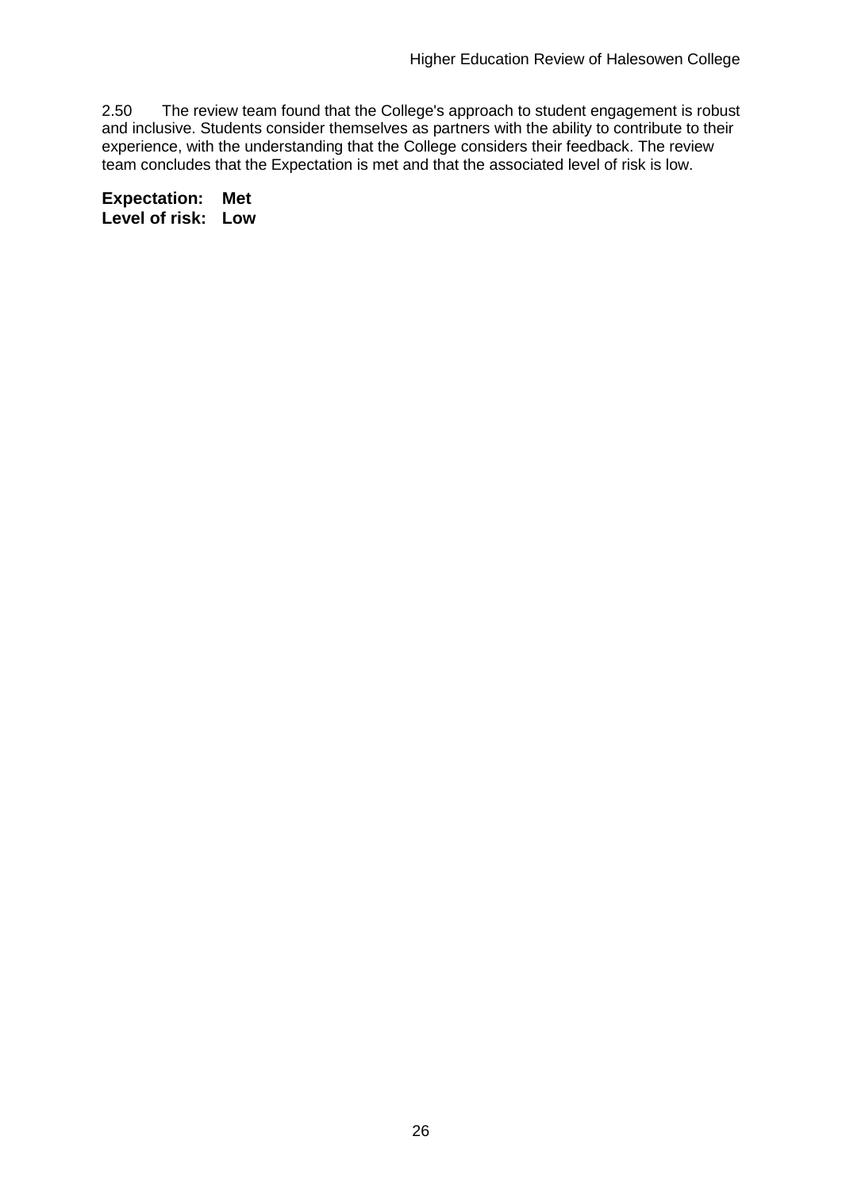2.50 The review team found that the College's approach to student engagement is robust and inclusive. Students consider themselves as partners with the ability to contribute to their experience, with the understanding that the College considers their feedback. The review team concludes that the Expectation is met and that the associated level of risk is low.

**Expectation: Met**
**Level of risk: Low**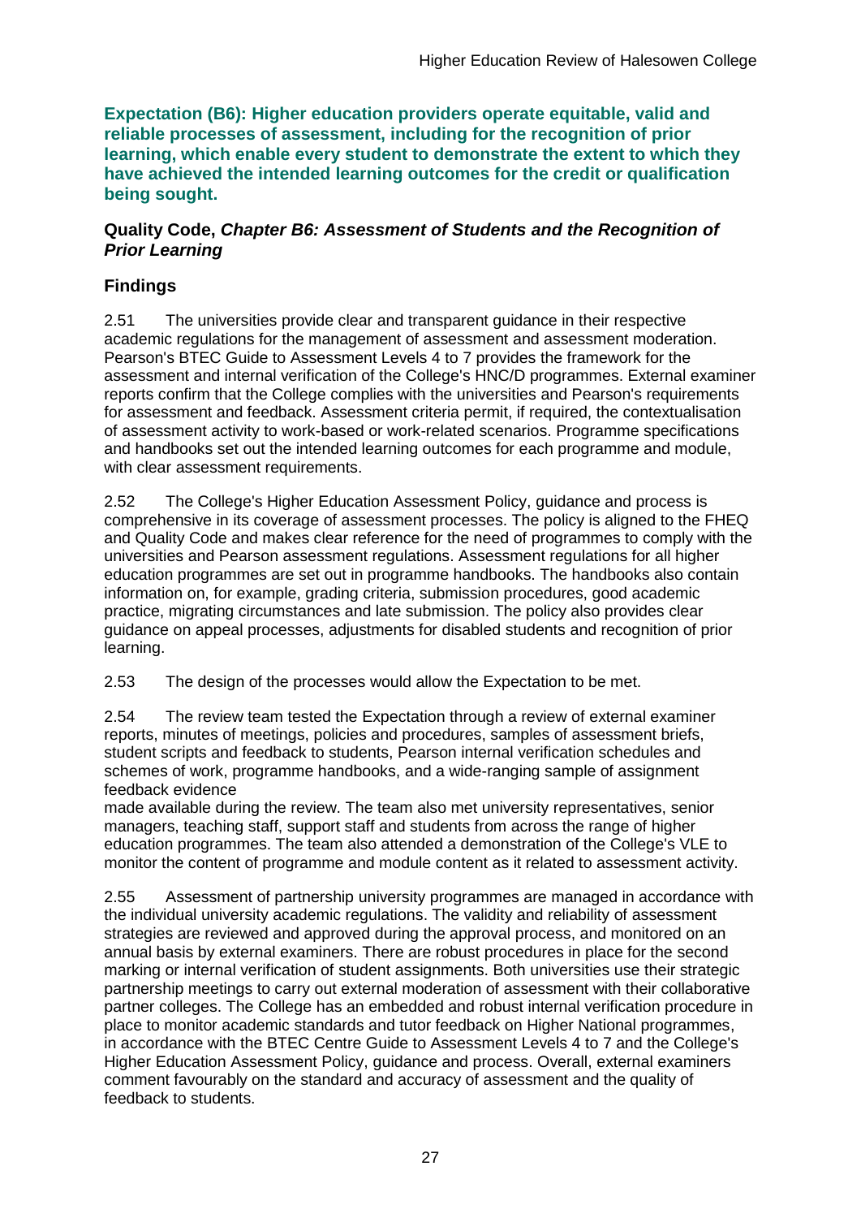**Expectation (B6): Higher education providers operate equitable, valid and reliable processes of assessment, including for the recognition of prior learning, which enable every student to demonstrate the extent to which they have achieved the intended learning outcomes for the credit or qualification being sought.**

### Quality Code, *Chapter B6: Assessment of Students and the Recognition of Prior Learning*

### Findings

2.51 The universities provide clear and transparent guidance in their respective academic regulations for the management of assessment and assessment moderation. Pearson's BTEC Guide to Assessment Levels 4 to 7 provides the framework for the assessment and internal verification of the College's HNC/D programmes. External examiner reports confirm that the College complies with the universities and Pearson's requirements for assessment and feedback. Assessment criteria permit, if required, the contextualisation of assessment activity to work-based or work-related scenarios. Programme specifications and handbooks set out the intended learning outcomes for each programme and module, with clear assessment requirements.

2.52 The College's Higher Education Assessment Policy, guidance and process is comprehensive in its coverage of assessment processes. The policy is aligned to the FHEQ and Quality Code and makes clear reference for the need of programmes to comply with the universities and Pearson assessment regulations. Assessment regulations for all higher education programmes are set out in programme handbooks. The handbooks also contain information on, for example, grading criteria, submission procedures, good academic practice, migrating circumstances and late submission. The policy also provides clear guidance on appeal processes, adjustments for disabled students and recognition of prior learning.

2.53 The design of the processes would allow the Expectation to be met.

2.54 The review team tested the Expectation through a review of external examiner reports, minutes of meetings, policies and procedures, samples of assessment briefs, student scripts and feedback to students, Pearson internal verification schedules and schemes of work, programme handbooks, and a wide-ranging sample of assignment feedback evidence made available during the review. The team also met university representatives, senior managers, teaching staff, support staff and students from across the range of higher education programmes. The team also attended a demonstration of the College's VLE to monitor the content of programme and module content as it related to assessment activity.

2.55 Assessment of partnership university programmes are managed in accordance with the individual university academic regulations. The validity and reliability of assessment strategies are reviewed and approved during the approval process, and monitored on an annual basis by external examiners. There are robust procedures in place for the second marking or internal verification of student assignments. Both universities use their strategic partnership meetings to carry out external moderation of assessment with their collaborative partner colleges. The College has an embedded and robust internal verification procedure in place to monitor academic standards and tutor feedback on Higher National programmes, in accordance with the BTEC Centre Guide to Assessment Levels 4 to 7 and the College's Higher Education Assessment Policy, guidance and process. Overall, external examiners comment favourably on the standard and accuracy of assessment and the quality of feedback to students.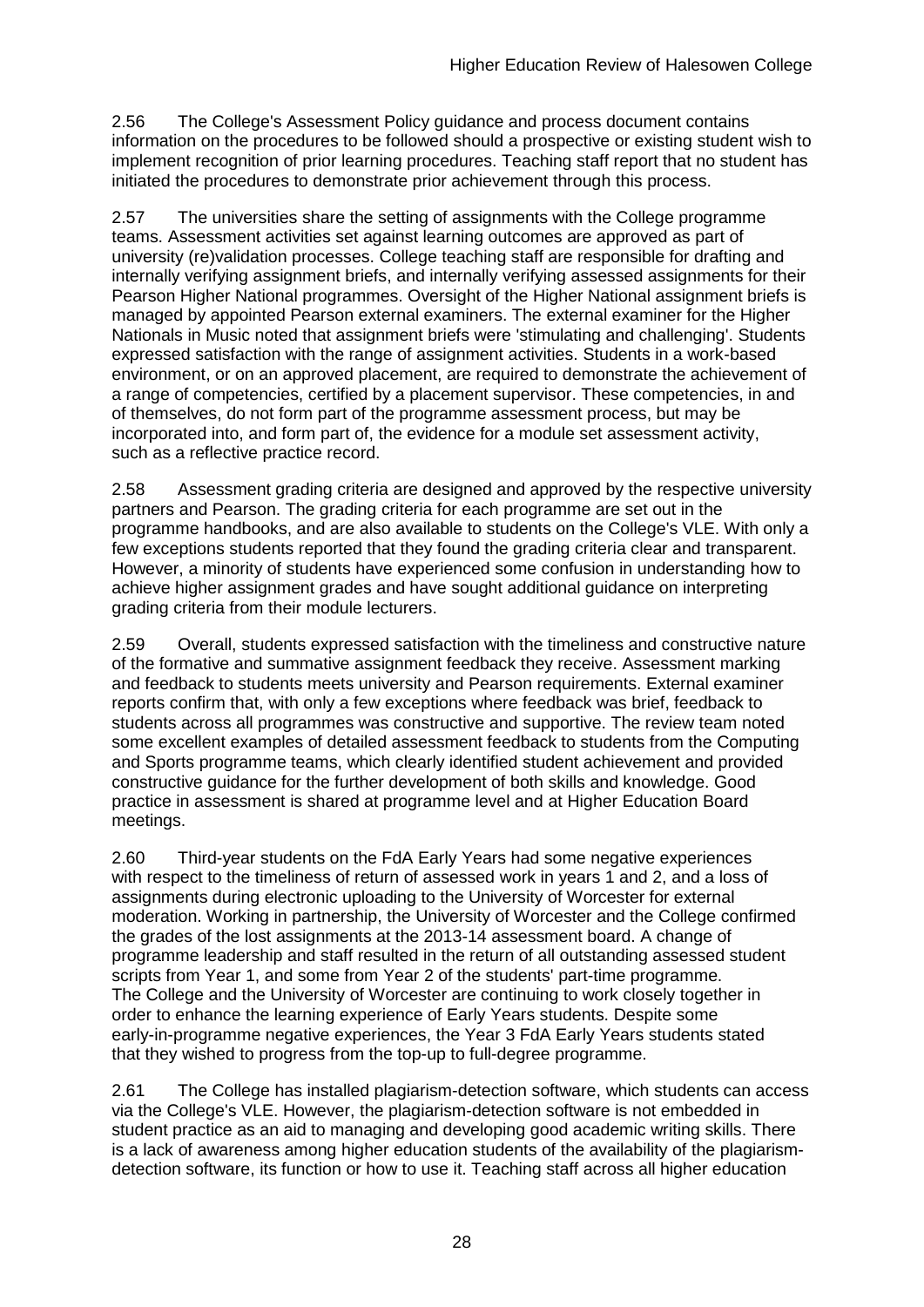2.56 The College's Assessment Policy guidance and process document contains information on the procedures to be followed should a prospective or existing student wish to implement recognition of prior learning procedures. Teaching staff report that no student has initiated the procedures to demonstrate prior achievement through this process.

2.57 The universities share the setting of assignments with the College programme teams. Assessment activities set against learning outcomes are approved as part of university (re)validation processes. College teaching staff are responsible for drafting and internally verifying assignment briefs, and internally verifying assessed assignments for their Pearson Higher National programmes. Oversight of the Higher National assignment briefs is managed by appointed Pearson external examiners. The external examiner for the Higher Nationals in Music noted that assignment briefs were 'stimulating and challenging'. Students expressed satisfaction with the range of assignment activities. Students in a work-based environment, or on an approved placement, are required to demonstrate the achievement of a range of competencies, certified by a placement supervisor. These competencies, in and of themselves, do not form part of the programme assessment process, but may be incorporated into, and form part of, the evidence for a module set assessment activity, such as a reflective practice record.

2.58 Assessment grading criteria are designed and approved by the respective university partners and Pearson. The grading criteria for each programme are set out in the programme handbooks, and are also available to students on the College's VLE. With only a few exceptions students reported that they found the grading criteria clear and transparent. However, a minority of students have experienced some confusion in understanding how to achieve higher assignment grades and have sought additional guidance on interpreting grading criteria from their module lecturers.

2.59 Overall, students expressed satisfaction with the timeliness and constructive nature of the formative and summative assignment feedback they receive. Assessment marking and feedback to students meets university and Pearson requirements. External examiner reports confirm that, with only a few exceptions where feedback was brief, feedback to students across all programmes was constructive and supportive. The review team noted some excellent examples of detailed assessment feedback to students from the Computing and Sports programme teams, which clearly identified student achievement and provided constructive guidance for the further development of both skills and knowledge. Good practice in assessment is shared at programme level and at Higher Education Board meetings.

2.60 Third-year students on the FdA Early Years had some negative experiences with respect to the timeliness of return of assessed work in years 1 and 2, and a loss of assignments during electronic uploading to the University of Worcester for external moderation. Working in partnership, the University of Worcester and the College confirmed the grades of the lost assignments at the 2013-14 assessment board. A change of programme leadership and staff resulted in the return of all outstanding assessed student scripts from Year 1, and some from Year 2 of the students' part-time programme. The College and the University of Worcester are continuing to work closely together in order to enhance the learning experience of Early Years students. Despite some early-in-programme negative experiences, the Year 3 FdA Early Years students stated that they wished to progress from the top-up to full-degree programme.

2.61 The College has installed plagiarism-detection software, which students can access via the College's VLE. However, the plagiarism-detection software is not embedded in student practice as an aid to managing and developing good academic writing skills. There is a lack of awareness among higher education students of the availability of the plagiarism-detection software, its function or how to use it. Teaching staff across all higher education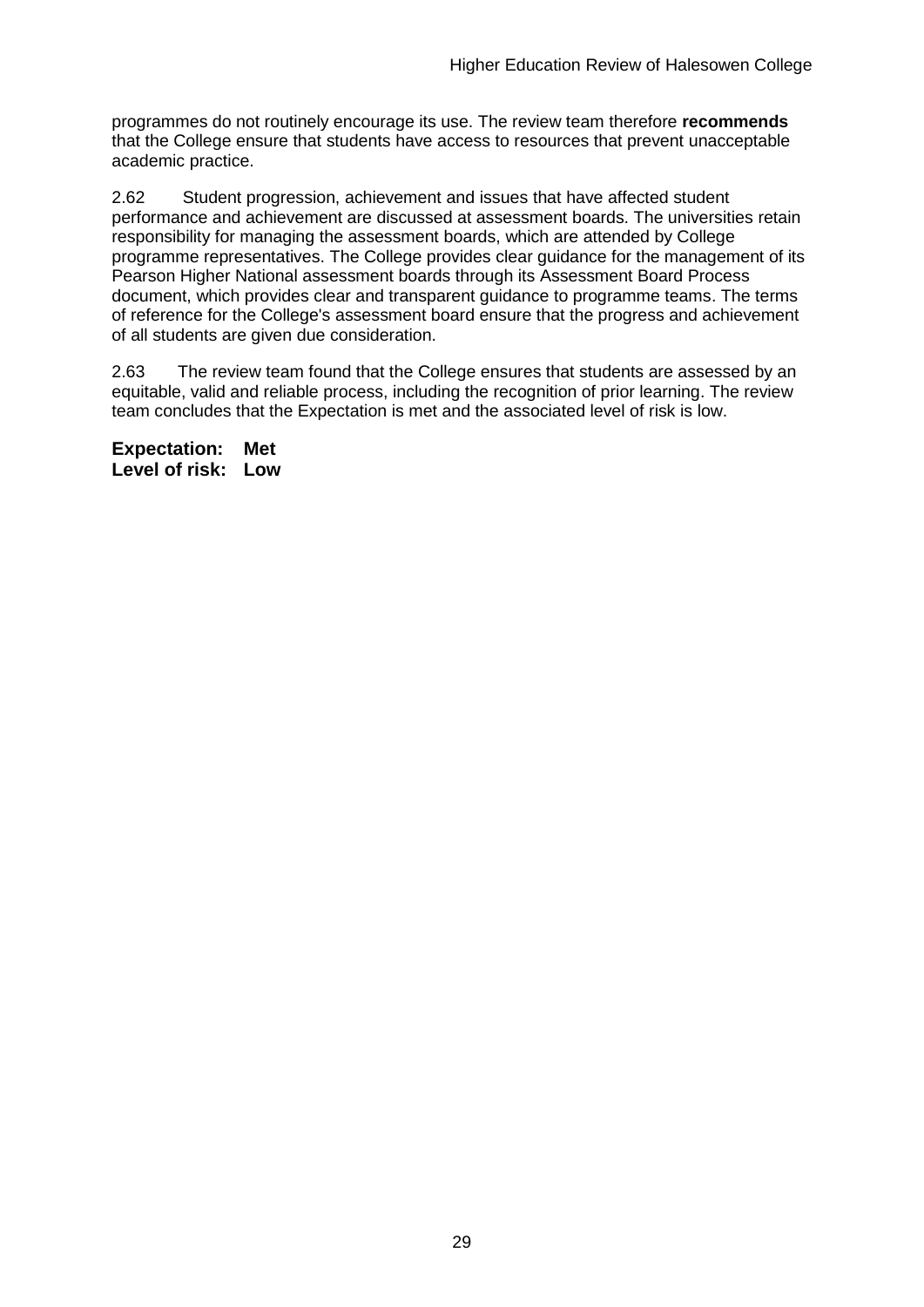programmes do not routinely encourage its use. The review team therefore **recommends** that the College ensure that students have access to resources that prevent unacceptable academic practice.

2.62 Student progression, achievement and issues that have affected student performance and achievement are discussed at assessment boards. The universities retain responsibility for managing the assessment boards, which are attended by College programme representatives. The College provides clear guidance for the management of its Pearson Higher National assessment boards through its Assessment Board Process document, which provides clear and transparent guidance to programme teams. The terms of reference for the College's assessment board ensure that the progress and achievement of all students are given due consideration.

2.63 The review team found that the College ensures that students are assessed by an equitable, valid and reliable process, including the recognition of prior learning. The review team concludes that the Expectation is met and the associated level of risk is low.

**Expectation: Met**
**Level of risk: Low**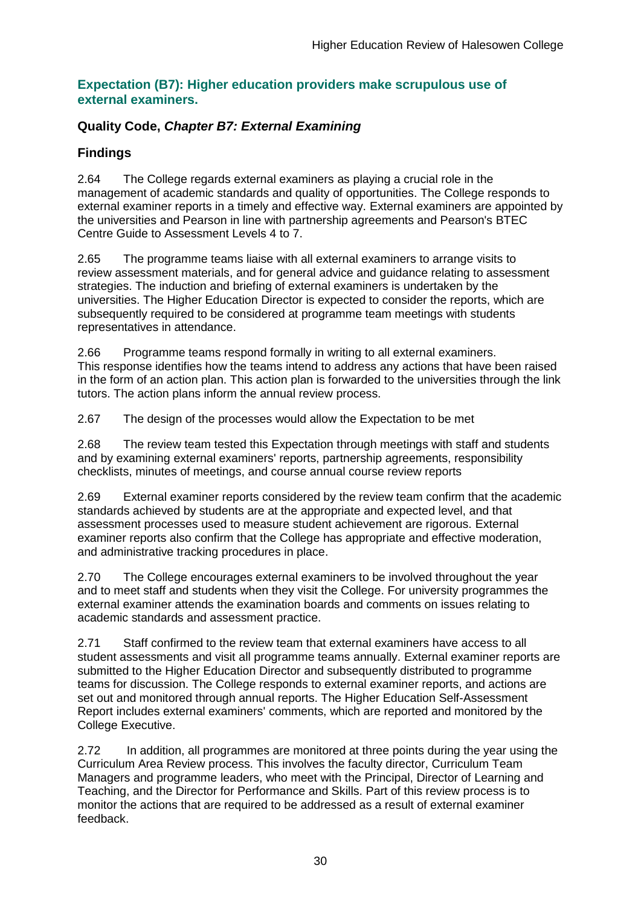### Expectation (B7): Higher education providers make scrupulous use of external examiners.

### Quality Code, *Chapter B7: External Examining*

### Findings

2.64 The College regards external examiners as playing a crucial role in the management of academic standards and quality of opportunities. The College responds to external examiner reports in a timely and effective way. External examiners are appointed by the universities and Pearson in line with partnership agreements and Pearson's BTEC Centre Guide to Assessment Levels 4 to 7.

2.65 The programme teams liaise with all external examiners to arrange visits to review assessment materials, and for general advice and guidance relating to assessment strategies. The induction and briefing of external examiners is undertaken by the universities. The Higher Education Director is expected to consider the reports, which are subsequently required to be considered at programme team meetings with students representatives in attendance.

2.66 Programme teams respond formally in writing to all external examiners. This response identifies how the teams intend to address any actions that have been raised in the form of an action plan. This action plan is forwarded to the universities through the link tutors. The action plans inform the annual review process.

2.67 The design of the processes would allow the Expectation to be met

2.68 The review team tested this Expectation through meetings with staff and students and by examining external examiners' reports, partnership agreements, responsibility checklists, minutes of meetings, and course annual course review reports

2.69 External examiner reports considered by the review team confirm that the academic standards achieved by students are at the appropriate and expected level, and that assessment processes used to measure student achievement are rigorous. External examiner reports also confirm that the College has appropriate and effective moderation, and administrative tracking procedures in place.

2.70 The College encourages external examiners to be involved throughout the year and to meet staff and students when they visit the College. For university programmes the external examiner attends the examination boards and comments on issues relating to academic standards and assessment practice.

2.71 Staff confirmed to the review team that external examiners have access to all student assessments and visit all programme teams annually. External examiner reports are submitted to the Higher Education Director and subsequently distributed to programme teams for discussion. The College responds to external examiner reports, and actions are set out and monitored through annual reports. The Higher Education Self-Assessment Report includes external examiners' comments, which are reported and monitored by the College Executive.

2.72 In addition, all programmes are monitored at three points during the year using the Curriculum Area Review process. This involves the faculty director, Curriculum Team Managers and programme leaders, who meet with the Principal, Director of Learning and Teaching, and the Director for Performance and Skills. Part of this review process is to monitor the actions that are required to be addressed as a result of external examiner feedback.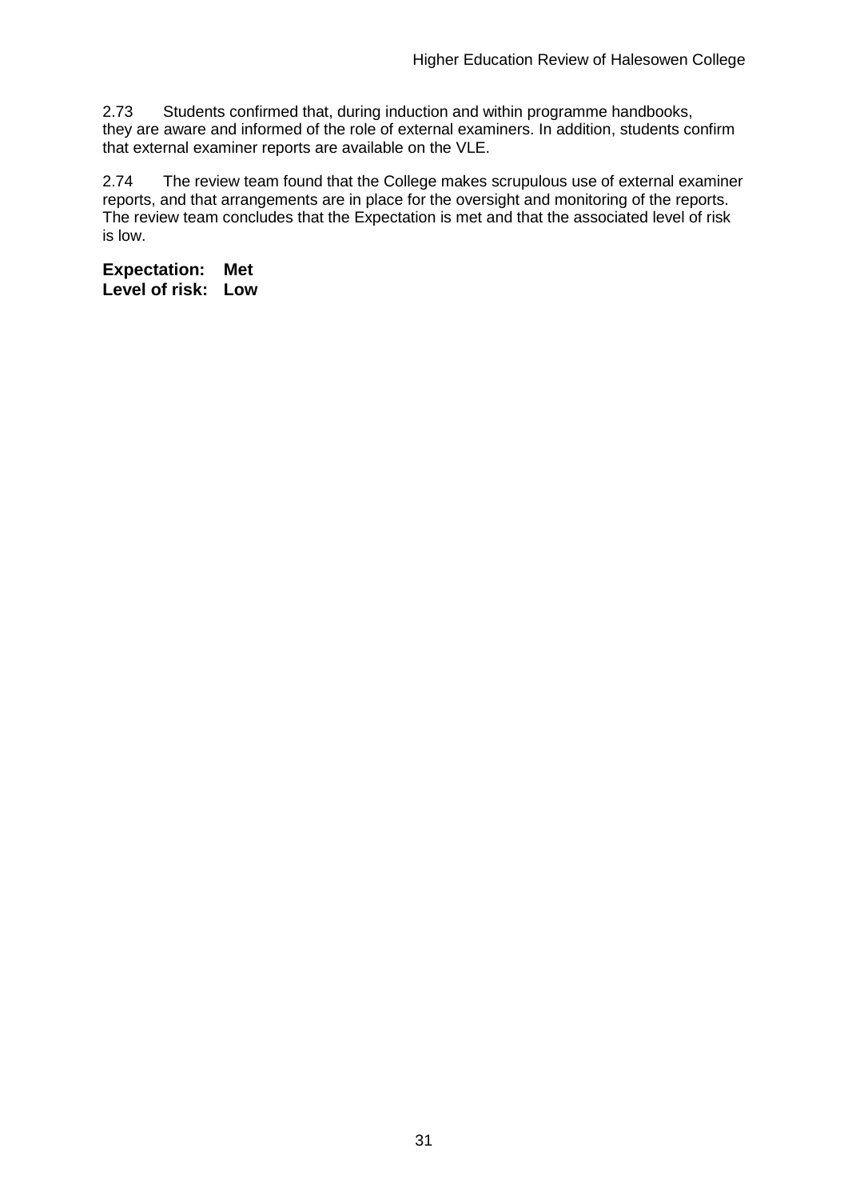2.73 Students confirmed that, during induction and within programme handbooks, they are aware and informed of the role of external examiners. In addition, students confirm that external examiner reports are available on the VLE.

2.74 The review team found that the College makes scrupulous use of external examiner reports, and that arrangements are in place for the oversight and monitoring of the reports. The review team concludes that the Expectation is met and that the associated level of risk is low.

**Expectation: Met**
**Level of risk: Low**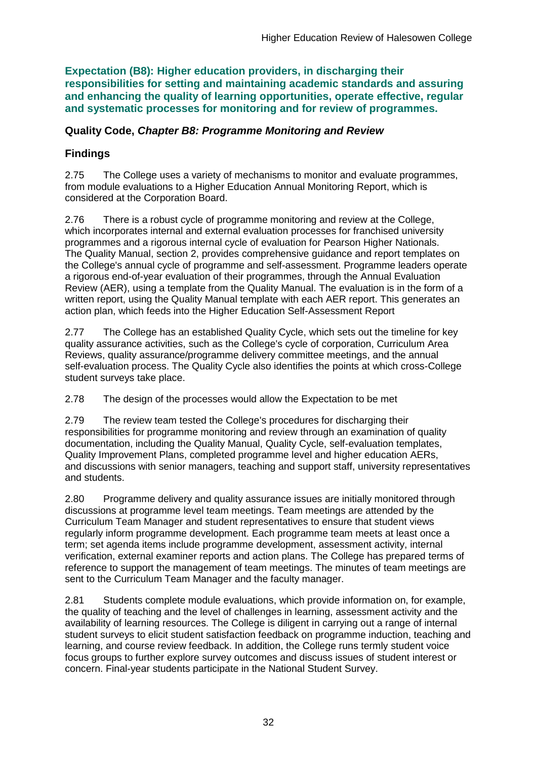**Expectation (B8): Higher education providers, in discharging their responsibilities for setting and maintaining academic standards and assuring and enhancing the quality of learning opportunities, operate effective, regular and systematic processes for monitoring and for review of programmes.**

### Quality Code, *Chapter B8: Programme Monitoring and Review*

### Findings

2.75 The College uses a variety of mechanisms to monitor and evaluate programmes, from module evaluations to a Higher Education Annual Monitoring Report, which is considered at the Corporation Board.

2.76 There is a robust cycle of programme monitoring and review at the College, which incorporates internal and external evaluation processes for franchised university programmes and a rigorous internal cycle of evaluation for Pearson Higher Nationals. The Quality Manual, section 2, provides comprehensive guidance and report templates on the College's annual cycle of programme and self-assessment. Programme leaders operate a rigorous end-of-year evaluation of their programmes, through the Annual Evaluation Review (AER), using a template from the Quality Manual. The evaluation is in the form of a written report, using the Quality Manual template with each AER report. This generates an action plan, which feeds into the Higher Education Self-Assessment Report

2.77 The College has an established Quality Cycle, which sets out the timeline for key quality assurance activities, such as the College's cycle of corporation, Curriculum Area Reviews, quality assurance/programme delivery committee meetings, and the annual self-evaluation process. The Quality Cycle also identifies the points at which cross-College student surveys take place.

2.78 The design of the processes would allow the Expectation to be met

2.79 The review team tested the College's procedures for discharging their responsibilities for programme monitoring and review through an examination of quality documentation, including the Quality Manual, Quality Cycle, self-evaluation templates, Quality Improvement Plans, completed programme level and higher education AERs, and discussions with senior managers, teaching and support staff, university representatives and students.

2.80 Programme delivery and quality assurance issues are initially monitored through discussions at programme level team meetings. Team meetings are attended by the Curriculum Team Manager and student representatives to ensure that student views regularly inform programme development. Each programme team meets at least once a term; set agenda items include programme development, assessment activity, internal verification, external examiner reports and action plans. The College has prepared terms of reference to support the management of team meetings. The minutes of team meetings are sent to the Curriculum Team Manager and the faculty manager.

2.81 Students complete module evaluations, which provide information on, for example, the quality of teaching and the level of challenges in learning, assessment activity and the availability of learning resources. The College is diligent in carrying out a range of internal student surveys to elicit student satisfaction feedback on programme induction, teaching and learning, and course review feedback. In addition, the College runs termly student voice focus groups to further explore survey outcomes and discuss issues of student interest or concern. Final-year students participate in the National Student Survey.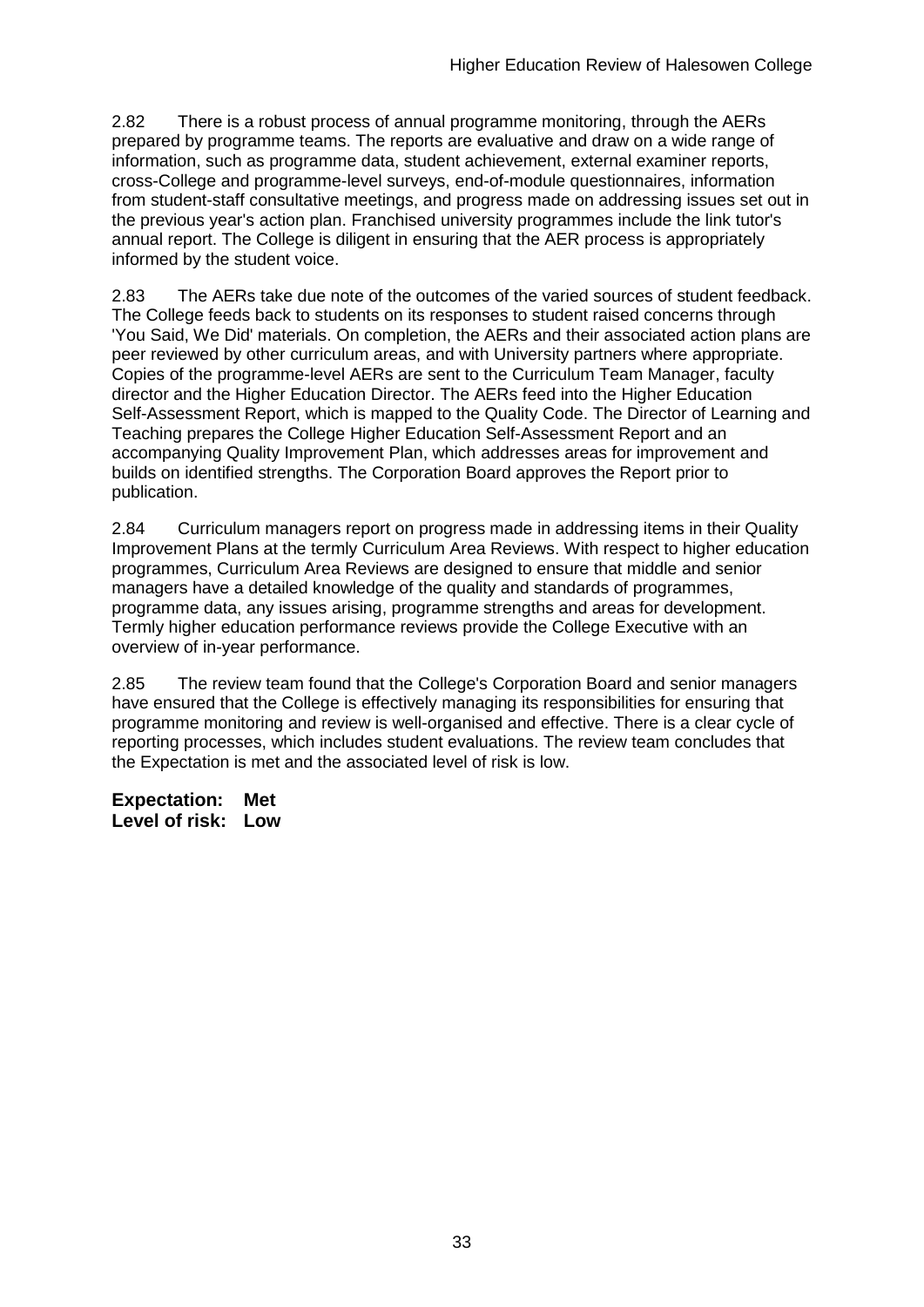2.82 There is a robust process of annual programme monitoring, through the AERs prepared by programme teams. The reports are evaluative and draw on a wide range of information, such as programme data, student achievement, external examiner reports, cross-College and programme-level surveys, end-of-module questionnaires, information from student-staff consultative meetings, and progress made on addressing issues set out in the previous year's action plan. Franchised university programmes include the link tutor's annual report. The College is diligent in ensuring that the AER process is appropriately informed by the student voice.

2.83 The AERs take due note of the outcomes of the varied sources of student feedback. The College feeds back to students on its responses to student raised concerns through 'You Said, We Did' materials. On completion, the AERs and their associated action plans are peer reviewed by other curriculum areas, and with University partners where appropriate. Copies of the programme-level AERs are sent to the Curriculum Team Manager, faculty director and the Higher Education Director. The AERs feed into the Higher Education Self-Assessment Report, which is mapped to the Quality Code. The Director of Learning and Teaching prepares the College Higher Education Self-Assessment Report and an accompanying Quality Improvement Plan, which addresses areas for improvement and builds on identified strengths. The Corporation Board approves the Report prior to publication.

2.84 Curriculum managers report on progress made in addressing items in their Quality Improvement Plans at the termly Curriculum Area Reviews. With respect to higher education programmes, Curriculum Area Reviews are designed to ensure that middle and senior managers have a detailed knowledge of the quality and standards of programmes, programme data, any issues arising, programme strengths and areas for development. Termly higher education performance reviews provide the College Executive with an overview of in-year performance.

2.85 The review team found that the College's Corporation Board and senior managers have ensured that the College is effectively managing its responsibilities for ensuring that programme monitoring and review is well-organised and effective. There is a clear cycle of reporting processes, which includes student evaluations. The review team concludes that the Expectation is met and the associated level of risk is low.

**Expectation: Met**
**Level of risk: Low**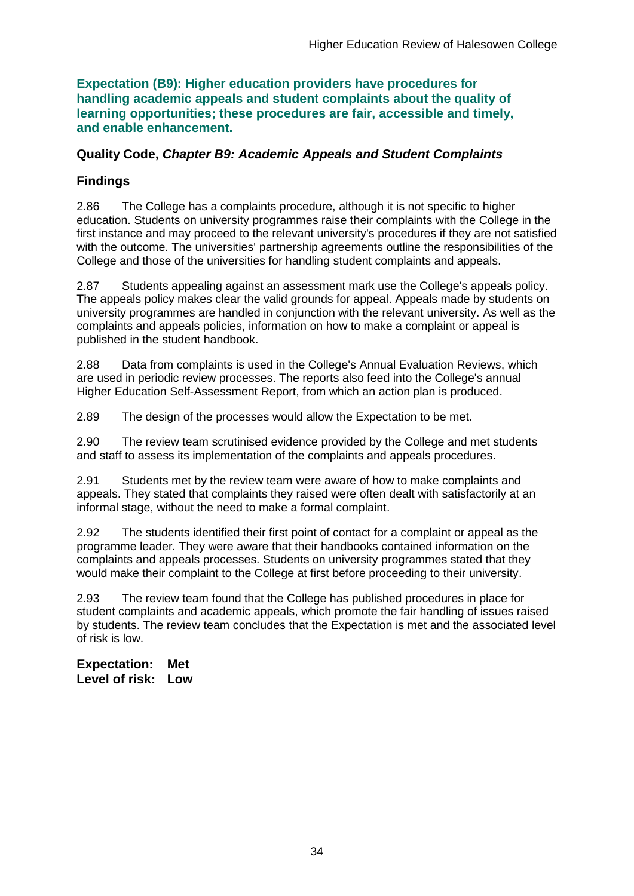**Expectation (B9): Higher education providers have procedures for handling academic appeals and student complaints about the quality of learning opportunities; these procedures are fair, accessible and timely, and enable enhancement.**

**Quality Code, *Chapter B9: Academic Appeals and Student Complaints***

## Findings

2.86 The College has a complaints procedure, although it is not specific to higher education. Students on university programmes raise their complaints with the College in the first instance and may proceed to the relevant university's procedures if they are not satisfied with the outcome. The universities' partnership agreements outline the responsibilities of the College and those of the universities for handling student complaints and appeals.

2.87 Students appealing against an assessment mark use the College's appeals policy. The appeals policy makes clear the valid grounds for appeal. Appeals made by students on university programmes are handled in conjunction with the relevant university. As well as the complaints and appeals policies, information on how to make a complaint or appeal is published in the student handbook.

2.88 Data from complaints is used in the College's Annual Evaluation Reviews, which are used in periodic review processes. The reports also feed into the College's annual Higher Education Self-Assessment Report, from which an action plan is produced.

2.89 The design of the processes would allow the Expectation to be met.

2.90 The review team scrutinised evidence provided by the College and met students and staff to assess its implementation of the complaints and appeals procedures.

2.91 Students met by the review team were aware of how to make complaints and appeals. They stated that complaints they raised were often dealt with satisfactorily at an informal stage, without the need to make a formal complaint.

2.92 The students identified their first point of contact for a complaint or appeal as the programme leader. They were aware that their handbooks contained information on the complaints and appeals processes. Students on university programmes stated that they would make their complaint to the College at first before proceeding to their university.

2.93 The review team found that the College has published procedures in place for student complaints and academic appeals, which promote the fair handling of issues raised by students. The review team concludes that the Expectation is met and the associated level of risk is low.

**Expectation: Met**
**Level of risk: Low**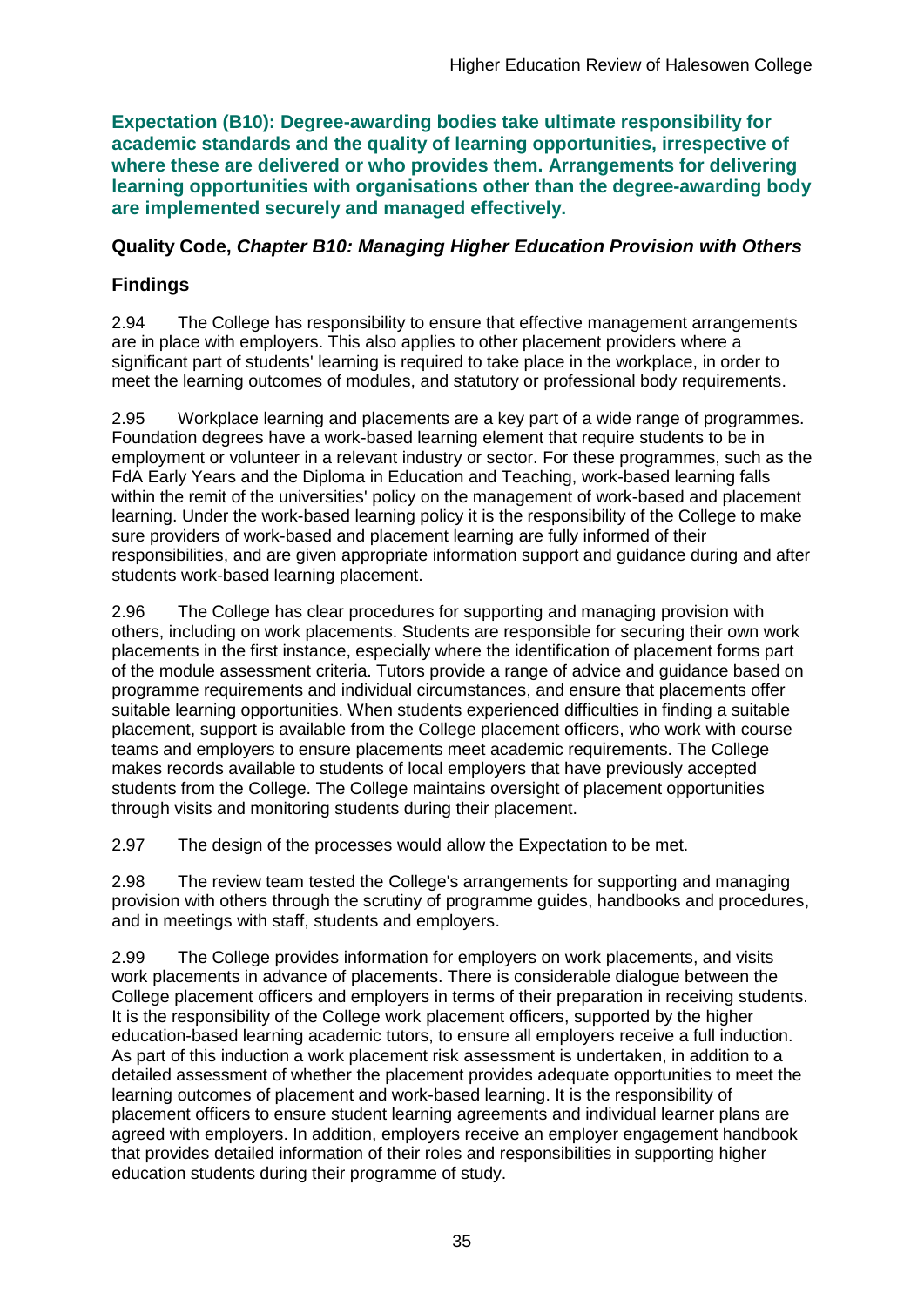**Expectation (B10): Degree-awarding bodies take ultimate responsibility for academic standards and the quality of learning opportunities, irrespective of where these are delivered or who provides them. Arrangements for delivering learning opportunities with organisations other than the degree-awarding body are implemented securely and managed effectively.**

### Quality Code, *Chapter B10: Managing Higher Education Provision with Others*

### Findings

2.94 The College has responsibility to ensure that effective management arrangements are in place with employers. This also applies to other placement providers where a significant part of students' learning is required to take place in the workplace, in order to meet the learning outcomes of modules, and statutory or professional body requirements.

2.95 Workplace learning and placements are a key part of a wide range of programmes. Foundation degrees have a work-based learning element that require students to be in employment or volunteer in a relevant industry or sector. For these programmes, such as the FdA Early Years and the Diploma in Education and Teaching, work-based learning falls within the remit of the universities' policy on the management of work-based and placement learning. Under the work-based learning policy it is the responsibility of the College to make sure providers of work-based and placement learning are fully informed of their responsibilities, and are given appropriate information support and guidance during and after students work-based learning placement.

2.96 The College has clear procedures for supporting and managing provision with others, including on work placements. Students are responsible for securing their own work placements in the first instance, especially where the identification of placement forms part of the module assessment criteria. Tutors provide a range of advice and guidance based on programme requirements and individual circumstances, and ensure that placements offer suitable learning opportunities. When students experienced difficulties in finding a suitable placement, support is available from the College placement officers, who work with course teams and employers to ensure placements meet academic requirements. The College makes records available to students of local employers that have previously accepted students from the College. The College maintains oversight of placement opportunities through visits and monitoring students during their placement.

2.97 The design of the processes would allow the Expectation to be met.

2.98 The review team tested the College's arrangements for supporting and managing provision with others through the scrutiny of programme guides, handbooks and procedures, and in meetings with staff, students and employers.

2.99 The College provides information for employers on work placements, and visits work placements in advance of placements. There is considerable dialogue between the College placement officers and employers in terms of their preparation in receiving students. It is the responsibility of the College work placement officers, supported by the higher education-based learning academic tutors, to ensure all employers receive a full induction. As part of this induction a work placement risk assessment is undertaken, in addition to a detailed assessment of whether the placement provides adequate opportunities to meet the learning outcomes of placement and work-based learning. It is the responsibility of placement officers to ensure student learning agreements and individual learner plans are agreed with employers. In addition, employers receive an employer engagement handbook that provides detailed information of their roles and responsibilities in supporting higher education students during their programme of study.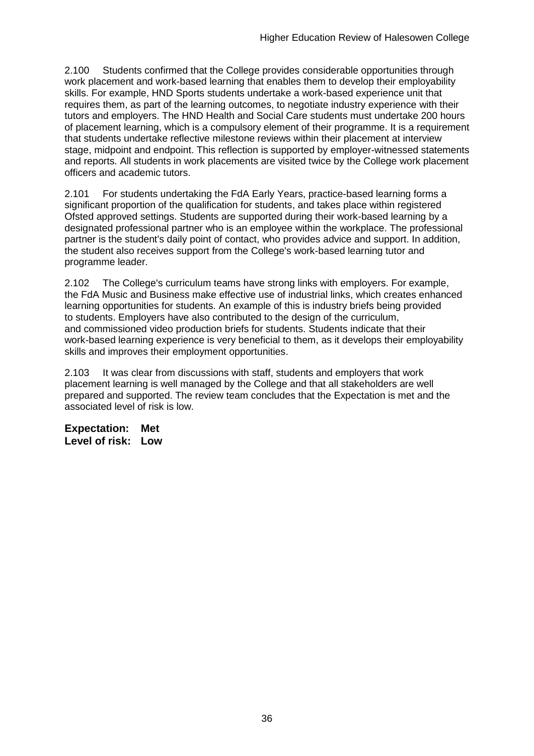2.100 Students confirmed that the College provides considerable opportunities through work placement and work-based learning that enables them to develop their employability skills. For example, HND Sports students undertake a work-based experience unit that requires them, as part of the learning outcomes, to negotiate industry experience with their tutors and employers. The HND Health and Social Care students must undertake 200 hours of placement learning, which is a compulsory element of their programme. It is a requirement that students undertake reflective milestone reviews within their placement at interview stage, midpoint and endpoint. This reflection is supported by employer-witnessed statements and reports. All students in work placements are visited twice by the College work placement officers and academic tutors.

2.101 For students undertaking the FdA Early Years, practice-based learning forms a significant proportion of the qualification for students, and takes place within registered Ofsted approved settings. Students are supported during their work-based learning by a designated professional partner who is an employee within the workplace. The professional partner is the student's daily point of contact, who provides advice and support. In addition, the student also receives support from the College's work-based learning tutor and programme leader.

2.102 The College's curriculum teams have strong links with employers. For example, the FdA Music and Business make effective use of industrial links, which creates enhanced learning opportunities for students. An example of this is industry briefs being provided to students. Employers have also contributed to the design of the curriculum, and commissioned video production briefs for students. Students indicate that their work-based learning experience is very beneficial to them, as it develops their employability skills and improves their employment opportunities.

2.103 It was clear from discussions with staff, students and employers that work placement learning is well managed by the College and that all stakeholders are well prepared and supported. The review team concludes that the Expectation is met and the associated level of risk is low.

**Expectation: Met**
**Level of risk: Low**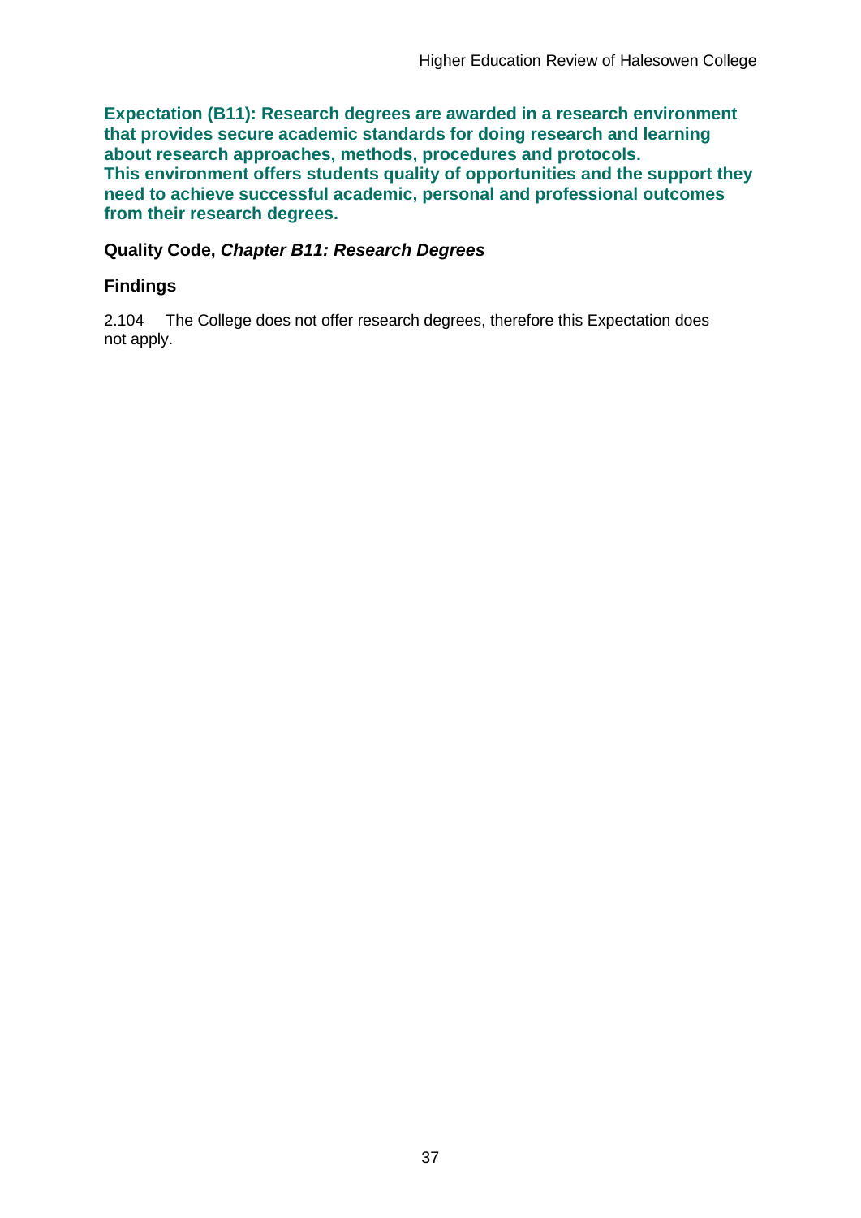**Expectation (B11): Research degrees are awarded in a research environment that provides secure academic standards for doing research and learning about research approaches, methods, procedures and protocols. This environment offers students quality of opportunities and the support they need to achieve successful academic, personal and professional outcomes from their research degrees.**

**Quality Code, *Chapter B11: Research Degrees***

### Findings

2.104 The College does not offer research degrees, therefore this Expectation does not apply.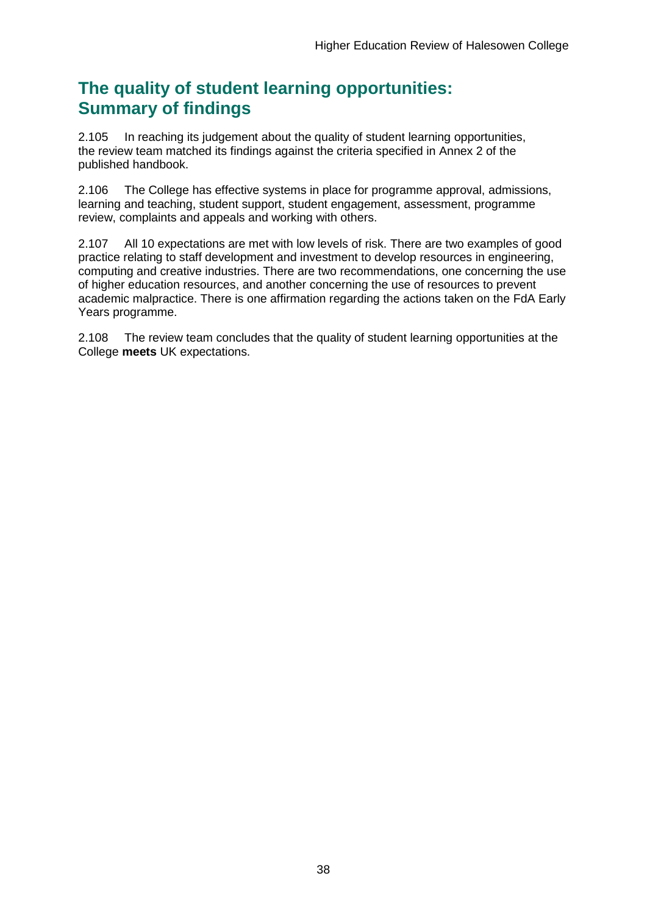## The quality of student learning opportunities: Summary of findings

2.105 In reaching its judgement about the quality of student learning opportunities, the review team matched its findings against the criteria specified in Annex 2 of the published handbook.

2.106 The College has effective systems in place for programme approval, admissions, learning and teaching, student support, student engagement, assessment, programme review, complaints and appeals and working with others.

2.107 All 10 expectations are met with low levels of risk. There are two examples of good practice relating to staff development and investment to develop resources in engineering, computing and creative industries. There are two recommendations, one concerning the use of higher education resources, and another concerning the use of resources to prevent academic malpractice. There is one affirmation regarding the actions taken on the FdA Early Years programme.

2.108 The review team concludes that the quality of student learning opportunities at the College **meets** UK expectations.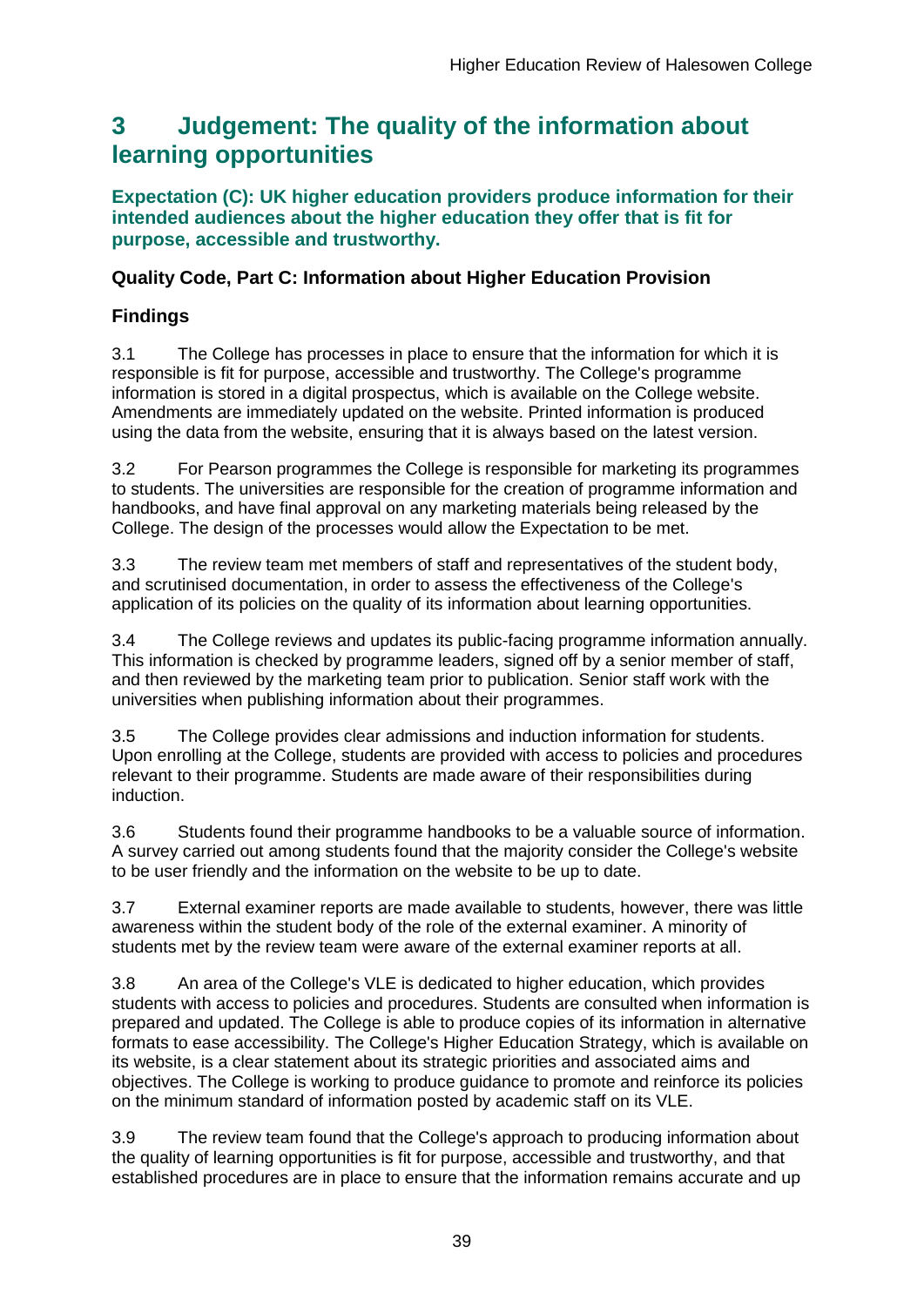# 3 Judgement: The quality of the information about learning opportunities

**Expectation (C): UK higher education providers produce information for their intended audiences about the higher education they offer that is fit for purpose, accessible and trustworthy.**

### Quality Code, Part C: Information about Higher Education Provision

### Findings

3.1 The College has processes in place to ensure that the information for which it is responsible is fit for purpose, accessible and trustworthy. The College's programme information is stored in a digital prospectus, which is available on the College website. Amendments are immediately updated on the website. Printed information is produced using the data from the website, ensuring that it is always based on the latest version.

3.2 For Pearson programmes the College is responsible for marketing its programmes to students. The universities are responsible for the creation of programme information and handbooks, and have final approval on any marketing materials being released by the College. The design of the processes would allow the Expectation to be met.

3.3 The review team met members of staff and representatives of the student body, and scrutinised documentation, in order to assess the effectiveness of the College's application of its policies on the quality of its information about learning opportunities.

3.4 The College reviews and updates its public-facing programme information annually. This information is checked by programme leaders, signed off by a senior member of staff, and then reviewed by the marketing team prior to publication. Senior staff work with the universities when publishing information about their programmes.

3.5 The College provides clear admissions and induction information for students. Upon enrolling at the College, students are provided with access to policies and procedures relevant to their programme. Students are made aware of their responsibilities during induction.

3.6 Students found their programme handbooks to be a valuable source of information. A survey carried out among students found that the majority consider the College's website to be user friendly and the information on the website to be up to date.

3.7 External examiner reports are made available to students, however, there was little awareness within the student body of the role of the external examiner. A minority of students met by the review team were aware of the external examiner reports at all.

3.8 An area of the College's VLE is dedicated to higher education, which provides students with access to policies and procedures. Students are consulted when information is prepared and updated. The College is able to produce copies of its information in alternative formats to ease accessibility. The College's Higher Education Strategy, which is available on its website, is a clear statement about its strategic priorities and associated aims and objectives. The College is working to produce guidance to promote and reinforce its policies on the minimum standard of information posted by academic staff on its VLE.

3.9 The review team found that the College's approach to producing information about the quality of learning opportunities is fit for purpose, accessible and trustworthy, and that established procedures are in place to ensure that the information remains accurate and up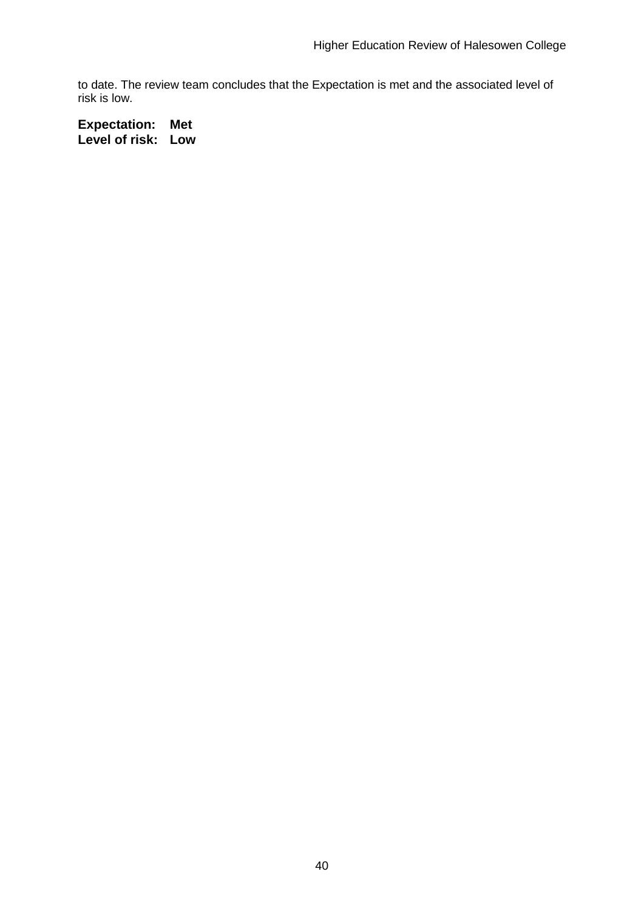to date. The review team concludes that the Expectation is met and the associated level of risk is low.

**Expectation: Met**
**Level of risk: Low**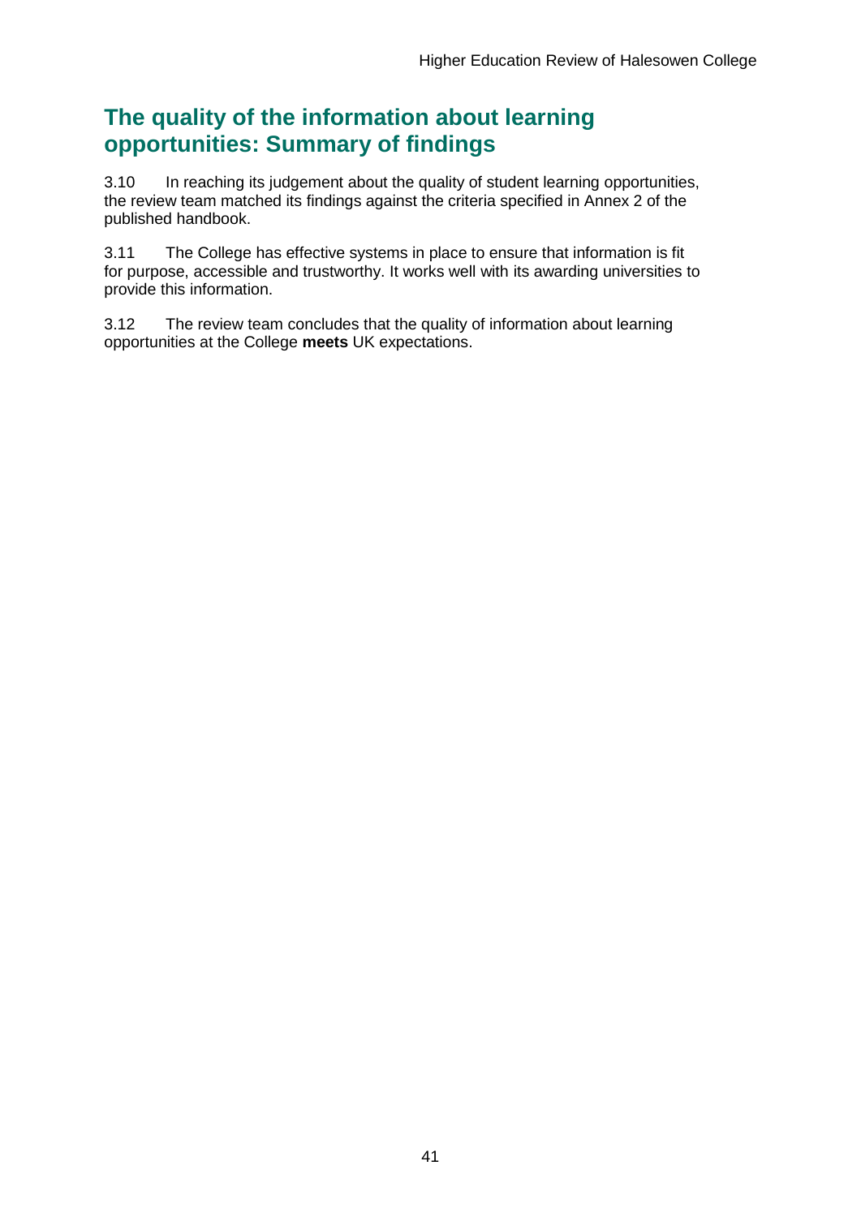## The quality of the information about learning opportunities: Summary of findings

3.10 In reaching its judgement about the quality of student learning opportunities, the review team matched its findings against the criteria specified in Annex 2 of the published handbook.

3.11 The College has effective systems in place to ensure that information is fit for purpose, accessible and trustworthy. It works well with its awarding universities to provide this information.

3.12 The review team concludes that the quality of information about learning opportunities at the College **meets** UK expectations.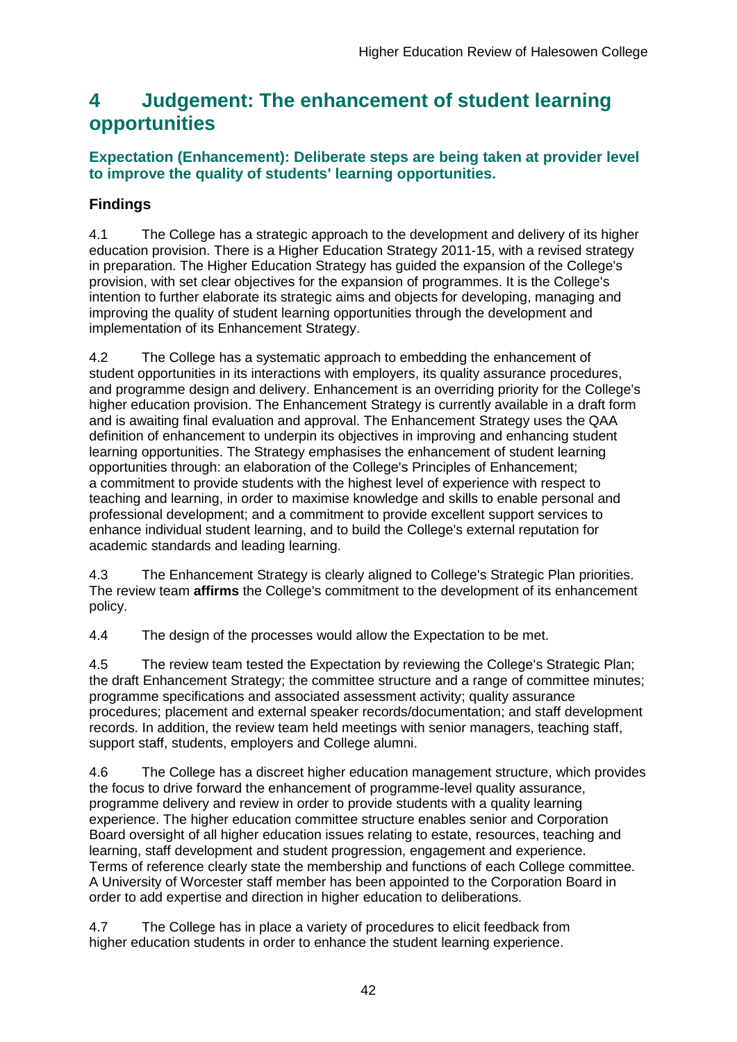# 4 Judgement: The enhancement of student learning opportunities

### Expectation (Enhancement): Deliberate steps are being taken at provider level to improve the quality of students' learning opportunities.

### Findings

4.1 The College has a strategic approach to the development and delivery of its higher education provision. There is a Higher Education Strategy 2011-15, with a revised strategy in preparation. The Higher Education Strategy has guided the expansion of the College's provision, with set clear objectives for the expansion of programmes. It is the College's intention to further elaborate its strategic aims and objects for developing, managing and improving the quality of student learning opportunities through the development and implementation of its Enhancement Strategy.

4.2 The College has a systematic approach to embedding the enhancement of student opportunities in its interactions with employers, its quality assurance procedures, and programme design and delivery. Enhancement is an overriding priority for the College's higher education provision. The Enhancement Strategy is currently available in a draft form and is awaiting final evaluation and approval. The Enhancement Strategy uses the QAA definition of enhancement to underpin its objectives in improving and enhancing student learning opportunities. The Strategy emphasises the enhancement of student learning opportunities through: an elaboration of the College's Principles of Enhancement; a commitment to provide students with the highest level of experience with respect to teaching and learning, in order to maximise knowledge and skills to enable personal and professional development; and a commitment to provide excellent support services to enhance individual student learning, and to build the College's external reputation for academic standards and leading learning.

4.3 The Enhancement Strategy is clearly aligned to College's Strategic Plan priorities. The review team **affirms** the College's commitment to the development of its enhancement policy.

4.4 The design of the processes would allow the Expectation to be met.

4.5 The review team tested the Expectation by reviewing the College's Strategic Plan; the draft Enhancement Strategy; the committee structure and a range of committee minutes; programme specifications and associated assessment activity; quality assurance procedures; placement and external speaker records/documentation; and staff development records. In addition, the review team held meetings with senior managers, teaching staff, support staff, students, employers and College alumni.

4.6 The College has a discreet higher education management structure, which provides the focus to drive forward the enhancement of programme-level quality assurance, programme delivery and review in order to provide students with a quality learning experience. The higher education committee structure enables senior and Corporation Board oversight of all higher education issues relating to estate, resources, teaching and learning, staff development and student progression, engagement and experience. Terms of reference clearly state the membership and functions of each College committee. A University of Worcester staff member has been appointed to the Corporation Board in order to add expertise and direction in higher education to deliberations.

4.7 The College has in place a variety of procedures to elicit feedback from higher education students in order to enhance the student learning experience.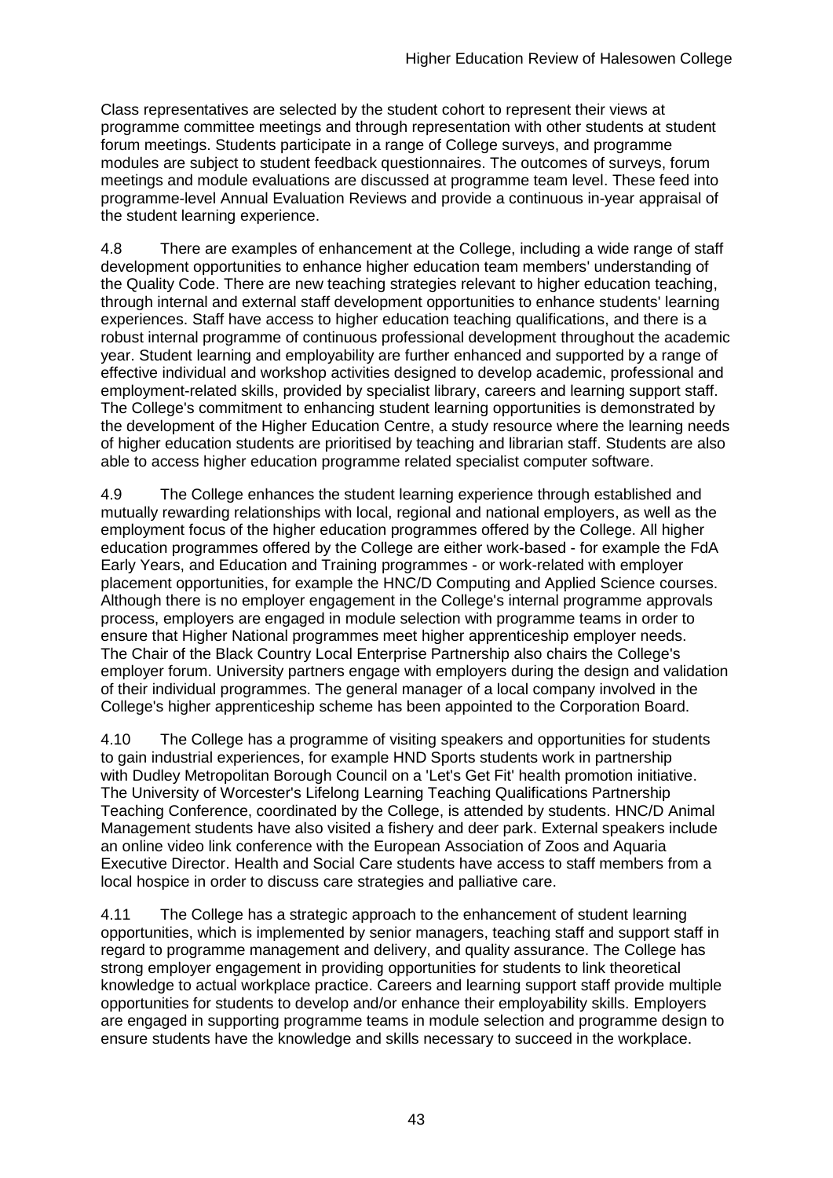Class representatives are selected by the student cohort to represent their views at programme committee meetings and through representation with other students at student forum meetings. Students participate in a range of College surveys, and programme modules are subject to student feedback questionnaires. The outcomes of surveys, forum meetings and module evaluations are discussed at programme team level. These feed into programme-level Annual Evaluation Reviews and provide a continuous in-year appraisal of the student learning experience.

4.8 There are examples of enhancement at the College, including a wide range of staff development opportunities to enhance higher education team members' understanding of the Quality Code. There are new teaching strategies relevant to higher education teaching, through internal and external staff development opportunities to enhance students' learning experiences. Staff have access to higher education teaching qualifications, and there is a robust internal programme of continuous professional development throughout the academic year. Student learning and employability are further enhanced and supported by a range of effective individual and workshop activities designed to develop academic, professional and employment-related skills, provided by specialist library, careers and learning support staff. The College's commitment to enhancing student learning opportunities is demonstrated by the development of the Higher Education Centre, a study resource where the learning needs of higher education students are prioritised by teaching and librarian staff. Students are also able to access higher education programme related specialist computer software.

4.9 The College enhances the student learning experience through established and mutually rewarding relationships with local, regional and national employers, as well as the employment focus of the higher education programmes offered by the College. All higher education programmes offered by the College are either work-based - for example the FdA Early Years, and Education and Training programmes - or work-related with employer placement opportunities, for example the HNC/D Computing and Applied Science courses. Although there is no employer engagement in the College's internal programme approvals process, employers are engaged in module selection with programme teams in order to ensure that Higher National programmes meet higher apprenticeship employer needs. The Chair of the Black Country Local Enterprise Partnership also chairs the College's employer forum. University partners engage with employers during the design and validation of their individual programmes. The general manager of a local company involved in the College's higher apprenticeship scheme has been appointed to the Corporation Board.

4.10 The College has a programme of visiting speakers and opportunities for students to gain industrial experiences, for example HND Sports students work in partnership with Dudley Metropolitan Borough Council on a 'Let's Get Fit' health promotion initiative. The University of Worcester's Lifelong Learning Teaching Qualifications Partnership Teaching Conference, coordinated by the College, is attended by students. HNC/D Animal Management students have also visited a fishery and deer park. External speakers include an online video link conference with the European Association of Zoos and Aquaria Executive Director. Health and Social Care students have access to staff members from a local hospice in order to discuss care strategies and palliative care.

4.11 The College has a strategic approach to the enhancement of student learning opportunities, which is implemented by senior managers, teaching staff and support staff in regard to programme management and delivery, and quality assurance. The College has strong employer engagement in providing opportunities for students to link theoretical knowledge to actual workplace practice. Careers and learning support staff provide multiple opportunities for students to develop and/or enhance their employability skills. Employers are engaged in supporting programme teams in module selection and programme design to ensure students have the knowledge and skills necessary to succeed in the workplace.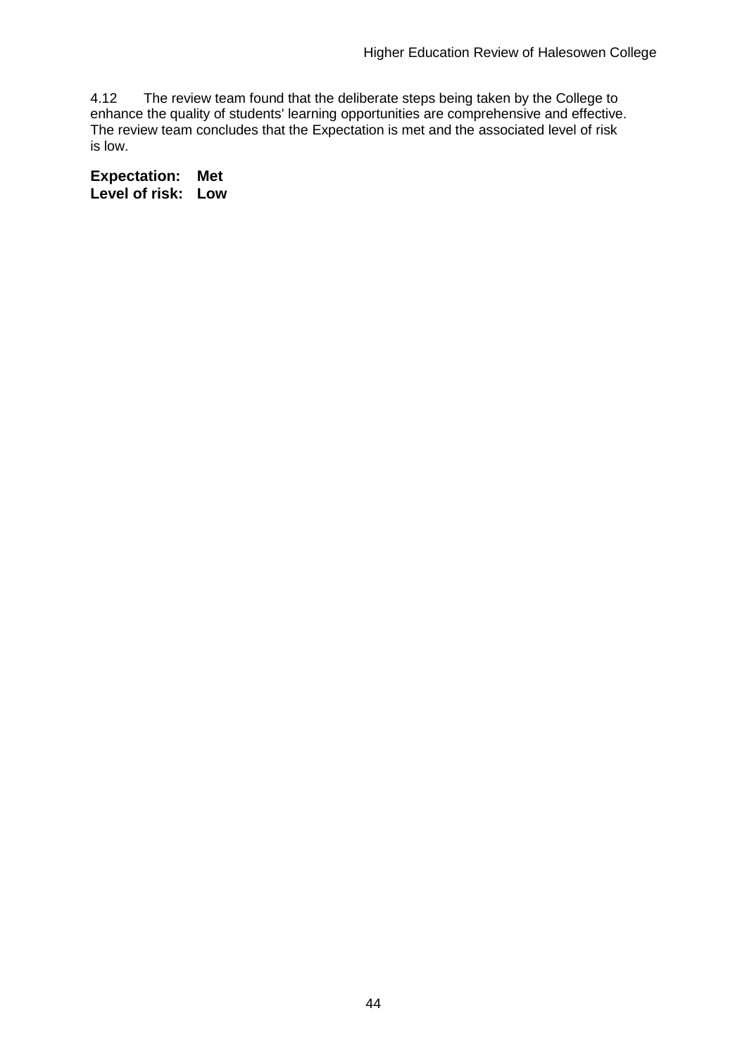4.12 The review team found that the deliberate steps being taken by the College to enhance the quality of students' learning opportunities are comprehensive and effective. The review team concludes that the Expectation is met and the associated level of risk is low.

**Expectation: Met**
**Level of risk: Low**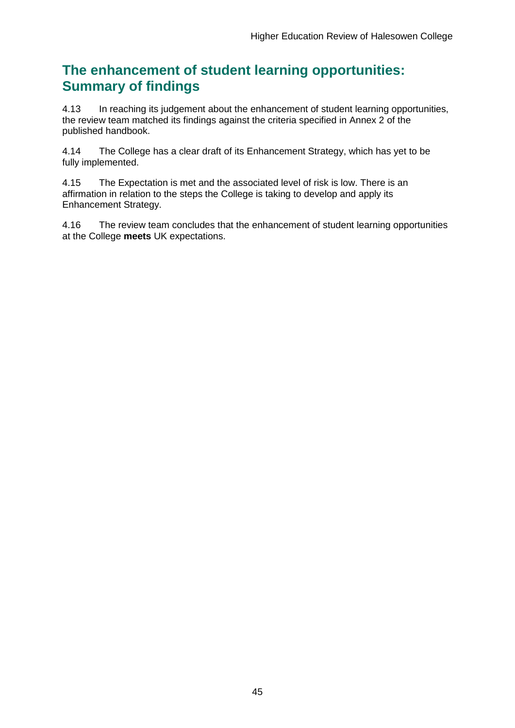## The enhancement of student learning opportunities: Summary of findings

4.13 In reaching its judgement about the enhancement of student learning opportunities, the review team matched its findings against the criteria specified in Annex 2 of the published handbook.

4.14 The College has a clear draft of its Enhancement Strategy, which has yet to be fully implemented.

4.15 The Expectation is met and the associated level of risk is low. There is an affirmation in relation to the steps the College is taking to develop and apply its Enhancement Strategy.

4.16 The review team concludes that the enhancement of student learning opportunities at the College **meets** UK expectations.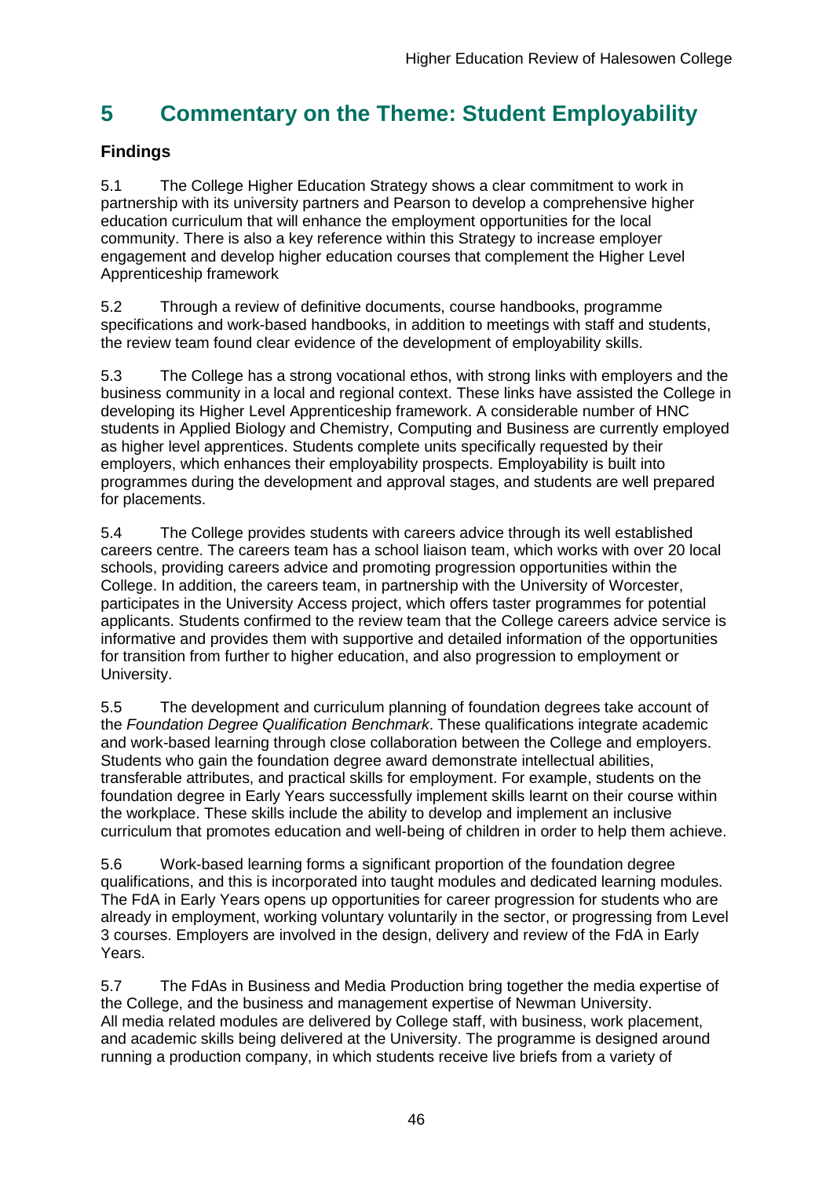# 5 Commentary on the Theme: Student Employability

## Findings

5.1 The College Higher Education Strategy shows a clear commitment to work in partnership with its university partners and Pearson to develop a comprehensive higher education curriculum that will enhance the employment opportunities for the local community. There is also a key reference within this Strategy to increase employer engagement and develop higher education courses that complement the Higher Level Apprenticeship framework

5.2 Through a review of definitive documents, course handbooks, programme specifications and work-based handbooks, in addition to meetings with staff and students, the review team found clear evidence of the development of employability skills.

5.3 The College has a strong vocational ethos, with strong links with employers and the business community in a local and regional context. These links have assisted the College in developing its Higher Level Apprenticeship framework. A considerable number of HNC students in Applied Biology and Chemistry, Computing and Business are currently employed as higher level apprentices. Students complete units specifically requested by their employers, which enhances their employability prospects. Employability is built into programmes during the development and approval stages, and students are well prepared for placements.

5.4 The College provides students with careers advice through its well established careers centre. The careers team has a school liaison team, which works with over 20 local schools, providing careers advice and promoting progression opportunities within the College. In addition, the careers team, in partnership with the University of Worcester, participates in the University Access project, which offers taster programmes for potential applicants. Students confirmed to the review team that the College careers advice service is informative and provides them with supportive and detailed information of the opportunities for transition from further to higher education, and also progression to employment or University.

5.5 The development and curriculum planning of foundation degrees take account of the *Foundation Degree Qualification Benchmark*. These qualifications integrate academic and work-based learning through close collaboration between the College and employers. Students who gain the foundation degree award demonstrate intellectual abilities, transferable attributes, and practical skills for employment. For example, students on the foundation degree in Early Years successfully implement skills learnt on their course within the workplace. These skills include the ability to develop and implement an inclusive curriculum that promotes education and well-being of children in order to help them achieve.

5.6 Work-based learning forms a significant proportion of the foundation degree qualifications, and this is incorporated into taught modules and dedicated learning modules. The FdA in Early Years opens up opportunities for career progression for students who are already in employment, working voluntary voluntarily in the sector, or progressing from Level 3 courses. Employers are involved in the design, delivery and review of the FdA in Early Years.

5.7 The FdAs in Business and Media Production bring together the media expertise of the College, and the business and management expertise of Newman University. All media related modules are delivered by College staff, with business, work placement, and academic skills being delivered at the University. The programme is designed around running a production company, in which students receive live briefs from a variety of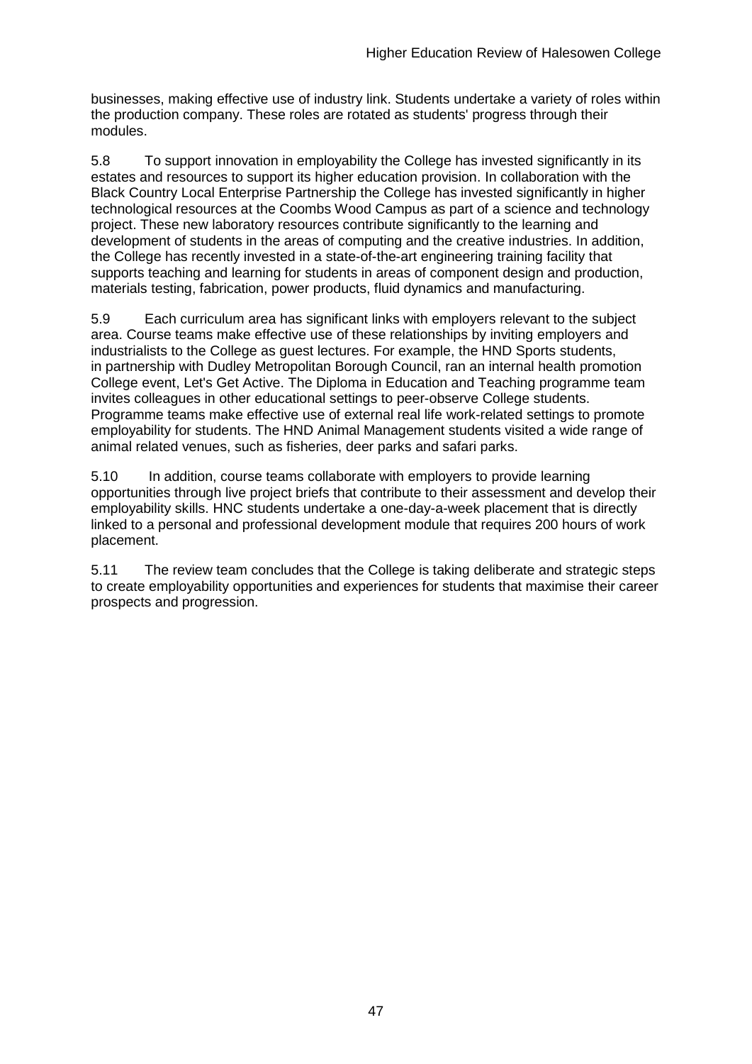businesses, making effective use of industry link. Students undertake a variety of roles within the production company. These roles are rotated as students' progress through their modules.

5.8 To support innovation in employability the College has invested significantly in its estates and resources to support its higher education provision. In collaboration with the Black Country Local Enterprise Partnership the College has invested significantly in higher technological resources at the Coombs Wood Campus as part of a science and technology project. These new laboratory resources contribute significantly to the learning and development of students in the areas of computing and the creative industries. In addition, the College has recently invested in a state-of-the-art engineering training facility that supports teaching and learning for students in areas of component design and production, materials testing, fabrication, power products, fluid dynamics and manufacturing.

5.9 Each curriculum area has significant links with employers relevant to the subject area. Course teams make effective use of these relationships by inviting employers and industrialists to the College as guest lectures. For example, the HND Sports students, in partnership with Dudley Metropolitan Borough Council, ran an internal health promotion College event, Let's Get Active. The Diploma in Education and Teaching programme team invites colleagues in other educational settings to peer-observe College students. Programme teams make effective use of external real life work-related settings to promote employability for students. The HND Animal Management students visited a wide range of animal related venues, such as fisheries, deer parks and safari parks.

5.10 In addition, course teams collaborate with employers to provide learning opportunities through live project briefs that contribute to their assessment and develop their employability skills. HNC students undertake a one-day-a-week placement that is directly linked to a personal and professional development module that requires 200 hours of work placement.

5.11 The review team concludes that the College is taking deliberate and strategic steps to create employability opportunities and experiences for students that maximise their career prospects and progression.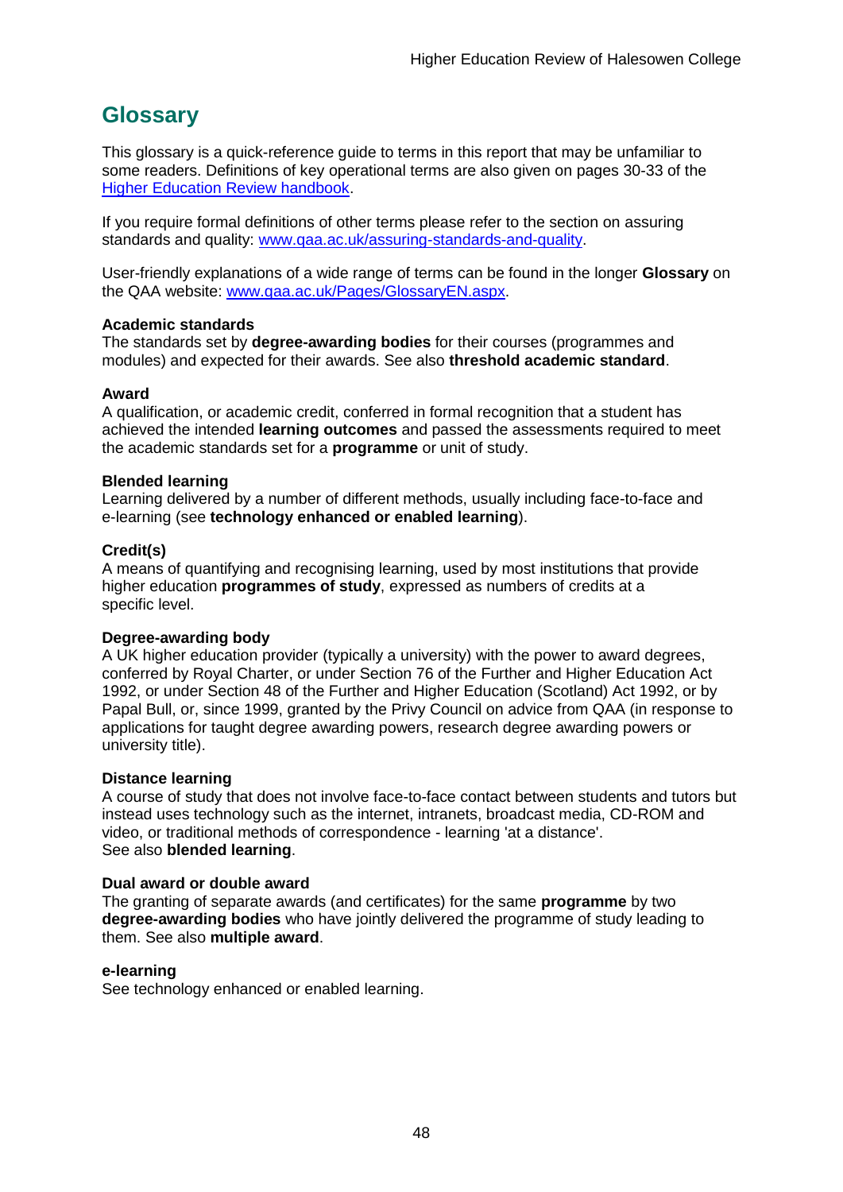# Glossary

This glossary is a quick-reference guide to terms in this report that may be unfamiliar to some readers. Definitions of key operational terms are also given on pages 30-33 of the [Higher Education Review handbook](Higher Education Review handbook).

If you require formal definitions of other terms please refer to the section on assuring standards and quality: [www.qaa.ac.uk/assuring-standards-and-quality](www.qaa.ac.uk/assuring-standards-and-quality).

User-friendly explanations of a wide range of terms can be found in the longer **Glossary** on the QAA website: [www.qaa.ac.uk/Pages/GlossaryEN.aspx](www.qaa.ac.uk/Pages/GlossaryEN.aspx).

**Academic standards**
The standards set by **degree-awarding bodies** for their courses (programmes and modules) and expected for their awards. See also **threshold academic standard**.

**Award**
A qualification, or academic credit, conferred in formal recognition that a student has achieved the intended **learning outcomes** and passed the assessments required to meet the academic standards set for a **programme** or unit of study.

**Blended learning**
Learning delivered by a number of different methods, usually including face-to-face and e-learning (see **technology enhanced or enabled learning**).

**Credit(s)**
A means of quantifying and recognising learning, used by most institutions that provide higher education **programmes of study**, expressed as numbers of credits at a specific level.

**Degree-awarding body**
A UK higher education provider (typically a university) with the power to award degrees, conferred by Royal Charter, or under Section 76 of the Further and Higher Education Act 1992, or under Section 48 of the Further and Higher Education (Scotland) Act 1992, or by Papal Bull, or, since 1999, granted by the Privy Council on advice from QAA (in response to applications for taught degree awarding powers, research degree awarding powers or university title).

**Distance learning**
A course of study that does not involve face-to-face contact between students and tutors but instead uses technology such as the internet, intranets, broadcast media, CD-ROM and video, or traditional methods of correspondence - learning 'at a distance'.
See also **blended learning**.

**Dual award or double award**
The granting of separate awards (and certificates) for the same **programme** by two **degree-awarding bodies** who have jointly delivered the programme of study leading to them. See also **multiple award**.

**e-learning**
See technology enhanced or enabled learning.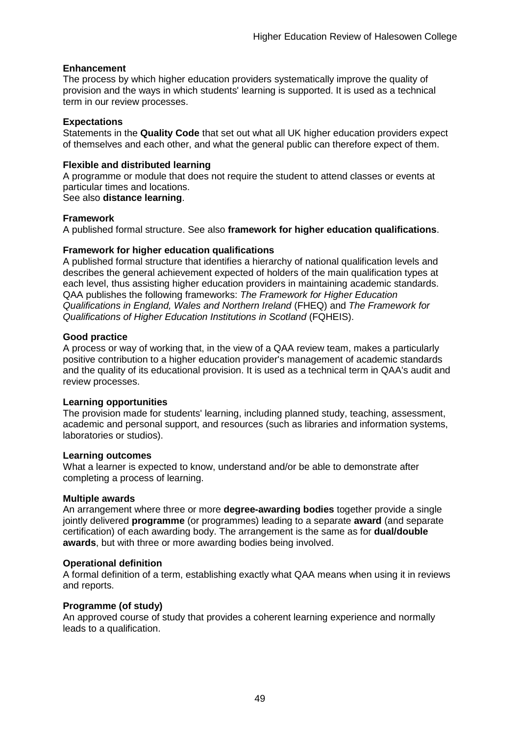**Enhancement**
The process by which higher education providers systematically improve the quality of provision and the ways in which students' learning is supported. It is used as a technical term in our review processes.

**Expectations**
Statements in the **Quality Code** that set out what all UK higher education providers expect of themselves and each other, and what the general public can therefore expect of them.

**Flexible and distributed learning**
A programme or module that does not require the student to attend classes or events at particular times and locations.
See also **distance learning**.

**Framework**
A published formal structure. See also **framework for higher education qualifications**.

**Framework for higher education qualifications**
A published formal structure that identifies a hierarchy of national qualification levels and describes the general achievement expected of holders of the main qualification types at each level, thus assisting higher education providers in maintaining academic standards. QAA publishes the following frameworks: *The Framework for Higher Education Qualifications in England, Wales and Northern Ireland* (FHEQ) and *The Framework for Qualifications of Higher Education Institutions in Scotland* (FQHEIS).

**Good practice**
A process or way of working that, in the view of a QAA review team, makes a particularly positive contribution to a higher education provider's management of academic standards and the quality of its educational provision. It is used as a technical term in QAA's audit and review processes.

**Learning opportunities**
The provision made for students' learning, including planned study, teaching, assessment, academic and personal support, and resources (such as libraries and information systems, laboratories or studios).

**Learning outcomes**
What a learner is expected to know, understand and/or be able to demonstrate after completing a process of learning.

**Multiple awards**
An arrangement where three or more **degree-awarding bodies** together provide a single jointly delivered **programme** (or programmes) leading to a separate **award** (and separate certification) of each awarding body. The arrangement is the same as for **dual/double awards**, but with three or more awarding bodies being involved.

**Operational definition**
A formal definition of a term, establishing exactly what QAA means when using it in reviews and reports.

**Programme (of study)**
An approved course of study that provides a coherent learning experience and normally leads to a qualification.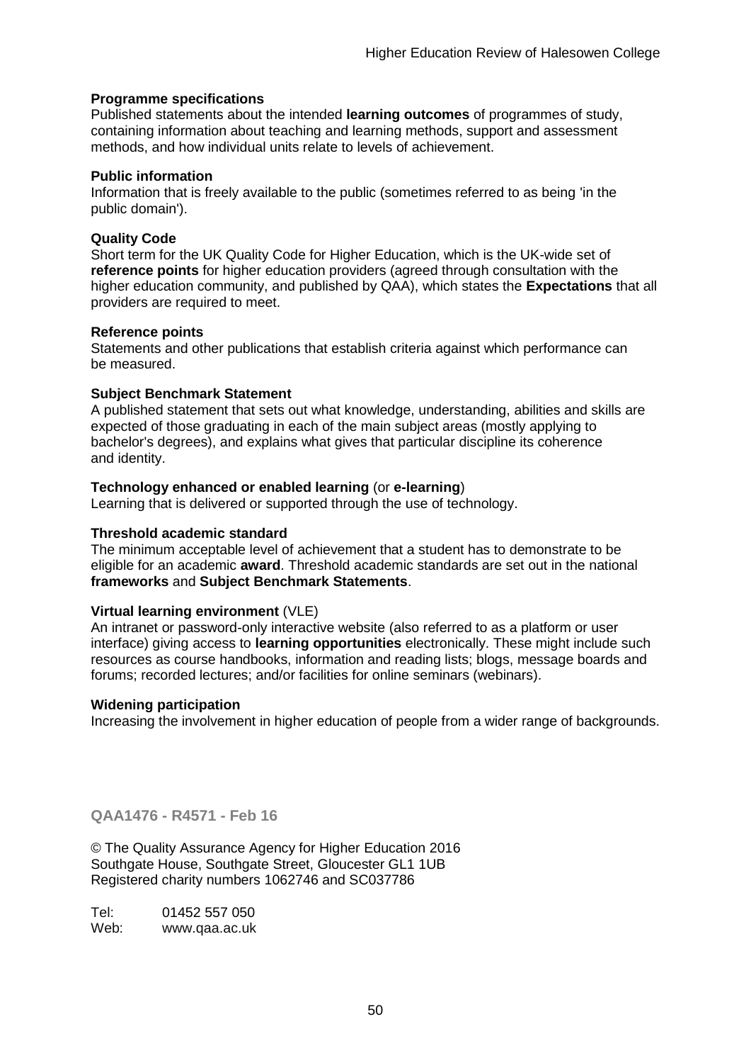**Programme specifications**
Published statements about the intended **learning outcomes** of programmes of study, containing information about teaching and learning methods, support and assessment methods, and how individual units relate to levels of achievement.

**Public information**
Information that is freely available to the public (sometimes referred to as being 'in the public domain').

**Quality Code**
Short term for the UK Quality Code for Higher Education, which is the UK-wide set of **reference points** for higher education providers (agreed through consultation with the higher education community, and published by QAA), which states the **Expectations** that all providers are required to meet.

**Reference points**
Statements and other publications that establish criteria against which performance can be measured.

**Subject Benchmark Statement**
A published statement that sets out what knowledge, understanding, abilities and skills are expected of those graduating in each of the main subject areas (mostly applying to bachelor's degrees), and explains what gives that particular discipline its coherence and identity.

**Technology enhanced or enabled learning** (or **e-learning**)
Learning that is delivered or supported through the use of technology.

**Threshold academic standard**
The minimum acceptable level of achievement that a student has to demonstrate to be eligible for an academic **award**. Threshold academic standards are set out in the national **frameworks** and **Subject Benchmark Statements**.

**Virtual learning environment** (VLE)
An intranet or password-only interactive website (also referred to as a platform or user interface) giving access to **learning opportunities** electronically. These might include such resources as course handbooks, information and reading lists; blogs, message boards and forums; recorded lectures; and/or facilities for online seminars (webinars).

**Widening participation**
Increasing the involvement in higher education of people from a wider range of backgrounds.

**QAA1476 - R4571 - Feb 16**

© The Quality Assurance Agency for Higher Education 2016
Southgate House, Southgate Street, Gloucester GL1 1UB
Registered charity numbers 1062746 and SC037786

Tel: 01452 557 050
Web: www.qaa.ac.uk